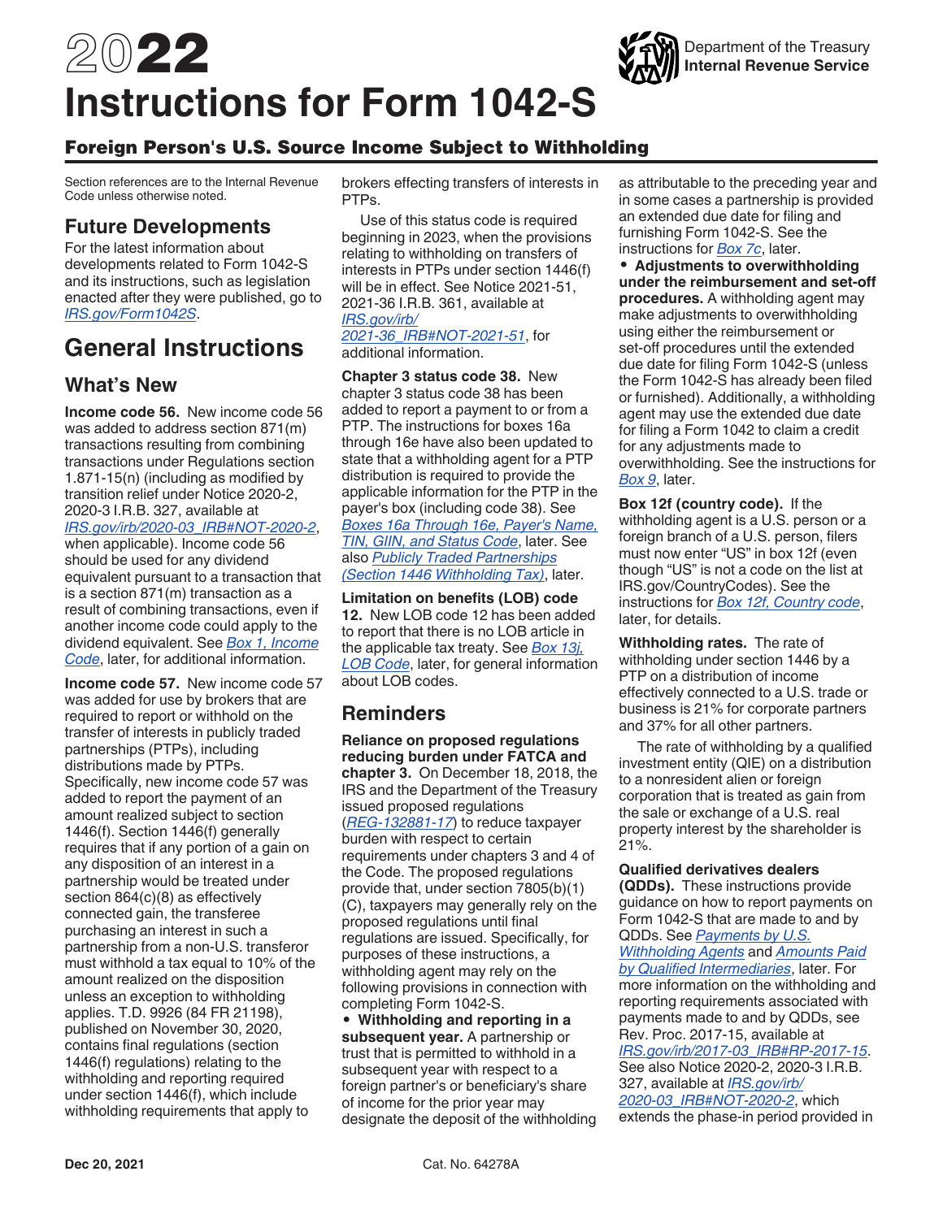# 2022 Instructions for Form 1042-S

Department of the Treasury
**Internal Revenue Service**

## Foreign Person's U.S. Source Income Subject to Withholding

Section references are to the Internal Revenue Code unless otherwise noted.

## Future Developments

For the latest information about developments related to Form 1042-S and its instructions, such as legislation enacted after they were published, go to *IRS.gov/Form1042S*.

# General Instructions

## What's New

**Income code 56.** New income code 56 was added to address section 871(m) transactions resulting from combining transactions under Regulations section 1.871-15(n) (including as modified by transition relief under Notice 2020-2, 2020-3 I.R.B. 327, available at *IRS.gov/irb/2020-03_IRB#NOT-2020-2*, when applicable). Income code 56 should be used for any dividend equivalent pursuant to a transaction that is a section 871(m) transaction as a result of combining transactions, even if another income code could apply to the dividend equivalent. See *Box 1, Income Code*, later, for additional information.

**Income code 57.** New income code 57 was added for use by brokers that are required to report or withhold on the transfer of interests in publicly traded partnerships (PTPs), including distributions made by PTPs. Specifically, new income code 57 was added to report the payment of an amount realized subject to section 1446(f). Section 1446(f) generally requires that if any portion of a gain on any disposition of an interest in a partnership would be treated under section 864(c)(8) as effectively connected gain, the transferee purchasing an interest in such a partnership from a non-U.S. transferor must withhold a tax equal to 10% of the amount realized on the disposition unless an exception to withholding applies. T.D. 9926 (84 FR 21198), published on November 30, 2020, contains final regulations (section 1446(f) regulations) relating to the withholding and reporting required under section 1446(f), which include withholding requirements that apply to brokers effecting transfers of interests in PTPs.

Use of this status code is required beginning in 2023, when the provisions relating to withholding on transfers of interests in PTPs under section 1446(f) will be in effect. See Notice 2021-51, 2021-36 I.R.B. 361, available at *IRS.gov/irb/2021-36_IRB#NOT-2021-51*, for additional information.

**Chapter 3 status code 38.** New chapter 3 status code 38 has been added to report a payment to or from a PTP. The instructions for boxes 16a through 16e have also been updated to state that a withholding agent to a PTP distribution is required to provide the applicable information for the PTP in the payer's box (including code 38). See *Boxes 16a Through 16e, Payer's Name, TIN, GIIN, and Status Code*, later. See also *Publicly Traded Partnerships (Section 1446 Withholding Tax)*, later.

**Limitation on benefits (LOB) code 12.** New LOB code 12 has been added to report that there is no LOB article in the applicable tax treaty. See *Box 13j, LOB Code*, later, for general information about LOB codes.

## Reminders

**Reliance on proposed regulations reducing burden under FATCA and chapter 3.** On December 18, 2018, the IRS and the Department of the Treasury issued proposed regulations (*REG-132881-17*) to reduce taxpayer burden with respect to certain requirements under chapters 3 and 4 of the Code. The proposed regulations provide that, under section 7805(b)(1)(C), taxpayers may generally rely on the proposed regulations until final regulations are issued. Specifically, for purposes of these instructions, a withholding agent may rely on the following provisions in connection with completing Form 1042-S.

- **Withholding and reporting in a subsequent year.** A partnership or trust that is permitted to withhold in a subsequent year with respect to a foreign partner's or beneficiary's share of income for the prior year may designate the deposit of the withholding as attributable to the preceding year and in some cases a partnership is provided an extended due date for filing and furnishing Form 1042-S. See the instructions for *Box 7c*, later.
- **Adjustments to overwithholding under the reimbursement and set-off procedures.** A withholding agent may make adjustments to overwithholding using either the reimbursement or set-off procedures until the extended due date for filing Form 1042-S (unless the Form 1042-S has already been filed or furnished). Additionally, a withholding agent may use the extended due date for filing a Form 1042 to claim a credit for any adjustments made to overwithholding. See the instructions for *Box 9*, later.

**Box 12f (country code).** If the withholding agent is a U.S. person or a foreign branch of a U.S. person, filers must now enter "US" in box 12f (even though "US" is not a code on the list at IRS.gov/CountryCodes). See the instructions for *Box 12f, Country code*, later, for details.

**Withholding rates.** The rate of withholding under section 1446 by a PTP on a distribution of income effectively connected to a U.S. trade or business is 21% for corporate partners and 37% for all other partners.

The rate of withholding by a qualified investment entity (QIE) on a distribution to a nonresident alien or foreign corporation that is treated as gain from the sale or exchange of a U.S. real property interest by the shareholder is 21%.

**Qualified derivatives dealers (QDDs).** These instructions provide guidance on how to report payments on Form 1042-S that are made to and by QDDs. See *Payments by U.S. Withholding Agents* and *Amounts Paid by Qualified Intermediaries*, later. For more information on the withholding and reporting requirements associated with payments made to and by QDDs, see Rev. Proc. 2017-15, available at *IRS.gov/irb/2017-03_IRB#RP-2017-15*. See also Notice 2020-2, 2020-3 I.R.B. 327, available at *IRS.gov/irb/2020-03_IRB#NOT-2020-2*, which extends the phase-in period provided in

Dec 20, 2021 Cat. No. 64278A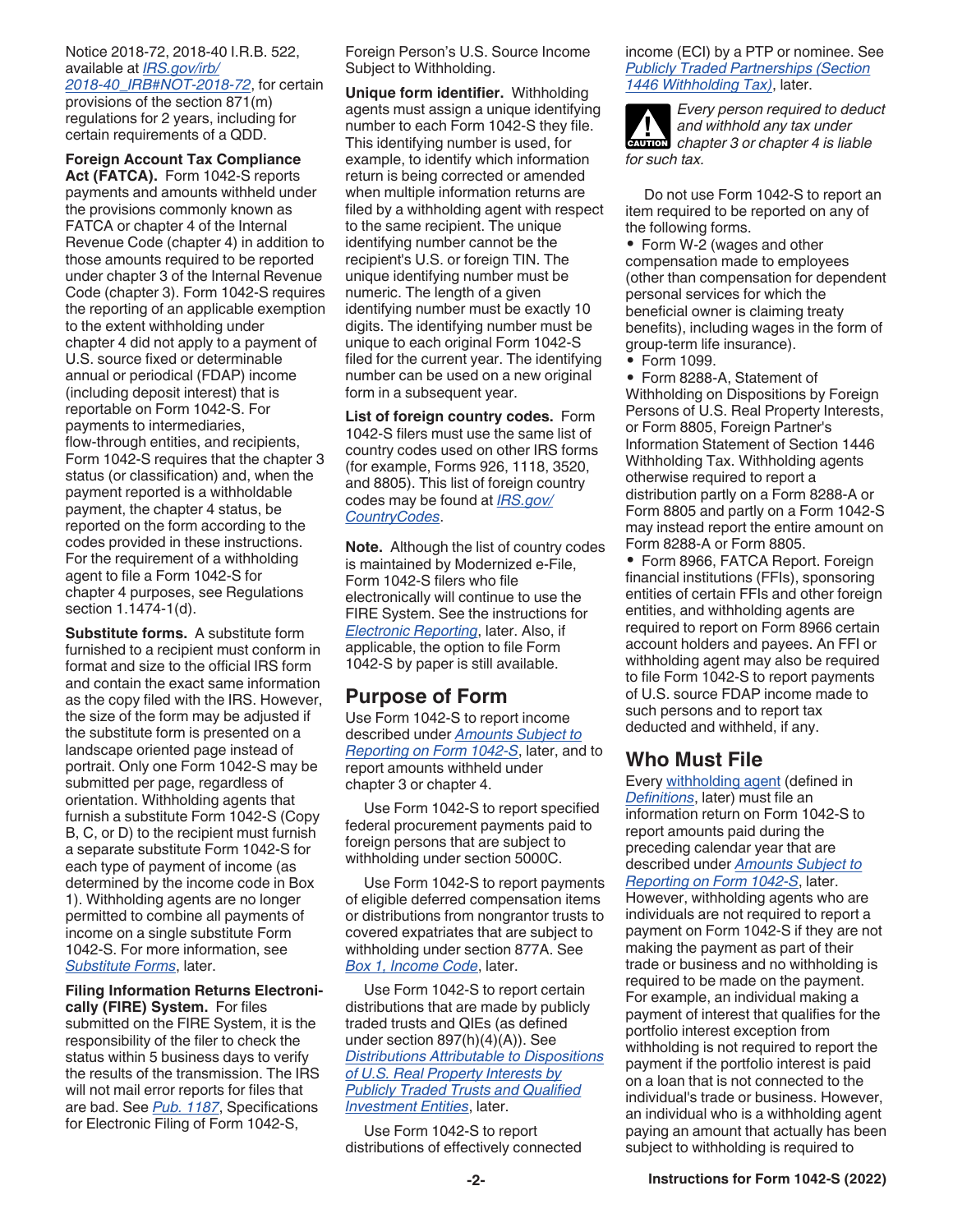Notice 2018-72, 2018-40 I.R.B. 522, available at *IRS.gov/irb/2018-40_IRB#NOT-2018-72*, for certain provisions of the section 871(m) regulations for 2 years, including for certain requirements of a QDD.

**Foreign Account Tax Compliance Act (FATCA).** Form 1042-S reports payments and amounts withheld under the provisions commonly known as FATCA or chapter 4 of the Internal Revenue Code (chapter 4) in addition to those amounts required to be reported under chapter 3 of the Internal Revenue Code (chapter 3). Form 1042-S requires the reporting of an applicable exemption to the extent withholding under chapter 4 did not apply to a payment of U.S. source fixed or determinable annual or periodical (FDAP) income (including deposit interest) that is reportable on Form 1042-S. For payments to intermediaries, flow-through entities, and recipients, Form 1042-S requires that the chapter 3 status (or classification) and, when the payment reported is a withholdable payment, the chapter 4 status, be reported on the form according to the codes provided in these instructions. For the requirement of a withholding agent to file a Form 1042-S for chapter 4 purposes, see Regulations section 1.1474-1(d).

**Substitute forms.** A substitute form furnished to a recipient must conform in format and size to the official IRS form and contain the exact same information as the copy filed with the IRS. However, the size of the form may be adjusted if the substitute form is presented on a landscape oriented page instead of portrait. Only one Form 1042-S may be submitted per page, regardless of orientation. Withholding agents that furnish a substitute Form 1042-S (Copy B, C, or D) to the recipient must furnish a separate substitute Form 1042-S for each type of payment of income (as determined by the income code in Box 1). Withholding agents are no longer permitted to combine all payments of income on a single substitute Form 1042-S. For more information, see *Substitute Forms*, later.

**Filing Information Returns Electronically (FIRE) System.** For files submitted on the FIRE System, it is the responsibility of the filer to check the status within 5 business days to verify the results of the transmission. The IRS will not mail error reports for files that are bad. See *Pub. 1187*, Specifications for Electronic Filing of Form 1042-S, Foreign Person's U.S. Source Income Subject to Withholding.

**Unique form identifier.** Withholding agents must assign a unique identifying number to each Form 1042-S they file. This identifying number is used, for example, to identify which information return is being corrected or amended when multiple information returns are filed by a withholding agent with respect to the same recipient. The unique identifying number cannot be the recipient's U.S. or foreign TIN. The unique identifying number must be numeric. The length of a given identifying number must be exactly 10 digits. The identifying number must be unique to each original Form 1042-S filed for the current year. The identifying number can be used on a new original form in a subsequent year.

**List of foreign country codes.** Form 1042-S filers must use the same list of country codes used on other IRS forms (for example, Forms 926, 1118, 3520, and 8805). This list of foreign country codes may be found at *IRS.gov/CountryCodes*.

**Note.** Although the list of country codes is maintained by Modernized e-File, Form 1042-S filers who file electronically will continue to use the FIRE System. See the instructions for *Electronic Reporting*, later. Also, if applicable, the option to file Form 1042-S by paper is still available.

## Purpose of Form

Use Form 1042-S to report income described under *Amounts Subject to Reporting on Form 1042-S*, later, and to report amounts withheld under chapter 3 or chapter 4.

Use Form 1042-S to report specified federal procurement payments paid to foreign persons that are subject to withholding under section 5000C.

Use Form 1042-S to report payments of eligible deferred compensation items or distributions from nongrantor trusts to covered expatriates that are subject to withholding under section 877A. See *Box 1, Income Code*, later.

Use Form 1042-S to report certain distributions that are made by publicly traded trusts and QIEs (as defined under section 897(h)(4)(A)). See *Distributions Attributable to Dispositions of U.S. Real Property Interests by Publicly Traded Trusts and Qualified Investment Entities*, later.

Use Form 1042-S to report distributions of effectively connected income (ECI) by a PTP or nominee. See *Publicly Traded Partnerships (Section 1446 Withholding Tax)*, later.

**CAUTION:** *Every person required to deduct and withhold any tax under chapter 3 or chapter 4 is liable for such tax.*

Do not use Form 1042-S to report an item required to be reported on any of the following forms.

- Form W-2 (wages and other compensation made to employees (other than compensation for dependent personal services for which the beneficial owner is claiming treaty benefits), including wages in the form of group-term life insurance).
- Form 1099.
- Form 8288-A, Statement of Withholding on Dispositions by Foreign Persons of U.S. Real Property Interests, or Form 8805, Foreign Partner's Information Statement of Section 1446 Withholding Tax. Withholding agents otherwise required to report a distribution partly on a Form 8288-A or Form 8805 and partly on a Form 1042-S may instead report the entire amount on Form 8288-A or Form 8805.
- Form 8966, FATCA Report. Foreign financial institutions (FFIs), sponsoring entities of certain FFIs and other foreign entities, and withholding agents are required to report on Form 8966 certain account holders and payees. An FFI or withholding agent may also be required to file Form 1042-S to report payments of U.S. source FDAP income made to such persons and to report tax deducted and withheld, if any.

## Who Must File

Every withholding agent (defined in *Definitions*, later) must file an information return on Form 1042-S to report amounts paid during the preceding calendar year that are described under *Amounts Subject to Reporting on Form 1042-S*, later. However, withholding agents who are individuals are not required to report a payment on Form 1042-S if they are not making the payment as part of their trade or business and no withholding is required to be made on the payment. For example, an individual making a payment of interest that qualifies for the portfolio interest exception from withholding is not required to report the payment if the portfolio interest is paid on a loan that is not connected to the individual's trade or business. However, an individual who is a withholding agent paying an amount that actually has been subject to withholding is required to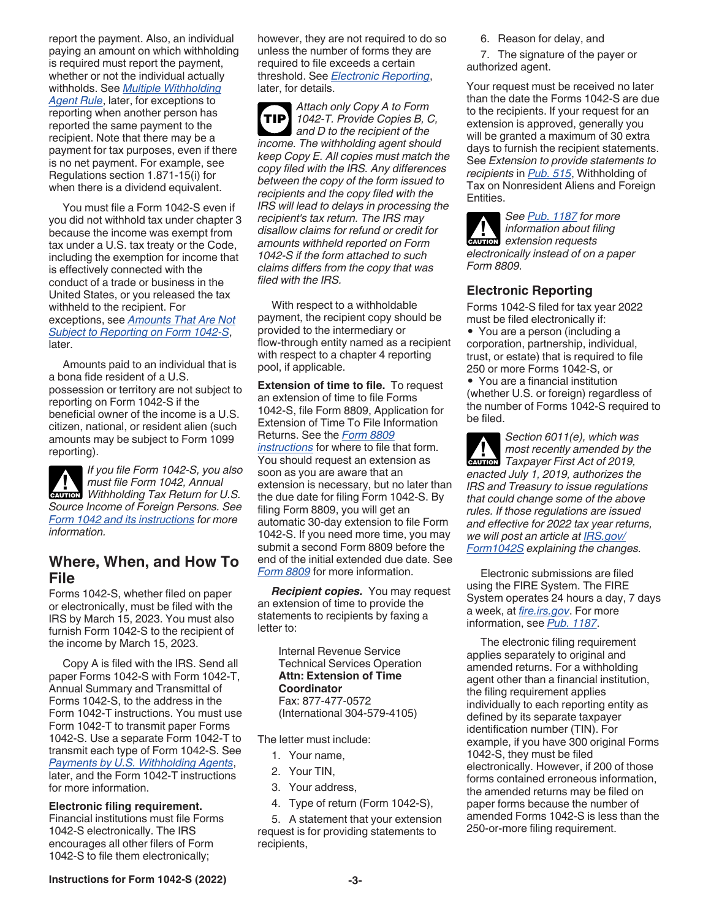report the payment. Also, an individual paying an amount on which withholding is required must report the payment, whether or not the individual actually withholds. See *Multiple Withholding Agent Rule*, later, for exceptions to reporting when another person has reported the same payment to the recipient. Note that there may be a payment for tax purposes, even if there is no net payment. For example, see Regulations section 1.871-15(i) for when there is a dividend equivalent.

You must file a Form 1042-S even if you did not withhold tax under chapter 3 because the income was exempt from tax under a U.S. tax treaty or the Code, including the exemption for income that is effectively connected with the conduct of a trade or business in the United States, or you released the tax withheld to the recipient. For exceptions, see *Amounts That Are Not Subject to Reporting on Form 1042-S*, later.

Amounts paid to an individual that is a bona fide resident of a U.S. possession or territory are not subject to reporting on Form 1042-S if the beneficial owner of the income is a U.S. citizen, national, or resident alien (such amounts may be subject to Form 1099 reporting).

**CAUTION** *If you file Form 1042-S, you also must file Form 1042, Annual Withholding Tax Return for U.S. Source Income of Foreign Persons. See Form 1042 and its instructions for more information.*

## Where, When, and How To File

Forms 1042-S, whether filed on paper or electronically, must be filed with the IRS by March 15, 2023. You must also furnish Form 1042-S to the recipient of the income by March 15, 2023.

Copy A is filed with the IRS. Send all paper Forms 1042-S with Form 1042-T, Annual Summary and Transmittal of Forms 1042-S, to the address in the Form 1042-T instructions. You must use Form 1042-T to transmit paper Forms 1042-S. Use a separate Form 1042-T to transmit each type of Form 1042-S. See *Payments by U.S. Withholding Agents*, later, and the Form 1042-T instructions for more information.

**Electronic filing requirement.** Financial institutions must file Forms 1042-S electronically. The IRS encourages all other filers of Form 1042-S to file them electronically; however, they are not required to do so unless the number of forms they are required to file exceeds a certain threshold. See *Electronic Reporting*, later, for details.

**TIP** *Attach only Copy A to Form 1042-T. Provide Copies B, C, and D to the recipient of the income. The withholding agent should keep Copy E. All copies must match the copy filed with the IRS. Any differences between the copy of the form issued to recipients and the copy filed with the IRS will lead to delays in processing the recipient's tax return. The IRS may disallow claims for refund or credit for amounts withheld reported on Form 1042-S if the form attached to such claims differs from the copy that was filed with the IRS.*

With respect to a withholdable payment, the recipient copy should be provided to the intermediary or flow-through entity named as a recipient with respect to a chapter 4 reporting pool, if applicable.

**Extension of time to file.** To request an extension of time to file Forms 1042-S, file Form 8809, Application for Extension of Time To File Information Returns. See the *Form 8809 instructions* for where to file that form. You should request an extension as soon as you are aware that an extension is necessary, but no later than the due date for filing Form 1042-S. By filing Form 8809, you will get an automatic 30-day extension to file Form 1042-S. If you need more time, you may submit a second Form 8809 before the end of the initial extended due date. See *Form 8809* for more information.

***Recipient copies.*** You may request an extension of time to provide the statements to recipients by faxing a letter to:

Internal Revenue Service
Technical Services Operation
**Attn: Extension of Time Coordinator**
Fax: 877-477-0572
(International 304-579-4105)

The letter must include:

1. Your name,
2. Your TIN,
3. Your address,
4. Type of return (Form 1042-S),
5. A statement that your extension request is for providing statements to recipients,
6. Reason for delay, and
7. The signature of the payer or authorized agent.

Your request must be received no later than the date the Forms 1042-S are due to the recipients. If your request for an extension is approved, generally you will be granted a maximum of 30 extra days to furnish the recipient statements. See *Extension to provide statements to recipients* in *Pub. 515*, Withholding of Tax on Nonresident Aliens and Foreign Entities.

**CAUTION** *See Pub. 1187 for more information about filing extension requests electronically instead of on a paper Form 8809.*

### Electronic Reporting

Forms 1042-S filed for tax year 2022 must be filed electronically if:

- You are a person (including a corporation, partnership, individual, trust, or estate) that is required to file 250 or more Forms 1042-S, or
- You are a financial institution (whether U.S. or foreign) regardless of the number of Forms 1042-S required to be filed.

**CAUTION** *Section 6011(e), which was most recently amended by the Taxpayer First Act of 2019, enacted July 1, 2019, authorizes the IRS and Treasury to issue regulations that could change some of the above rules. If those regulations are issued and effective for 2022 tax year returns, we will post an article at IRS.gov/Form1042S explaining the changes.*

Electronic submissions are filed using the FIRE System. The FIRE System operates 24 hours a day, 7 days a week, at *fire.irs.gov*. For more information, see *Pub. 1187*.

The electronic filing requirement applies separately to original and amended returns. For a withholding agent other than a financial institution, the filing requirement applies individually to each reporting entity as defined by its separate taxpayer identification number (TIN). For example, if you have 300 original Forms 1042-S, they must be filed electronically. However, if 200 of those forms contained erroneous information, the amended returns may be filed on paper forms because the number of amended Forms 1042-S is less than the 250-or-more filing requirement.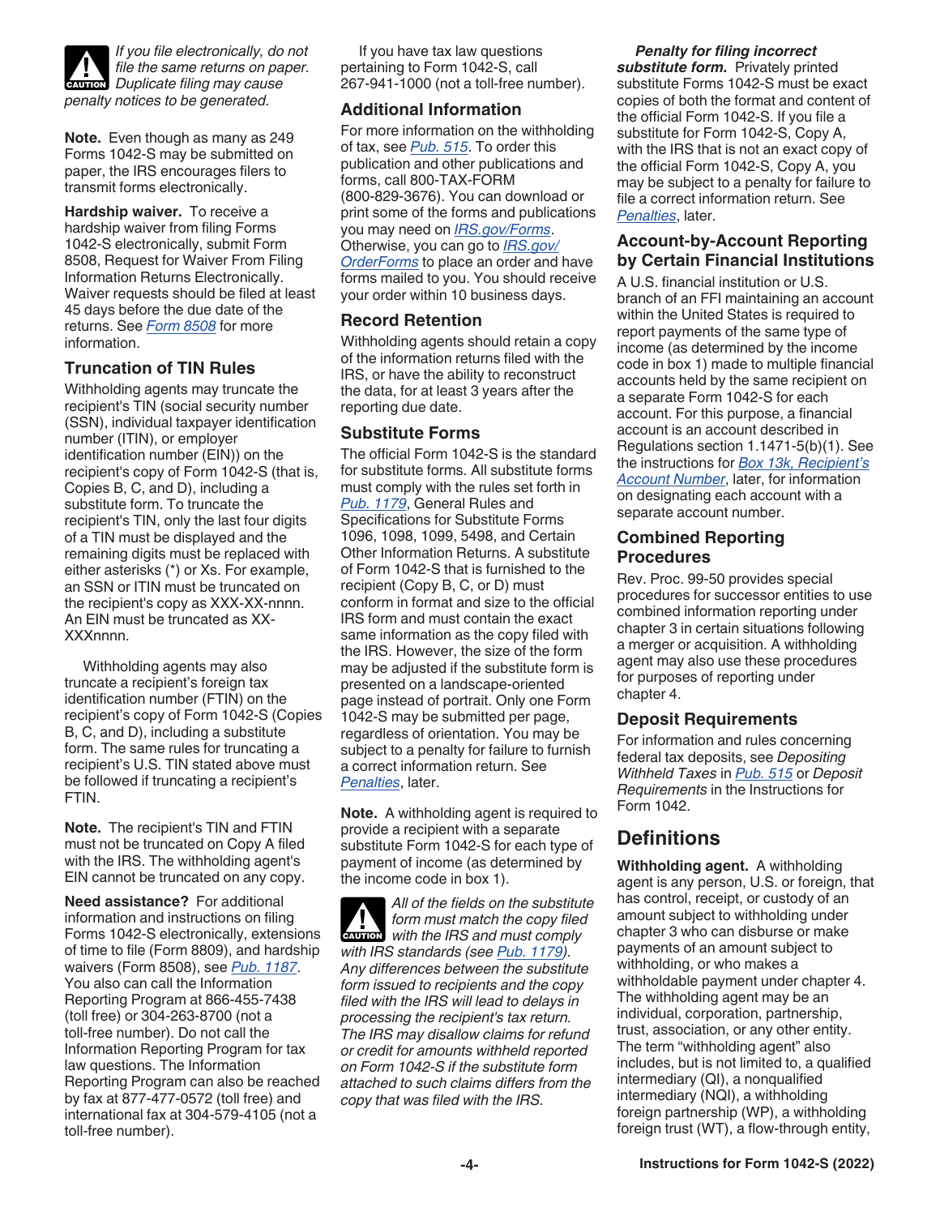*CAUTION: If you file electronically, do not file the same returns on paper. Duplicate filing may cause penalty notices to be generated.*

**Note.** Even though as many as 249 Forms 1042-S may be submitted on paper, the IRS encourages filers to transmit forms electronically.

**Hardship waiver.** To receive a hardship waiver from filing Forms 1042-S electronically, submit Form 8508, Request for Waiver From Filing Information Returns Electronically. Waiver requests should be filed at least 45 days before the due date of the returns. See Form 8508 for more information.

### Truncation of TIN Rules

Withholding agents may truncate the recipient's TIN (social security number (SSN), individual taxpayer identification number (ITIN), or employer identification number (EIN)) on the recipient's copy of Form 1042-S (that is, Copies B, C, and D), including a substitute form. To truncate the recipient's TIN, only the last four digits of a TIN must be displayed and the remaining digits must be replaced with either asterisks (*) or Xs. For example, an SSN or ITIN must be truncated on the recipient's copy as XXX-XX-nnnn. An EIN must be truncated as XX-XXXnnnn.

Withholding agents may also truncate a recipient's foreign tax identification number (FTIN) on the recipient's copy of Form 1042-S (Copies B, C, and D), including a substitute form. The same rules for truncating a recipient's U.S. TIN stated above must be followed if truncating a recipient's FTIN.

**Note.** The recipient's TIN and FTIN must not be truncated on Copy A filed with the IRS. The withholding agent's EIN cannot be truncated on any copy.

**Need assistance?** For additional information and instructions on filing Forms 1042-S electronically, extensions of time to file (Form 8809), and hardship waivers (Form 8508), see Pub. 1187. You also can call the Information Reporting Program at 866-455-7438 (toll free) or 304-263-8700 (not a toll-free number). Do not call the Information Reporting Program for tax law questions. The Information Reporting Program can also be reached by fax at 877-477-0572 (toll free) and international fax at 304-579-4105 (not a toll-free number).

If you have tax law questions pertaining to Form 1042-S, call 267-941-1000 (not a toll-free number).

### Additional Information

For more information on the withholding of tax, see Pub. 515. To order this publication and other publications and forms, call 800-TAX-FORM (800-829-3676). You can download or print some of the forms and publications you may need on IRS.gov/Forms. Otherwise, you can go to IRS.gov/OrderForms to place an order and have forms mailed to you. You should receive your order within 10 business days.

### Record Retention

Withholding agents should retain a copy of the information returns filed with the IRS, or have the ability to reconstruct the data, for at least 3 years after the reporting due date.

### Substitute Forms

The official Form 1042-S is the standard for substitute forms. All substitute forms must comply with the rules set forth in Pub. 1179, General Rules and Specifications for Substitute Forms 1096, 1098, 1099, 5498, and Certain Other Information Returns. A substitute of Form 1042-S that is furnished to the recipient (Copy B, C, or D) must conform in format and size to the official IRS form and must contain the exact same information as the copy filed with the IRS. However, the size of the form may be adjusted if the substitute form is presented on a landscape-oriented page instead of portrait. Only one Form 1042-S may be submitted per page, regardless of orientation. You may be subject to a penalty for failure to furnish a correct information return. See Penalties, later.

**Note.** A withholding agent is required to provide a recipient with a separate substitute Form 1042-S for each type of payment of income (as determined by the income code in box 1).

*CAUTION: All of the fields on the substitute form must match the copy filed with the IRS and must comply with IRS standards (see Pub. 1179). Any differences between the substitute form issued to recipients and the copy filed with the IRS will lead to delays in processing the recipient's tax return. The IRS may disallow claims for refund or credit for amounts withheld reported on Form 1042-S if the substitute form attached to such claims differs from the copy that was filed with the IRS.*

***Penalty for filing incorrect substitute form.*** Privately printed substitute Forms 1042-S must be exact copies of both the format and content of the official Form 1042-S. If you file a substitute for Form 1042-S, Copy A, with the IRS that is not an exact copy of the official Form 1042-S, Copy A, you may be subject to a penalty for failure to file a correct information return. See Penalties, later.

### Account-by-Account Reporting by Certain Financial Institutions

A U.S. financial institution or U.S. branch of an FFI maintaining an account within the United States is required to report payments of the same type of income (as determined by the income code in box 1) made to multiple financial accounts held by the same recipient on a separate Form 1042-S for each account. For this purpose, a financial account is an account described in Regulations section 1.1471-5(b)(1). See the instructions for Box 13k, Recipient's Account Number, later, for information on designating each account with a separate account number.

### Combined Reporting Procedures

Rev. Proc. 99-50 provides special procedures for successor entities to use combined information reporting under chapter 3 in certain situations following a merger or acquisition. A withholding agent may also use these procedures for purposes of reporting under chapter 4.

### Deposit Requirements

For information and rules concerning federal tax deposits, see *Depositing Withheld Taxes* in Pub. 515 or *Deposit Requirements* in the Instructions for Form 1042.

## Definitions

**Withholding agent.** A withholding agent is any person, U.S. or foreign, that has control, receipt, or custody of an amount subject to withholding under chapter 3 who can disburse or make payments of an amount subject to withholding, or who makes a withholdable payment under chapter 4. The withholding agent may be an individual, corporation, partnership, trust, association, or any other entity. The term "withholding agent" also includes, but is not limited to, a qualified intermediary (QI), a nonqualified intermediary (NQI), a withholding foreign partnership (WP), a withholding foreign trust (WT), a flow-through entity,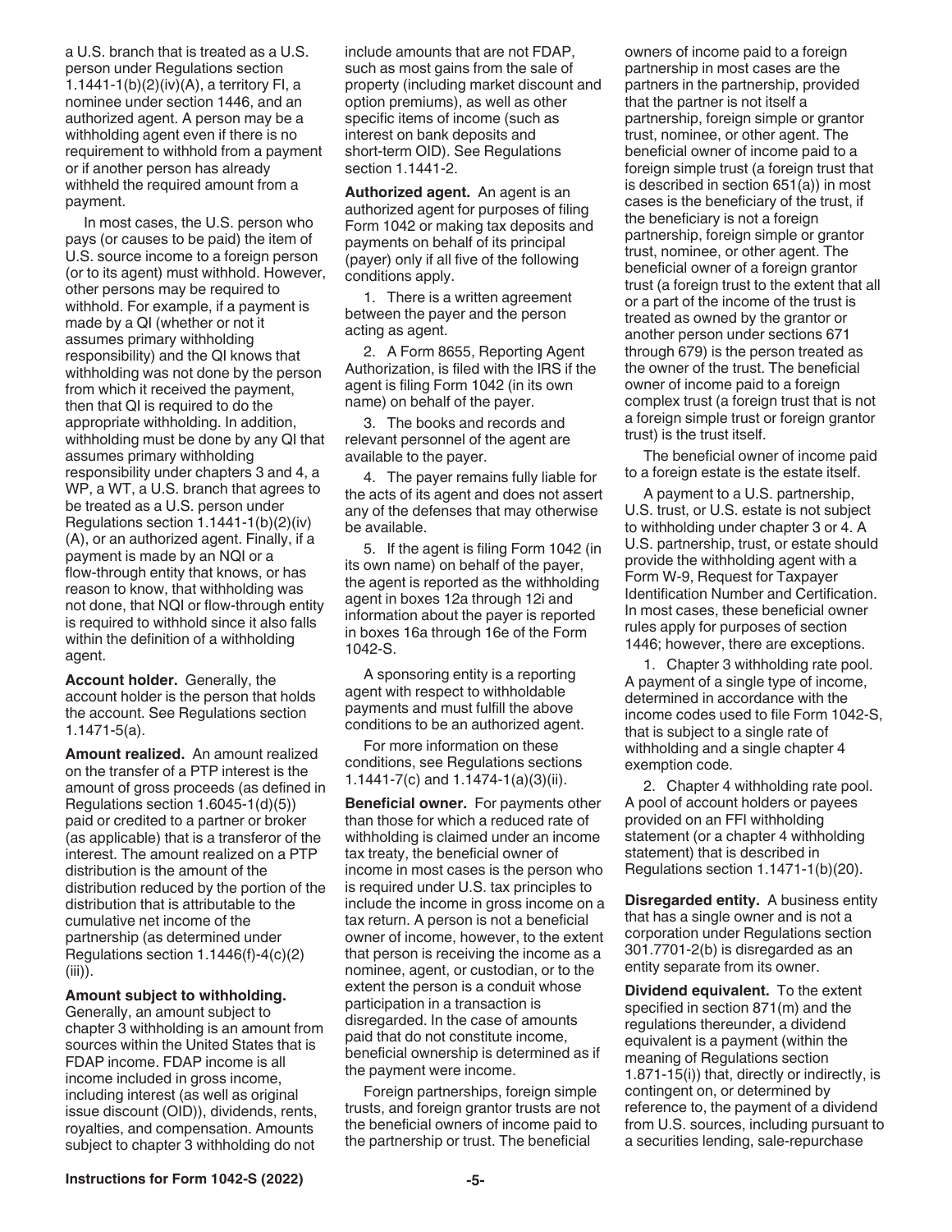a U.S. branch that is treated as a U.S. person under Regulations section 1.1441-1(b)(2)(iv)(A), a territory FI, a nominee under section 1446, and an authorized agent. A person may be a withholding agent even if there is no requirement to withhold from a payment or if another person has already withheld the required amount from a payment.

In most cases, the U.S. person who pays (or causes to be paid) the item of U.S. source income to a foreign person (or to its agent) must withhold. However, other persons may be required to withhold. For example, if a payment is made by a QI (whether or not it assumes primary withholding responsibility) and the QI knows that withholding was not done by the person from which it received the payment, then that QI is required to do the appropriate withholding. In addition, withholding must be done by any QI that assumes primary withholding responsibility under chapters 3 and 4, a WP, a WT, a U.S. branch that agrees to be treated as a U.S. person under Regulations section 1.1441-1(b)(2)(iv)(A), or an authorized agent. Finally, if a payment is made by an NQI or a flow-through entity that knows, or has reason to know, that withholding was not done, that NQI or flow-through entity is required to withhold since it also falls within the definition of a withholding agent.

**Account holder.** Generally, the account holder is the person that holds the account. See Regulations section 1.1471-5(a).

**Amount realized.** An amount realized on the transfer of a PTP interest is the amount of gross proceeds (as defined in Regulations section 1.6045-1(d)(5)) paid or credited to a partner or broker (as applicable) that is a transferor of the interest. The amount realized on a PTP distribution is the amount of the distribution reduced by the portion of the distribution that is attributable to the cumulative net income of the partnership (as determined under Regulations section 1.1446(f)-4(c)(2)(iii)).

**Amount subject to withholding.** Generally, an amount subject to chapter 3 withholding is an amount from sources within the United States that is FDAP income. FDAP income is all income included in gross income, including interest (as well as original issue discount (OID)), dividends, rents, royalties, and compensation. Amounts subject to chapter 3 withholding do not include amounts that are not FDAP, such as most gains from the sale of property (including market discount and option premiums), as well as other specific items of income (such as interest on bank deposits and short-term OID). See Regulations section 1.1441-2.

**Authorized agent.** An agent is an authorized agent for purposes of filing Form 1042 or making tax deposits and payments on behalf of its principal (payer) only if all five of the following conditions apply.

1. There is a written agreement between the payer and the person acting as agent.

2. A Form 8655, Reporting Agent Authorization, is filed with the IRS if the agent is filing Form 1042 (in its own name) on behalf of the payer.

3. The books and records and relevant personnel of the agent are available to the payer.

4. The payer remains fully liable for the acts of its agent and does not assert any of the defenses that may otherwise be available.

5. If the agent is filing Form 1042 (in its own name) on behalf of the payer, the agent is reported as the withholding agent in boxes 12a through 12i and information about the payer is reported in boxes 16a through 16e of the Form 1042-S.

A sponsoring entity is a reporting agent with respect to withholdable payments and must fulfill the above conditions to be an authorized agent.

For more information on these conditions, see Regulations sections 1.1441-7(c) and 1.1474-1(a)(3)(ii).

**Beneficial owner.** For payments other than those for which a reduced rate of withholding is claimed under an income tax treaty, the beneficial owner of income in most cases is the person who is required under U.S. tax principles to include the income in gross income on a tax return. A person is not a beneficial owner of income, however, to the extent that person is receiving the income as a nominee, agent, or custodian, or to the extent the person is a conduit whose participation in a transaction is disregarded. In the case of amounts paid that do not constitute income, beneficial ownership is determined as if the payment were income.

Foreign partnerships, foreign simple trusts, and foreign grantor trusts are not the beneficial owners of income paid to the partnership or trust. The beneficial owners of income paid to a foreign partnership in most cases are the partners in the partnership, provided that the partner is not itself a partnership, foreign simple or grantor trust, nominee, or other agent. The beneficial owner of income paid to a foreign simple trust (a foreign trust that is described in section 651(a)) in most cases is the beneficiary of the trust, if the beneficiary is not a foreign partnership, foreign simple or grantor trust, nominee, or other agent. The beneficial owner of a foreign grantor trust (a foreign trust to the extent that all or a part of the income of the trust is treated as owned by the grantor or another person under sections 671 through 679) is the person treated as the owner of the trust. The beneficial owner of income paid to a foreign complex trust (a foreign trust that is not a foreign simple trust or foreign grantor trust) is the trust itself.

The beneficial owner of income paid to a foreign estate is the estate itself.

A payment to a U.S. partnership, U.S. trust, or U.S. estate is not subject to withholding under chapter 3 or 4. A U.S. partnership, trust, or estate should provide the withholding agent with a Form W-9, Request for Taxpayer Identification Number and Certification. In most cases, these beneficial owner rules apply for purposes of section 1446; however, there are exceptions.

1. Chapter 3 withholding rate pool. A payment of a single type of income, determined in accordance with the income codes used to file Form 1042-S, that is subject to a single rate of withholding and a single chapter 4 exemption code.

2. Chapter 4 withholding rate pool. A pool of account holders or payees provided on an FFI withholding statement (or a chapter 4 withholding statement) that is described in Regulations section 1.1471-1(b)(20).

**Disregarded entity.** A business entity that has a single owner and is not a corporation under Regulations section 301.7701-2(b) is disregarded as an entity separate from its owner.

**Dividend equivalent.** To the extent specified in section 871(m) and the regulations thereunder, a dividend equivalent is a payment (within the meaning of Regulations section 1.871-15(i)) that, directly or indirectly, is contingent on, or determined by reference to, the payment of a dividend from U.S. sources, including pursuant to a securities lending, sale-repurchase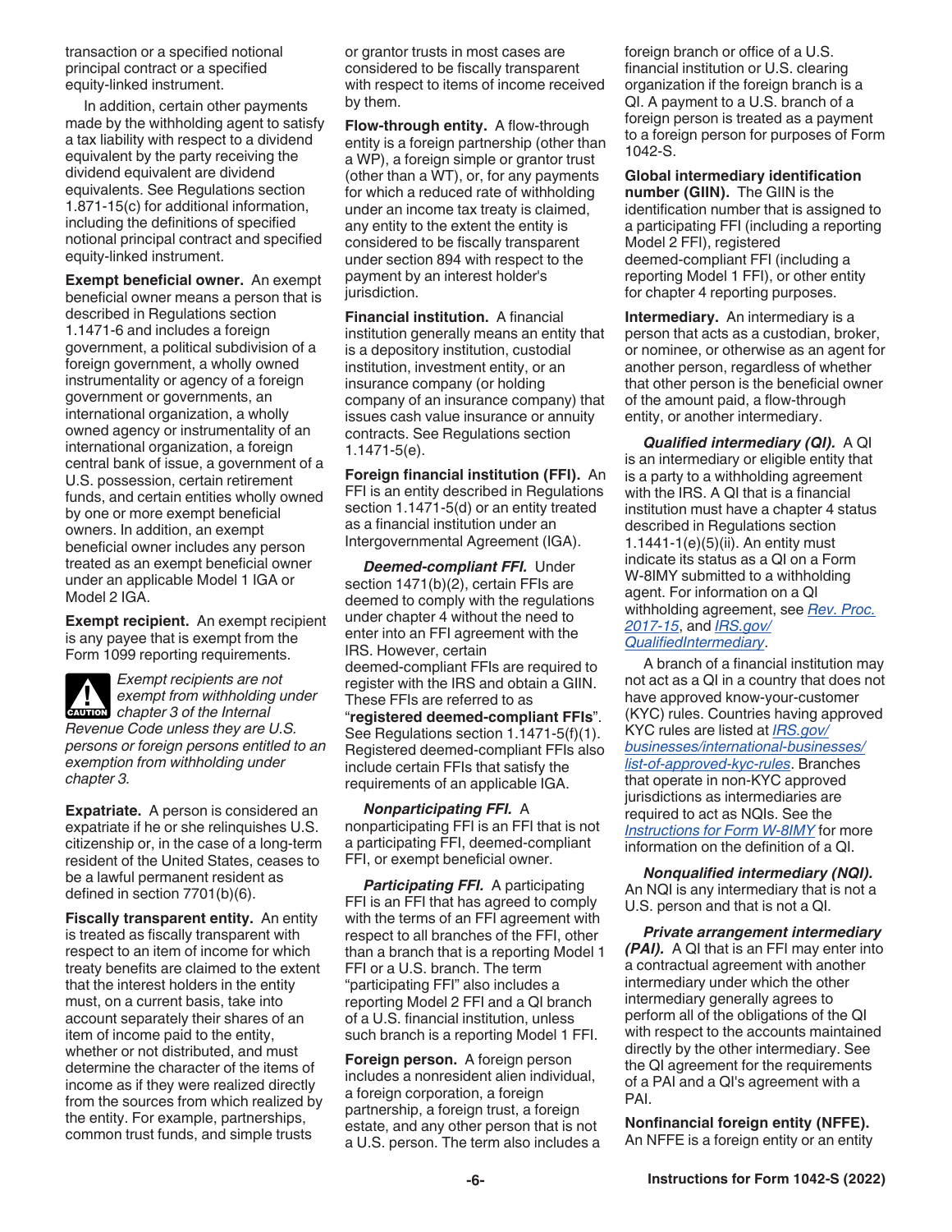transaction or a specified notional principal contract or a specified equity-linked instrument.

In addition, certain other payments made by the withholding agent to satisfy a tax liability with respect to a dividend equivalent by the party receiving the dividend equivalent are dividend equivalents. See Regulations section 1.871-15(c) for additional information, including the definitions of specified notional principal contract and specified equity-linked instrument.

**Exempt beneficial owner.** An exempt beneficial owner means a person that is described in Regulations section 1.1471-6 and includes a foreign government, a political subdivision of a foreign government, a wholly owned instrumentality or agency of a foreign government or governments, an international organization, a wholly owned agency or instrumentality of an international organization, a foreign central bank of issue, a government of a U.S. possession, certain retirement funds, and certain entities wholly owned by one or more exempt beneficial owners. In addition, an exempt beneficial owner includes any person treated as an exempt beneficial owner under an applicable Model 1 IGA or Model 2 IGA.

**Exempt recipient.** An exempt recipient is any payee that is exempt from the Form 1099 reporting requirements.

*Exempt recipients are not exempt from withholding under chapter 3 of the Internal Revenue Code unless they are U.S. persons or foreign persons entitled to an exemption from withholding under chapter 3.*

**Expatriate.** A person is considered an expatriate if he or she relinquishes U.S. citizenship or, in the case of a long-term resident of the United States, ceases to be a lawful permanent resident as defined in section 7701(b)(6).

**Fiscally transparent entity.** An entity is treated as fiscally transparent with respect to an item of income for which treaty benefits are claimed to the extent that the interest holders in the entity must, on a current basis, take into account separately their shares of an item of income paid to the entity, whether or not distributed, and must determine the character of the items of income as if they were realized directly from the sources from which realized by the entity. For example, partnerships, common trust funds, and simple trusts or grantor trusts in most cases are considered to be fiscally transparent with respect to items of income received by them.

**Flow-through entity.** A flow-through entity is a foreign partnership (other than a WP), a foreign simple or grantor trust (other than a WT), or, for any payments for which a reduced rate of withholding under an income tax treaty is claimed, any entity to the extent the entity is considered to be fiscally transparent under section 894 with respect to the payment by an interest holder's jurisdiction.

**Financial institution.** A financial institution generally means an entity that is a depository institution, custodial institution, investment entity, or an insurance company (or holding company of an insurance company) that issues cash value insurance or annuity contracts. See Regulations section 1.1471-5(e).

**Foreign financial institution (FFI).** An FFI is an entity described in Regulations section 1.1471-5(d) or an entity treated as a financial institution under an Intergovernmental Agreement (IGA).

***Deemed-compliant FFI.*** Under section 1471(b)(2), certain FFIs are deemed to comply with the regulations under chapter 4 without the need to enter into an FFI agreement with the IRS. However, certain deemed-compliant FFIs are required to register with the IRS and obtain a GIIN. These FFIs are referred to as "**registered deemed-compliant FFIs**". See Regulations section 1.1471-5(f)(1). Registered deemed-compliant FFIs also include certain FFIs that satisfy the requirements of an applicable IGA.

***Nonparticipating FFI.*** A nonparticipating FFI is an FFI that is not a participating FFI, deemed-compliant FFI, or exempt beneficial owner.

***Participating FFI.*** A participating FFI is an FFI that has agreed to comply with the terms of an FFI agreement with respect to all branches of the FFI, other than a branch that is a reporting Model 1 FFI or a U.S. branch. The term "participating FFI" also includes a reporting Model 2 FFI and a QI branch of a U.S. financial institution, unless such branch is a reporting Model 1 FFI.

**Foreign person.** A foreign person includes a nonresident alien individual, a foreign corporation, a foreign partnership, a foreign trust, a foreign estate, and any other person that is not a U.S. person. The term also includes a foreign branch or office of a U.S. financial institution or U.S. clearing organization if the foreign branch is a QI. A payment to a U.S. branch of a foreign person is treated as a payment to a foreign person for purposes of Form 1042-S.

**Global intermediary identification number (GIIN).** The GIIN is the identification number that is assigned to a participating FFI (including a reporting Model 2 FFI), registered deemed-compliant FFI (including a reporting Model 1 FFI), or other entity for chapter 4 reporting purposes.

**Intermediary.** An intermediary is a person that acts as a custodian, broker, or nominee, or otherwise as an agent for another person, regardless of whether that other person is the beneficial owner of the amount paid, a flow-through entity, or another intermediary.

***Qualified intermediary (QI).*** A QI is an intermediary or eligible entity that is a party to a withholding agreement with the IRS. A QI that is a financial institution must have a chapter 4 status described in Regulations section 1.1441-1(e)(5)(ii). An entity must indicate its status as a QI on a Form W-8IMY submitted to a withholding agent. For information on a QI withholding agreement, see Rev. Proc. 2017-15, and IRS.gov/QualifiedIntermediary.

A branch of a financial institution may not act as a QI in a country that does not have approved know-your-customer (KYC) rules. Countries having approved KYC rules are listed at IRS.gov/businesses/international-businesses/list-of-approved-kyc-rules. Branches that operate in non-KYC approved jurisdictions as intermediaries are required to act as NQIs. See the Instructions for Form W-8IMY for more information on the definition of a QI.

***Nonqualified intermediary (NQI).*** An NQI is any intermediary that is not a U.S. person and that is not a QI.

***Private arrangement intermediary (PAI).*** A QI that is an FFI may enter into a contractual agreement with another intermediary under which the other intermediary generally agrees to perform all of the obligations of the QI with respect to the accounts maintained directly by the other intermediary. See the QI agreement for the requirements of a PAI and a QI's agreement with a PAI.

**Nonfinancial foreign entity (NFFE).** An NFFE is a foreign entity or an entity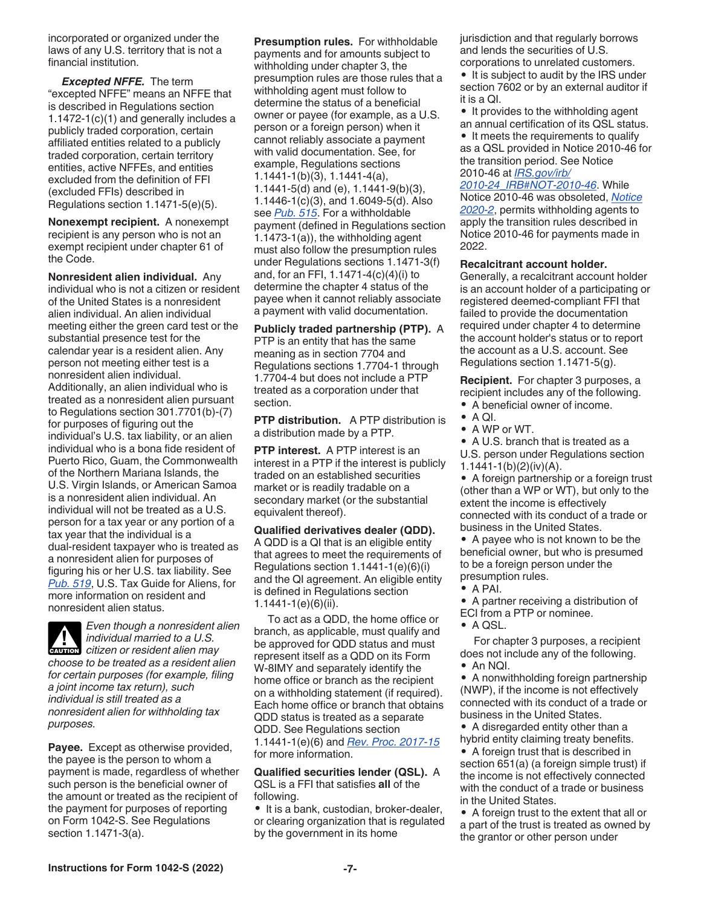incorporated or organized under the laws of any U.S. territory that is not a financial institution.

***Excepted NFFE.*** The term "excepted NFFE" means an NFFE that is described in Regulations section 1.1472-1(c)(1) and generally includes a publicly traded corporation, certain affiliated entities related to a publicly traded corporation, certain territory entities, active NFFEs, and entities excluded from the definition of FFI (excluded FFIs) described in Regulations section 1.1471-5(e)(5).

**Nonexempt recipient.** A nonexempt recipient is any person who is not an exempt recipient under chapter 61 of the Code.

**Nonresident alien individual.** Any individual who is not a citizen or resident of the United States is a nonresident alien individual. An alien individual meeting either the green card test or the substantial presence test for the calendar year is a resident alien. Any person not meeting either test is a nonresident alien individual. Additionally, an alien individual who is treated as a nonresident alien pursuant to Regulations section 301.7701(b)-(7) for purposes of figuring out the individual's U.S. tax liability, or an alien individual who is a bona fide resident of Puerto Rico, Guam, the Commonwealth of the Northern Mariana Islands, the U.S. Virgin Islands, or American Samoa is a nonresident alien individual. An individual will not be treated as a U.S. person for a tax year or any portion of a tax year that the individual is a dual-resident taxpayer who is treated as a nonresident alien for purposes of figuring his or her U.S. tax liability. See Pub. 519, U.S. Tax Guide for Aliens, for more information on resident and nonresident alien status.

**CAUTION** *Even though a nonresident alien individual married to a U.S. citizen or resident alien may choose to be treated as a resident alien for certain purposes (for example, filing a joint income tax return), such individual is still treated as a nonresident alien for withholding tax purposes.*

**Payee.** Except as otherwise provided, the payee is the person to whom a payment is made, regardless of whether such person is the beneficial owner of the amount or treated as the recipient of the payment for purposes of reporting on Form 1042-S. See Regulations section 1.1471-3(a).

**Presumption rules.** For withholdable payments and for amounts subject to withholding under chapter 3, the presumption rules are those rules that a withholding agent must follow to determine the status of a beneficial owner or payee (for example, as a U.S. person or a foreign person) when it cannot reliably associate a payment with valid documentation. See, for example, Regulations sections 1.1441-1(b)(3), 1.1441-4(a), 1.1441-5(d) and (e), 1.1441-9(b)(3), 1.1446-1(c)(3), and 1.6049-5(d). Also see Pub. 515. For a withholdable payment (defined in Regulations section 1.1473-1(a)), the withholding agent must also follow the presumption rules under Regulations sections 1.1471-3(f) and, for an FFI, 1.1471-4(c)(4)(i) to determine the chapter 4 status of the payee when it cannot reliably associate a payment with valid documentation.

**Publicly traded partnership (PTP).** A PTP is an entity that has the same meaning as in section 7704 and Regulations sections 1.7704-1 through 1.7704-4 but does not include a PTP treated as a corporation under that section.

**PTP distribution.** A PTP distribution is a distribution made by a PTP.

**PTP interest.** A PTP interest is an interest in a PTP if the interest is publicly traded on an established securities market or is readily tradable on a secondary market (or the substantial equivalent thereof).

**Qualified derivatives dealer (QDD).** A QDD is a QI that is an eligible entity that agrees to meet the requirements of Regulations section 1.1441-1(e)(6)(i) and the QI agreement. An eligible entity is defined in Regulations section 1.1441-1(e)(6)(ii).

To act as a QDD, the home office or branch, as applicable, must qualify and be approved for QDD status and must represent itself as a QDD on its Form W-8IMY and separately identify the home office or branch as the recipient on a withholding statement (if required). Each home office or branch that obtains QDD status is treated as a separate QDD. See Regulations section 1.1441-1(e)(6) and Rev. Proc. 2017-15 for more information.

**Qualified securities lender (QSL).** A QSL is a FFI that satisfies **all** of the following.

- It is a bank, custodian, broker-dealer, or clearing organization that is regulated by the government in its home jurisdiction and that regularly borrows and lends the securities of U.S. corporations to unrelated customers.
- It is subject to audit by the IRS under section 7602 or by an external auditor if it is a QI.
- It provides to the withholding agent an annual certification of its QSL status.
- It meets the requirements to qualify as a QSL provided in Notice 2010-46 for the transition period. See Notice 2010-46 at IRS.gov/irb/2010-24_IRB#NOT-2010-46. While Notice 2010-46 was obsoleted, Notice 2020-2, permits withholding agents to apply the transition rules described in Notice 2010-46 for payments made in 2022.

**Recalcitrant account holder.** Generally, a recalcitrant account holder is an account holder of a participating or registered deemed-compliant FFI that failed to provide the documentation required under chapter 4 to determine the account holder's status or to report the account as a U.S. account. See Regulations section 1.1471-5(g).

**Recipient.** For chapter 3 purposes, a recipient includes any of the following.

- A beneficial owner of income.
- A QI.
- A WP or WT.
- A U.S. branch that is treated as a U.S. person under Regulations section 1.1441-1(b)(2)(iv)(A).
- A foreign partnership or a foreign trust (other than a WP or WT), but only to the extent the income is effectively connected with its conduct of a trade or business in the United States.
- A payee who is not known to be the beneficial owner, but who is presumed to be a foreign person under the presumption rules.
- A PAI.
- A partner receiving a distribution of ECI from a PTP or nominee.
- A QSL.

For chapter 3 purposes, a recipient does not include any of the following.

- An NQI.
- A nonwithholding foreign partnership (NWP), if the income is not effectively connected with its conduct of a trade or business in the United States.
- A disregarded entity other than a hybrid entity claiming treaty benefits.
- A foreign trust that is described in section 651(a) (a foreign simple trust) if the income is not effectively connected with the conduct of a trade or business in the United States.
- A foreign trust to the extent that all or a part of the trust is treated as owned by the grantor or other person under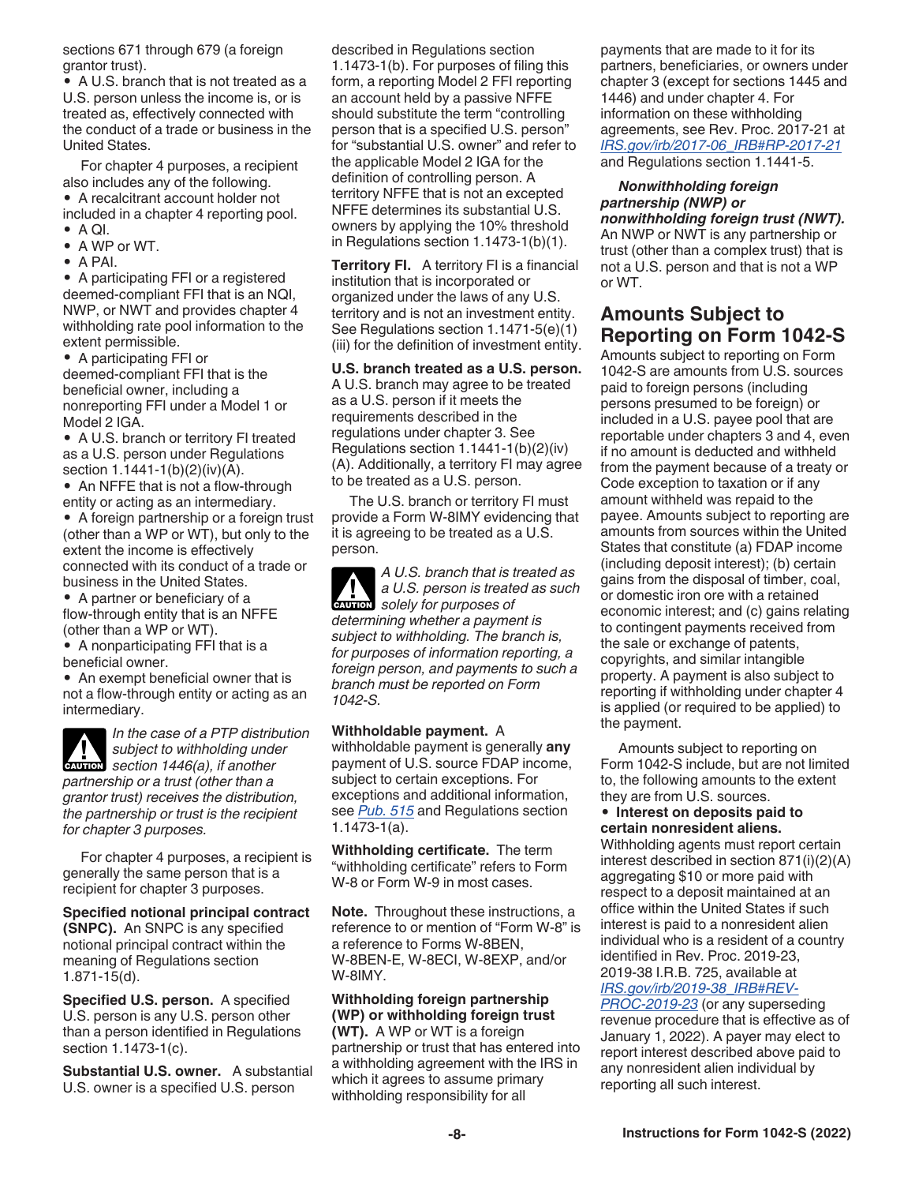sections 671 through 679 (a foreign grantor trust).

- A U.S. branch that is not treated as a U.S. person unless the income is, or is treated as, effectively connected with the conduct of a trade or business in the United States.

For chapter 4 purposes, a recipient also includes any of the following.

- A recalcitrant account holder not included in a chapter 4 reporting pool.
- A QI.
- A WP or WT.
- A PAI.
- A participating FFI or a registered deemed-compliant FFI that is an NQI, NWP, or NWT and provides chapter 4 withholding rate pool information to the extent permissible.
- A participating FFI or deemed-compliant FFI that is the beneficial owner, including a nonreporting FFI under a Model 1 or Model 2 IGA.
- A U.S. branch or territory FI treated as a U.S. person under Regulations section 1.1441-1(b)(2)(iv)(A).
- An NFFE that is not a flow-through entity or acting as an intermediary.
- A foreign partnership or a foreign trust (other than a WP or WT), but only to the extent the income is effectively connected with its conduct of a trade or business in the United States.
- A partner or beneficiary of a flow-through entity that is an NFFE (other than a WP or WT).
- A nonparticipating FFI that is a beneficial owner.
- An exempt beneficial owner that is not a flow-through entity or acting as an intermediary.

**CAUTION** *In the case of a PTP distribution subject to withholding under section 1446(a), if another partnership or a trust (other than a grantor trust) receives the distribution, the partnership or trust is the recipient for chapter 3 purposes.*

For chapter 4 purposes, a recipient is generally the same person that is a recipient for chapter 3 purposes.

**Specified notional principal contract (SNPC).** An SNPC is any specified notional principal contract within the meaning of Regulations section 1.871-15(d).

**Specified U.S. person.** A specified U.S. person is any U.S. person other than a person identified in Regulations section 1.1473-1(c).

**Substantial U.S. owner.** A substantial U.S. owner is a specified U.S. person described in Regulations section 1.1473-1(b). For purposes of filing this form, a reporting Model 2 FFI reporting an account held by a passive NFFE should substitute the term "controlling person that is a specified U.S. person" for "substantial U.S. owner" and refer to the applicable Model 2 IGA for the definition of controlling person. A territory NFFE that is not an excepted NFFE determines its substantial U.S. owners by applying the 10% threshold in Regulations section 1.1473-1(b)(1).

**Territory FI.** A territory FI is a financial institution that is incorporated or organized under the laws of any U.S. territory and is not an investment entity. See Regulations section 1.1471-5(e)(1)(iii) for the definition of investment entity.

**U.S. branch treated as a U.S. person.** A U.S. branch may agree to be treated as a U.S. person if it meets the requirements described in the regulations under chapter 3. See Regulations section 1.1441-1(b)(2)(iv)(A). Additionally, a territory FI may agree to be treated as a U.S. person.

The U.S. branch or territory FI must provide a Form W-8IMY evidencing that it is agreeing to be treated as a U.S. person.

**CAUTION** *A U.S. branch that is treated as a U.S. person is treated as such solely for purposes of determining whether a payment is subject to withholding. The branch is, for purposes of information reporting, a foreign person, and payments to such a branch must be reported on Form 1042-S.*

**Withholdable payment.** A withholdable payment is generally **any** payment of U.S. source FDAP income, subject to certain exceptions. For exceptions and additional information, see *Pub. 515* and Regulations section 1.1473-1(a).

**Withholding certificate.** The term "withholding certificate" refers to Form W-8 or Form W-9 in most cases.

**Note.** Throughout these instructions, a reference to or mention of "Form W-8" is a reference to Forms W-8BEN, W-8BEN-E, W-8ECI, W-8EXP, and/or W-8IMY.

**Withholding foreign partnership (WP) or withholding foreign trust (WT).** A WP or WT is a foreign partnership or trust that has entered into a withholding agreement with the IRS in which it agrees to assume primary withholding responsibility for all payments that are made to it for its partners, beneficiaries, or owners under chapter 3 (except for sections 1445 and 1446) and under chapter 4. For information on these withholding agreements, see Rev. Proc. 2017-21 at *IRS.gov/irb/2017-06_IRB#RP-2017-21* and Regulations section 1.1441-5.

***Nonwithholding foreign partnership (NWP) or nonwithholding foreign trust (NWT).*** An NWP or NWT is any partnership or trust (other than a complex trust) that is not a U.S. person and that is not a WP or WT.

## Amounts Subject to Reporting on Form 1042-S

Amounts subject to reporting on Form 1042-S are amounts from U.S. sources paid to foreign persons (including persons presumed to be foreign) or included in a U.S. payee pool that are reportable under chapters 3 and 4, even if no amount is deducted and withheld from the payment because of a treaty or Code exception to taxation or if any amount withheld was repaid to the payee. Amounts subject to reporting are amounts from sources within the United States that constitute (a) FDAP income (including deposit interest); (b) certain gains from the disposal of timber, coal, or domestic iron ore with a retained economic interest; and (c) gains relating to contingent payments received from the sale or exchange of patents, copyrights, and similar intangible property. A payment is also subject to reporting if withholding under chapter 4 is applied (or required to be applied) to the payment.

Amounts subject to reporting on Form 1042-S include, but are not limited to, the following amounts to the extent they are from U.S. sources.

- **Interest on deposits paid to certain nonresident aliens.** Withholding agents must report certain interest described in section 871(i)(2)(A) aggregating $10 or more paid with respect to a deposit maintained at an office within the United States if such interest is paid to a nonresident alien individual who is a resident of a country identified in Rev. Proc. 2019-23, 2019-38 I.R.B. 725, available at *IRS.gov/irb/2019-38_IRB#REV-PROC-2019-23* (or any superseding revenue procedure that is effective as of January 1, 2022). A payer may elect to report interest described above paid to any nonresident alien individual by reporting all such interest.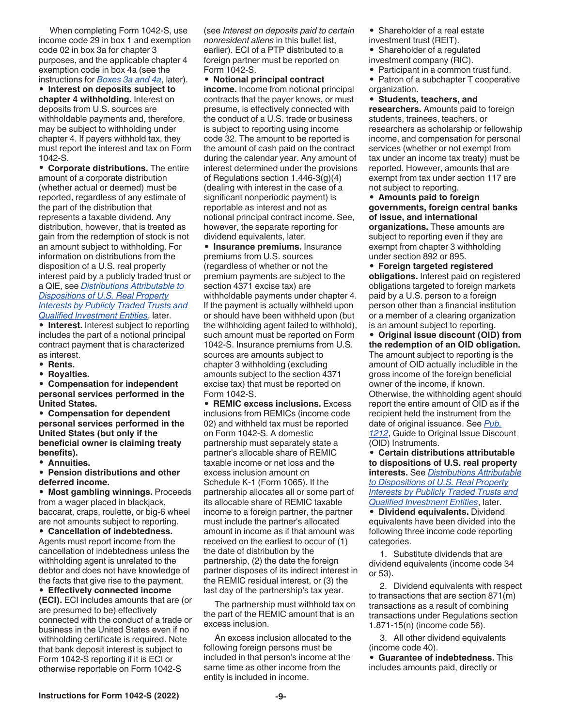When completing Form 1042-S, use income code 29 in box 1 and exemption code 02 in box 3a for chapter 3 purposes, and the applicable chapter 4 exemption code in box 4a (see the instructions for *Boxes 3a and 4a*, later).

- **Interest on deposits subject to chapter 4 withholding.** Interest on deposits from U.S. sources are withholdable payments and, therefore, may be subject to withholding under chapter 4. If payers withhold tax, they must report the interest and tax on Form 1042-S.
- **Corporate distributions.** The entire amount of a corporate distribution (whether actual or deemed) must be reported, regardless of any estimate of the part of the distribution that represents a taxable dividend. Any distribution, however, that is treated as gain from the redemption of stock is not an amount subject to withholding. For information on distributions from the disposition of a U.S. real property interest paid by a publicly traded trust or a QIE, see *Distributions Attributable to Dispositions of U.S. Real Property Interests by Publicly Traded Trusts and Qualified Investment Entities*, later.
- **Interest.** Interest subject to reporting includes the part of a notional principal contract payment that is characterized as interest.
- **Rents.**
- **Royalties.**
- **Compensation for independent personal services performed in the United States.**
- **Compensation for dependent personal services performed in the United States (but only if the beneficial owner is claiming treaty benefits).**
- **Annuities.**
- **Pension distributions and other deferred income.**
- **Most gambling winnings.** Proceeds from a wager placed in blackjack, baccarat, craps, roulette, or big-6 wheel are not amounts subject to reporting.
- **Cancellation of indebtedness.** Agents must report income from the cancellation of indebtedness unless the withholding agent is unrelated to the debtor and does not have knowledge of the facts that give rise to the payment.
- **Effectively connected income (ECI).** ECI includes amounts that are (or are presumed to be) effectively connected with the conduct of a trade or business in the United States even if no withholding certificate is required. Note that bank deposit interest is subject to Form 1042-S reporting if it is ECI or otherwise reportable on Form 1042-S (see *Interest on deposits paid to certain nonresident aliens* in this bullet list, earlier). ECI of a PTP distributed to a foreign partner must be reported on Form 1042-S.
- **Notional principal contract income.** Income from notional principal contracts that the payer knows, or must presume, is effectively connected with the conduct of a U.S. trade or business is subject to reporting using income code 32. The amount to be reported is the amount of cash paid on the contract during the calendar year. Any amount of interest determined under the provisions of Regulations section 1.446-3(g)(4) (dealing with interest in the case of a significant nonperiodic payment) is reportable as interest and not as notional principal contract income. See, however, the separate reporting for dividend equivalents, later.
- **Insurance premiums.** Insurance premiums from U.S. sources (regardless of whether or not the premium payments are subject to the section 4371 excise tax) are withholdable payments under chapter 4. If the payment is actually withheld upon or should have been withheld upon (but the withholding agent failed to withhold), such amount must be reported on Form 1042-S. Insurance premiums from U.S. sources are amounts subject to chapter 3 withholding (excluding amounts subject to the section 4371 excise tax) that must be reported on Form 1042-S.
- **REMIC excess inclusions.** Excess inclusions from REMICs (income code 02) and withheld tax must be reported on Form 1042-S. A domestic partnership must separately state a partner's allocable share of REMIC taxable income or net loss and the excess inclusion amount on Schedule K-1 (Form 1065). If the partnership allocates all or some part of its allocable share of REMIC taxable income to a foreign partner, the partner must include the partner's allocated amount in income as if that amount was received on the earliest to occur of (1) the date of distribution by the partnership, (2) the date the foreign partner disposes of its indirect interest in the REMIC residual interest, or (3) the last day of the partnership's tax year.

The partnership must withhold tax on the part of the REMIC amount that is an excess inclusion.

An excess inclusion allocated to the following foreign persons must be included in that person's income at the same time as other income from the entity is included in income.

- Shareholder of a real estate investment trust (REIT).
- Shareholder of a regulated investment company (RIC).
- Participant in a common trust fund.
- Patron of a subchapter T cooperative organization.
- **Students, teachers, and researchers.** Amounts paid to foreign students, trainees, teachers, or researchers as scholarship or fellowship income, and compensation for personal services (whether or not exempt from tax under an income tax treaty) must be reported. However, amounts that are exempt from tax under section 117 are not subject to reporting.
- **Amounts paid to foreign governments, foreign central banks of issue, and international organizations.** These amounts are subject to reporting even if they are exempt from chapter 3 withholding under section 892 or 895.
- **Foreign targeted registered obligations.** Interest paid on registered obligations targeted to foreign markets paid by a U.S. person to a foreign person other than a financial institution or a member of a clearing organization is an amount subject to reporting.
- **Original issue discount (OID) from the redemption of an OID obligation.** The amount subject to reporting is the amount of OID actually includible in the gross income of the foreign beneficial owner of the income, if known. Otherwise, the withholding agent should report the entire amount of OID as if the recipient held the instrument from the date of original issuance. See *Pub. 1212*, Guide to Original Issue Discount (OID) Instruments.
- **Certain distributions attributable to dispositions of U.S. real property interests.** See *Distributions Attributable to Dispositions of U.S. Real Property Interests by Publicly Traded Trusts and Qualified Investment Entities*, later.
- **Dividend equivalents.** Dividend equivalents have been divided into the following three income code reporting categories.

1. Substitute dividends that are dividend equivalents (income code 34 or 53).

2. Dividend equivalents with respect to transactions that are section 871(m) transactions as a result of combining transactions under Regulations section 1.871-15(n) (income code 56).

3. All other dividend equivalents (income code 40).

- **Guarantee of indebtedness.** This includes amounts paid, directly or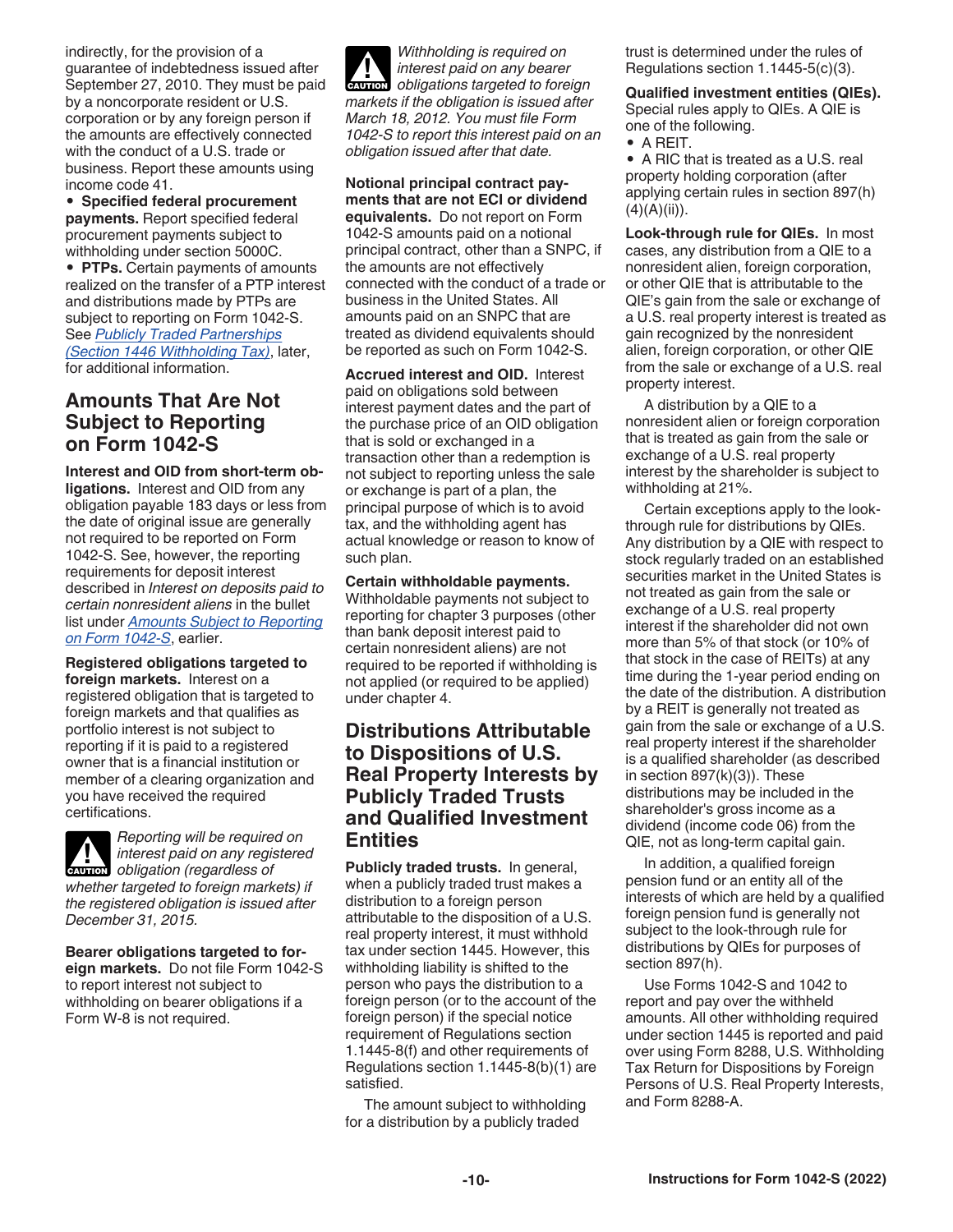indirectly, for the provision of a guarantee of indebtedness issued after September 27, 2010. They must be paid by a noncorporate resident or U.S. corporation or by any foreign person if the amounts are effectively connected with the conduct of a U.S. trade or business. Report these amounts using income code 41.

- **Specified federal procurement payments.** Report specified federal procurement payments subject to withholding under section 5000C.
- **PTPs.** Certain payments of amounts realized on the transfer of a PTP interest and distributions made by PTPs are subject to reporting on Form 1042-S. See *Publicly Traded Partnerships (Section 1446 Withholding Tax)*, later, for additional information.

## Amounts That Are Not Subject to Reporting on Form 1042-S

**Interest and OID from short-term obligations.** Interest and OID from any obligation payable 183 days or less from the date of original issue are generally not required to be reported on Form 1042-S. See, however, the reporting requirements for deposit interest described in *Interest on deposits paid to certain nonresident aliens* in the bullet list under *Amounts Subject to Reporting on Form 1042-S*, earlier.

**Registered obligations targeted to foreign markets.** Interest on a registered obligation that is targeted to foreign markets and that qualifies as portfolio interest is not subject to reporting if it is paid to a registered owner that is a financial institution or member of a clearing organization and you have received the required certifications.

CAUTION: *Reporting will be required on interest paid on any registered obligation (regardless of whether targeted to foreign markets) if the registered obligation is issued after December 31, 2015.*

**Bearer obligations targeted to foreign markets.** Do not file Form 1042-S to report interest not subject to withholding on bearer obligations if a Form W-8 is not required.

CAUTION: *Withholding is required on interest paid on any bearer obligations targeted to foreign markets if the obligation is issued after March 18, 2012. You must file Form 1042-S to report this interest paid on an obligation issued after that date.*

**Notional principal contract payments that are not ECI or dividend equivalents.** Do not report on Form 1042-S amounts paid on a notional principal contract, other than a SNPC, if the amounts are not effectively connected with the conduct of a trade or business in the United States. All amounts paid on an SNPC that are treated as dividend equivalents should be reported as such on Form 1042-S.

**Accrued interest and OID.** Interest paid on obligations sold between interest payment dates and the part of the purchase price of an OID obligation that is sold or exchanged in a transaction other than a redemption is not subject to reporting unless the sale or exchange is part of a plan, the principal purpose of which is to avoid tax, and the withholding agent has actual knowledge or reason to know of such plan.

**Certain withholdable payments.** Withholdable payments not subject to reporting for chapter 3 purposes (other than bank deposit interest paid to certain nonresident aliens) are not required to be reported if withholding is not applied (or required to be applied) under chapter 4.

## Distributions Attributable to Dispositions of U.S. Real Property Interests by Publicly Traded Trusts and Qualified Investment Entities

**Publicly traded trusts.** In general, when a publicly traded trust makes a distribution to a foreign person attributable to the disposition of a U.S. real property interest, it must withhold tax under section 1445. However, this withholding liability is shifted to the person who pays the distribution to a foreign person (or to the account of the foreign person) if the special notice requirement of Regulations section 1.1445-8(f) and other requirements of Regulations section 1.1445-8(b)(1) are satisfied.

The amount subject to withholding for a distribution by a publicly traded trust is determined under the rules of Regulations section 1.1445-5(c)(3).

**Qualified investment entities (QIEs).** Special rules apply to QIEs. A QIE is one of the following.

- A REIT.
- A RIC that is treated as a U.S. real property holding corporation (after applying certain rules in section 897(h)(4)(A)(ii)).

**Look-through rule for QIEs.** In most cases, any distribution from a QIE to a nonresident alien, foreign corporation, or other QIE that is attributable to the QIE's gain from the sale or exchange of a U.S. real property interest is treated as gain recognized by the nonresident alien, foreign corporation, or other QIE from the sale or exchange of a U.S. real property interest.

A distribution by a QIE to a nonresident alien or foreign corporation that is treated as gain from the sale or exchange of a U.S. real property interest by the shareholder is subject to withholding at 21%.

Certain exceptions apply to the look-through rule for distributions by QIEs. Any distribution by a QIE with respect to stock regularly traded on an established securities market in the United States is not treated as gain from the sale or exchange of a U.S. real property interest if the shareholder did not own more than 5% of that stock (or 10% of that stock in the case of REITs) at any time during the 1-year period ending on the date of the distribution. A distribution by a REIT is generally not treated as gain from the sale or exchange of a U.S. real property interest if the shareholder is a qualified shareholder (as described in section 897(k)(3)). These distributions may be included in the shareholder's gross income as a dividend (income code 06) from the QIE, not as long-term capital gain.

In addition, a qualified foreign pension fund or an entity all of the interests of which are held by a qualified foreign pension fund is generally not subject to the look-through rule for QIEs for purposes of distributions by QIEs for purposes of section 897(h).

Use Forms 1042-S and 1042 to report and pay over the withheld amounts. All other withholding required under section 1445 is reported and paid over using Form 8288, U.S. Withholding Tax Return for Dispositions by Foreign Persons of U.S. Real Property Interests, and Form 8288-A.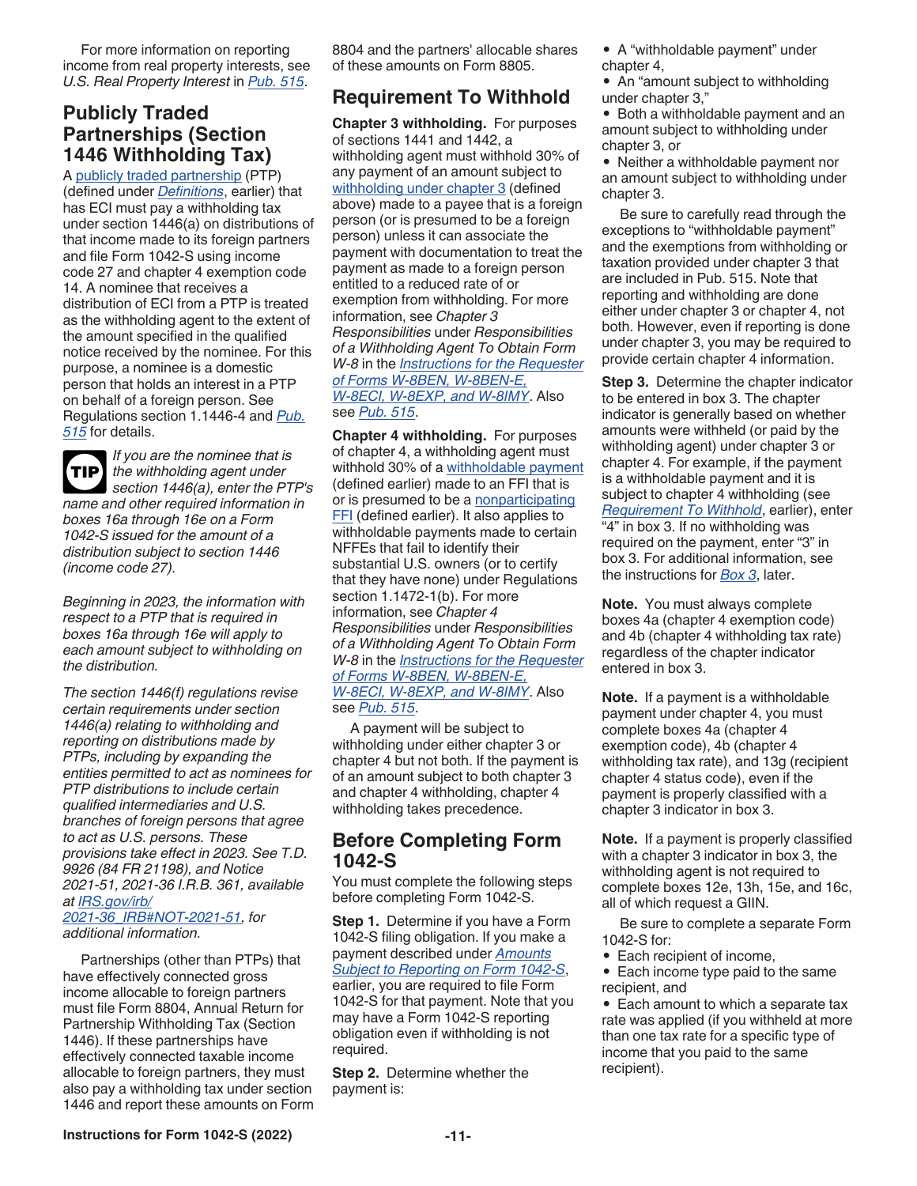For more information on reporting income from real property interests, see *U.S. Real Property Interest* in Pub. 515.

## Publicly Traded Partnerships (Section 1446 Withholding Tax)

A publicly traded partnership (PTP) (defined under *Definitions*, earlier) that has ECI must pay a withholding tax under section 1446(a) on distributions of that income made to its foreign partners and file Form 1042-S using income code 27 and chapter 4 exemption code 14. A nominee that receives a distribution of ECI from a PTP is treated as the withholding agent to the extent of the amount specified in the qualified notice received by the nominee. For this purpose, a nominee is a domestic person that holds an interest in a PTP on behalf of a foreign person. See Regulations section 1.1446-4 and Pub. 515 for details.

**TIP** *If you are the nominee that is the withholding agent under section 1446(a), enter the PTP's name and other required information in boxes 16a through 16e on a Form 1042-S issued for the amount of a distribution subject to section 1446 (income code 27).*

*Beginning in 2023, the information with respect to a PTP that is required in boxes 16a through 16e will apply to each amount subject to withholding on the distribution.*

*The section 1446(f) regulations revise certain requirements under section 1446(a) relating to withholding and reporting on distributions made by PTPs, including by expanding the entities permitted to act as nominees for PTP distributions to include certain qualified intermediaries and U.S. branches of foreign persons that agree to act as U.S. persons. These provisions take effect in 2023. See T.D. 9926 (84 FR 21198), and Notice 2021-51, 2021-36 I.R.B. 361, available at IRS.gov/irb/2021-36_IRB#NOT-2021-51, for additional information.*

Partnerships (other than PTPs) that have effectively connected gross income allocable to foreign partners must file Form 8804, Annual Return for Partnership Withholding Tax (Section 1446). If these partnerships have effectively connected taxable income allocable to foreign partners, they must also pay a withholding tax under section 1446 and report these amounts on Form 8804 and the partners' allocable shares of these amounts on Form 8805.

## Requirement To Withhold

**Chapter 3 withholding.** For purposes of sections 1441 and 1442, a withholding agent must withhold 30% of any payment of an amount subject to withholding under chapter 3 (defined above) made to a payee that is a foreign person (or is presumed to be a foreign person) unless it can associate the payment with documentation to treat the payment as made to a foreign person entitled to a reduced rate of or exemption from withholding. For more information, see *Chapter 3 Responsibilities* under *Responsibilities of a Withholding Agent To Obtain Form W-8* in the *Instructions for the Requester of Forms W-8BEN, W-8BEN-E, W-8ECI, W-8EXP, and W-8IMY*. Also see Pub. 515.

**Chapter 4 withholding.** For purposes of chapter 4, a withholding agent must withhold 30% of a withholdable payment (defined earlier) made to an FFI that is or is presumed to be a nonparticipating FFI (defined earlier). It also applies to withholdable payments made to certain NFFEs that fail to identify their substantial U.S. owners (or to certify that they have none) under Regulations section 1.1472-1(b). For more information, see *Chapter 4 Responsibilities* under *Responsibilities of a Withholding Agent To Obtain Form W-8* in the *Instructions for the Requester of Forms W-8BEN, W-8BEN-E, W-8ECI, W-8EXP, and W-8IMY*. Also see Pub. 515.

A payment will be subject to withholding under either chapter 3 or chapter 4 but not both. If the payment is of an amount subject to both chapter 3 and chapter 4 withholding, chapter 4 withholding takes precedence.

## Before Completing Form 1042-S

You must complete the following steps before completing Form 1042-S.

**Step 1.** Determine if you have a Form 1042-S filing obligation. If you make a payment described under *Amounts Subject to Reporting on Form 1042-S*, earlier, you are required to file Form 1042-S for that payment. Note that you may have a Form 1042-S reporting obligation even if withholding is not required.

**Step 2.** Determine whether the payment is:

- A "withholdable payment" under chapter 4,
- An "amount subject to withholding under chapter 3,"
- Both a withholdable payment and an amount subject to withholding under chapter 3, or
- Neither a withholdable payment nor an amount subject to withholding under chapter 3.

Be sure to carefully read through the exceptions to "withholdable payment" and the exemptions from withholding or taxation provided under chapter 3 that are included in Pub. 515. Note that reporting and withholding are done either under chapter 3 or chapter 4, not both. However, even if reporting is done under chapter 3, you may be required to provide certain chapter 4 information.

**Step 3.** Determine the chapter indicator to be entered in box 3. The chapter indicator is generally based on whether amounts were withheld (or paid by the withholding agent) under chapter 3 or chapter 4. For example, if the payment is a withholdable payment and it is subject to chapter 4 withholding (see *Requirement To Withhold*, earlier), enter "4" in box 3. If no withholding was required on the payment, enter "3" in box 3. For additional information, see the instructions for *Box 3*, later.

**Note.** You must always complete boxes 4a (chapter 4 exemption code) and 4b (chapter 4 withholding tax rate) regardless of the chapter indicator entered in box 3.

**Note.** If a payment is a withholdable payment under chapter 4, you must complete boxes 4a (chapter 4 exemption code), 4b (chapter 4 withholding tax rate), and 13g (recipient chapter 4 status code), even if the payment is properly classified with a chapter 3 indicator in box 3.

**Note.** If a payment is properly classified with a chapter 3 indicator in box 3, the withholding agent is not required to complete boxes 12e, 13h, 15e, and 16c, all of which request a GIIN.

Be sure to complete a separate Form 1042-S for:

- Each recipient of income,
- Each income type paid to the same recipient, and
- Each amount to which a separate tax rate was applied (if you withheld at more than one tax rate for a specific type of income that you paid to the same recipient).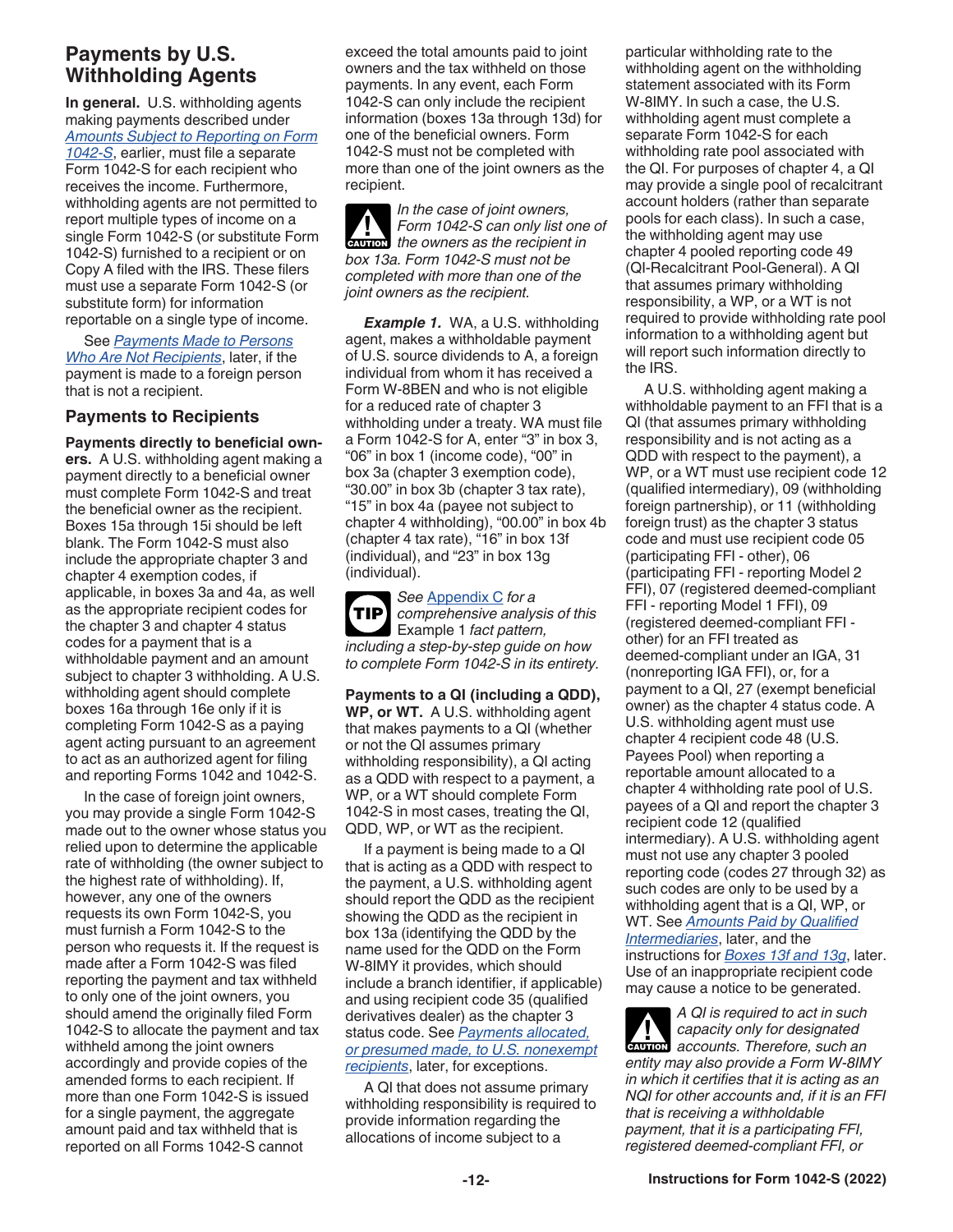## Payments by U.S. Withholding Agents

**In general.** U.S. withholding agents making payments described under *Amounts Subject to Reporting on Form 1042-S*, earlier, must file a separate Form 1042-S for each recipient who receives the income. Furthermore, withholding agents are not permitted to report multiple types of income on a single Form 1042-S (or substitute Form 1042-S) furnished to a recipient or on Copy A filed with the IRS. These filers must use a separate Form 1042-S (or substitute form) for information reportable on a single type of income.

See *Payments Made to Persons Who Are Not Recipients*, later, if the payment is made to a foreign person that is not a recipient.

### Payments to Recipients

**Payments directly to beneficial owners.** A U.S. withholding agent making a payment directly to a beneficial owner must complete Form 1042-S and treat the beneficial owner as the recipient. Boxes 15a through 15i should be left blank. The Form 1042-S must also include the appropriate chapter 3 and chapter 4 exemption codes, if applicable, in boxes 3a and 4a, as well as the appropriate recipient codes for the chapter 3 and chapter 4 status codes for a payment that is a withholdable payment and an amount subject to chapter 3 withholding. A U.S. withholding agent should complete boxes 16a through 16e only if it is completing Form 1042-S as a paying agent acting pursuant to an agreement to act as an authorized agent for filing and reporting Forms 1042 and 1042-S.

In the case of foreign joint owners, you may provide a single Form 1042-S made out to the owner whose status you relied upon to determine the applicable rate of withholding (the owner subject to the highest rate of withholding). If, however, any one of the owners requests its own Form 1042-S, you must furnish a Form 1042-S to the person who requests it. If the request is made after a Form 1042-S was filed reporting the payment and tax withheld to only one of the joint owners, you should amend the originally filed Form 1042-S to allocate the payment and tax withheld among the joint owners accordingly and provide copies of the amended forms to each recipient. If more than one Form 1042-S is issued for a single payment, the aggregate amount paid and tax withheld that is reported on all Forms 1042-S cannot exceed the total amounts paid to joint owners and the tax withheld on those payments. In any event, each Form 1042-S can only include the recipient information (boxes 13a through 13d) for one of the beneficial owners. Form 1042-S must not be completed with more than one of the joint owners as the recipient.

> **CAUTION:** *In the case of joint owners, Form 1042-S can only list one of the owners as the recipient in box 13a. Form 1042-S must not be completed with more than one of the joint owners as the recipient.*

***Example 1.*** WA, a U.S. withholding agent, makes a withholdable payment of U.S. source dividends to A, a foreign individual from whom it has received a Form W-8BEN and who is not eligible for a reduced rate of chapter 3 withholding under a treaty. WA must file a Form 1042-S for A, enter "3" in box 3, "06" in box 1 (income code), "00" in box 3a (chapter 3 exemption code), "30.00" in box 3b (chapter 3 tax rate), "15" in box 4a (payee not subject to chapter 4 withholding), "00.00" in box 4b (chapter 4 tax rate), "16" in box 13f (individual), and "23" in box 13g (individual).

> **TIP:** *See* Appendix C *for a comprehensive analysis of this* Example 1 *fact pattern, including a step-by-step guide on how to complete Form 1042-S in its entirety.*

**Payments to a QI (including a QDD), WP, or WT.** A U.S. withholding agent that makes payments to a QI (whether or not the QI assumes primary withholding responsibility), a QI acting as a QDD with respect to a payment, a WP, or a WT should complete Form 1042-S in most cases, treating the QI, QDD, WP, or WT as the recipient.

If a payment is being made to a QI that is acting as a QDD with respect to the payment, a U.S. withholding agent should report the QDD as the recipient showing the QDD as the recipient in box 13a (identifying the QDD by the name used for the QDD on the Form W-8IMY it provides, which should include a branch identifier, if applicable) and using recipient code 35 (qualified derivatives dealer) as the chapter 3 status code. See *Payments allocated, or presumed made, to U.S. nonexempt recipients*, later, for exceptions.

A QI that does not assume primary withholding responsibility is required to provide information regarding the allocations of income subject to a particular withholding rate to the withholding agent on the withholding statement associated with its Form W-8IMY. In such a case, the U.S. withholding agent must complete a separate Form 1042-S for each withholding rate pool associated with the QI. For purposes of chapter 4, a QI may provide a single pool of recalcitrant account holders (rather than separate pools for each class). In such a case, the withholding agent may use chapter 4 pooled reporting code 49 (QI-Recalcitrant Pool-General). A QI that assumes primary withholding responsibility, a WP, or a WT is not required to provide withholding rate pool information to a withholding agent but will report such information directly to the IRS.

A U.S. withholding agent making a withholdable payment to an FFI that is a QI (that assumes primary withholding responsibility and is not acting as a QDD with respect to the payment), a WP, or a WT must use recipient code 12 (qualified intermediary), 09 (withholding foreign partnership), or 11 (withholding foreign trust) as the chapter 3 status code and must use recipient code 05 (participating FFI - other), 06 (participating FFI - reporting Model 2 FFI), 07 (registered deemed-compliant FFI - reporting Model 1 FFI), 09 (registered deemed-compliant FFI - other) for an FFI treated as deemed-compliant under an IGA, 31 (nonreporting IGA FFI), or, for a payment to a QI, 27 (exempt beneficial owner) as the chapter 4 status code. A U.S. withholding agent must use chapter 4 recipient code 48 (U.S. Payees Pool) when reporting a reportable amount allocated to a chapter 4 withholding rate pool of U.S. payees of a QI and report the chapter 3 recipient code 12 (qualified intermediary). A U.S. withholding agent must not use any chapter 3 pooled reporting code (codes 27 through 32) as such codes are only to be used by a withholding agent that is a QI, WP, or WT. See *Amounts Paid by Qualified Intermediaries*, later, and the instructions for *Boxes 13f and 13g*, later. Use of an inappropriate recipient code may cause a notice to be generated.

> **CAUTION:** *A QI is required to act in such capacity only for designated accounts. Therefore, such an entity may also provide a Form W-8IMY in which it certifies that it is acting as an NQI for other accounts and, if it is an FFI that is receiving a withholdable payment, that it is a participating FFI, registered deemed-compliant FFI, or*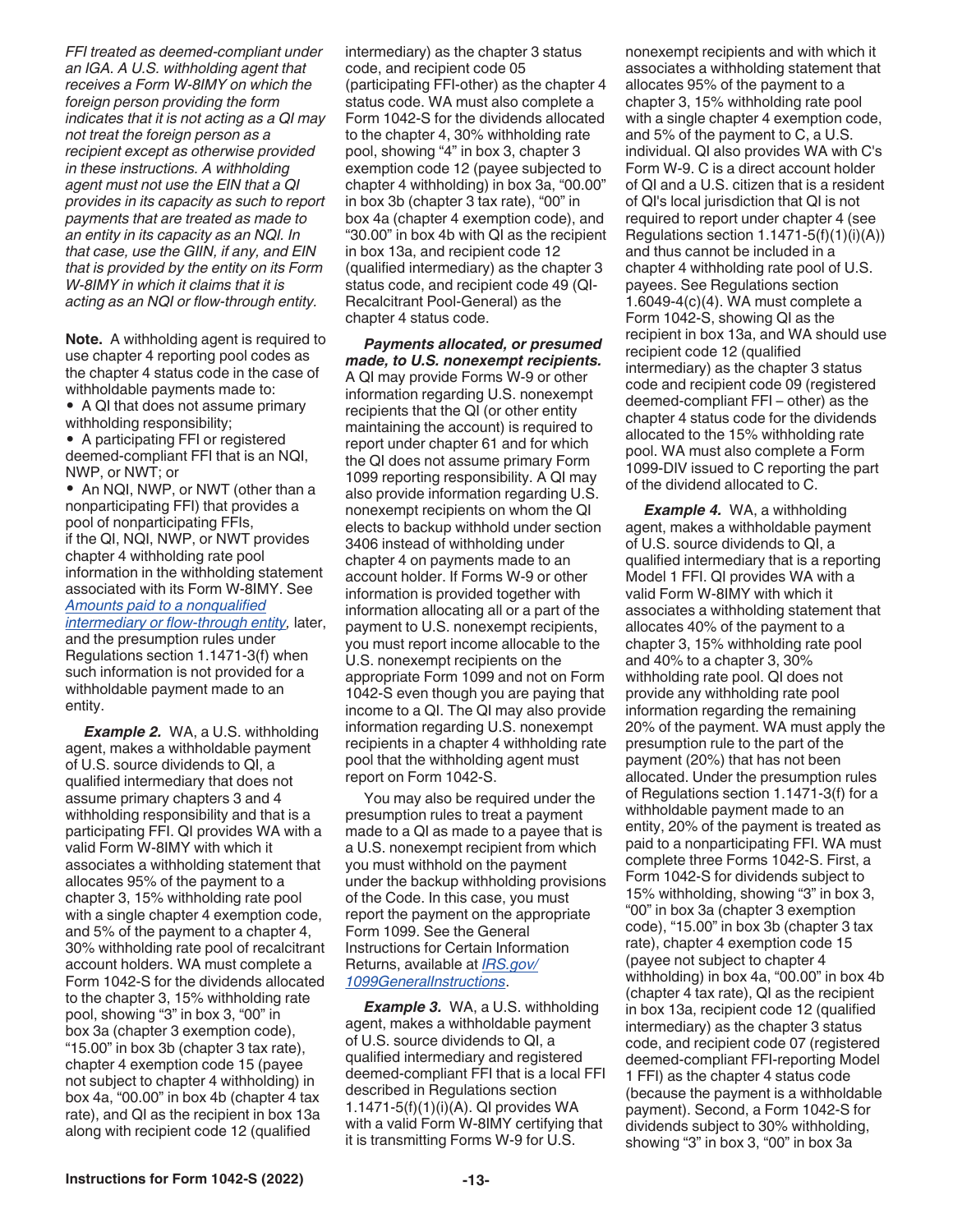*FFI treated as deemed-compliant under an IGA. A U.S. withholding agent that receives a Form W-8IMY on which the foreign person providing the form indicates that it is not acting as a QI may not treat the foreign person as a recipient except as otherwise provided in these instructions. A withholding agent must not use the EIN that a QI provides in its capacity as such to report payments that are treated as made to an entity in its capacity as an NQI. In that case, use the GIIN, if any, and EIN that is provided by the entity on its Form W-8IMY in which it claims that it is acting as an NQI or flow-through entity.*

**Note.** A withholding agent is required to use chapter 4 reporting pool codes as the chapter 4 status code in the case of withholdable payments made to:

- A QI that does not assume primary withholding responsibility;
- A participating FFI or registered deemed-compliant FFI that is an NQI, NWP, or NWT; or
- An NQI, NWP, or NWT (other than a nonparticipating FFI) that provides a pool of nonparticipating FFIs,

if the QI, NQI, NWP, or NWT provides chapter 4 withholding rate pool information in the withholding statement associated with its Form W-8IMY. See *Amounts paid to a nonqualified intermediary or flow-through entity,* later, and the presumption rules under Regulations section 1.1471-3(f) when such information is not provided for a withholdable payment made to an entity.

***Example 2.*** WA, a U.S. withholding agent, makes a withholdable payment of U.S. source dividends to QI, a qualified intermediary that does not assume primary chapters 3 and 4 withholding responsibility and that is a participating FFI. QI provides WA with a valid Form W-8IMY with which it associates a withholding statement that allocates 95% of the payment to a chapter 3, 15% withholding rate pool with a single chapter 4 exemption code, and 5% of the payment to a chapter 4, 30% withholding rate pool of recalcitrant account holders. WA must complete a Form 1042-S for the dividends allocated to the chapter 3, 15% withholding rate pool, showing "3" in box 3, "00" in box 3a (chapter 3 exemption code), "15.00" in box 3b (chapter 3 tax rate), chapter 4 exemption code 15 (payee not subject to chapter 4 withholding) in box 4a, "00.00" in box 4b (chapter 4 tax rate), and QI as the recipient in box 13a along with recipient code 12 (qualified intermediary) as the chapter 3 status code, and recipient code 05 (participating FFI-other) as the chapter 4 status code. WA must also complete a Form 1042-S for the dividends allocated to the chapter 4, 30% withholding rate pool, showing "4" in box 3, chapter 3 exemption code 12 (payee subjected to chapter 4 withholding) in box 3a, "00.00" in box 3b (chapter 3 tax rate), "00" in box 4a (chapter 4 exemption code), and "30.00" in box 4b with QI as the recipient in box 13a, and recipient code 12 (qualified intermediary) as the chapter 3 status code, and recipient code 49 (QI-Recalcitrant Pool-General) as the chapter 4 status code.

***Payments allocated, or presumed made, to U.S. nonexempt recipients.*** A QI may provide Forms W-9 or other information regarding U.S. nonexempt recipients that the QI (or other entity maintaining the account) is required to report under chapter 61 and for which the QI does not assume primary Form 1099 reporting responsibility. A QI may also provide information regarding U.S. nonexempt recipients on whom the QI elects to backup withhold under section 3406 instead of withholding under chapter 4 on payments made to an account holder. If Forms W-9 or other information is provided together with information allocating all or a part of the payment to U.S. nonexempt recipients, you must report income allocable to the U.S. nonexempt recipients on the appropriate Form 1099 and not on Form 1042-S even though you are paying that income to a QI. The QI may also provide information regarding U.S. nonexempt recipients in a chapter 4 withholding rate pool that the withholding agent must report on Form 1042-S.

You may also be required under the presumption rules to treat a payment made to a QI as made to a payee that is a U.S. nonexempt recipient from which you must withhold on the payment under the backup withholding provisions of the Code. In this case, you must report the payment on the appropriate Form 1099. See the General Instructions for Certain Information Returns, available at *IRS.gov/1099GeneralInstructions*.

***Example 3.*** WA, a U.S. withholding agent, makes a withholdable payment of U.S. source dividends to QI, a qualified intermediary and registered deemed-compliant FFI that is a local FFI described in Regulations section 1.1471-5(f)(1)(i)(A). QI provides WA with a valid Form W-8IMY certifying that it is transmitting Forms W-9 for U.S. nonexempt recipients and with which it associates a withholding statement that allocates 95% of the payment to a chapter 3, 15% withholding rate pool with a single chapter 4 exemption code, and 5% of the payment to C, a U.S. individual. QI also provides WA with C's Form W-9. C is a direct account holder of QI and a U.S. citizen that is a resident of QI's local jurisdiction that QI is not required to report under chapter 4 (see Regulations section 1.1471-5(f)(1)(i)(A)) and thus cannot be included in a chapter 4 withholding rate pool of U.S. payees. See Regulations section 1.6049-4(c)(4). WA must complete a Form 1042-S, showing QI as the recipient in box 13a, and WA should use recipient code 12 (qualified intermediary) as the chapter 3 status code and recipient code 09 (registered deemed-compliant FFI – other) as the chapter 4 status code for the dividends allocated to the 15% withholding rate pool. WA must also complete a Form 1099-DIV issued to C reporting the part of the dividend allocated to C.

***Example 4.*** WA, a withholding agent, makes a withholdable payment of U.S. source dividends to QI, a qualified intermediary that is a reporting Model 1 FFI. QI provides WA with a valid Form W-8IMY with which it associates a withholding statement that allocates 40% of the payment to a chapter 3, 15% withholding rate pool and 40% to a chapter 3, 30% withholding rate pool. QI does not provide any withholding rate pool information regarding the remaining 20% of the payment. WA must apply the presumption rule to the part of the payment (20%) that has not been allocated. Under the presumption rules of Regulations section 1.1471-3(f) for a withholdable payment made to an entity, 20% of the payment is treated as paid to a nonparticipating FFI. WA must complete three Forms 1042-S. First, a Form 1042-S for dividends subject to 15% withholding, showing "3" in box 3, "00" in box 3a (chapter 3 exemption code), "15.00" in box 3b (chapter 3 tax rate), chapter 4 exemption code 15 (payee not subject to chapter 4 withholding) in box 4a, "00.00" in box 4b (chapter 4 tax rate), QI as the recipient in box 13a, recipient code 12 (qualified intermediary) as the chapter 3 status code, and recipient code 07 (registered deemed-compliant FFI-reporting Model 1 FFI) as the chapter 4 status code (because the payment is a withholdable payment). Second, a Form 1042-S for dividends subject to 30% withholding, showing "3" in box 3, "00" in box 3a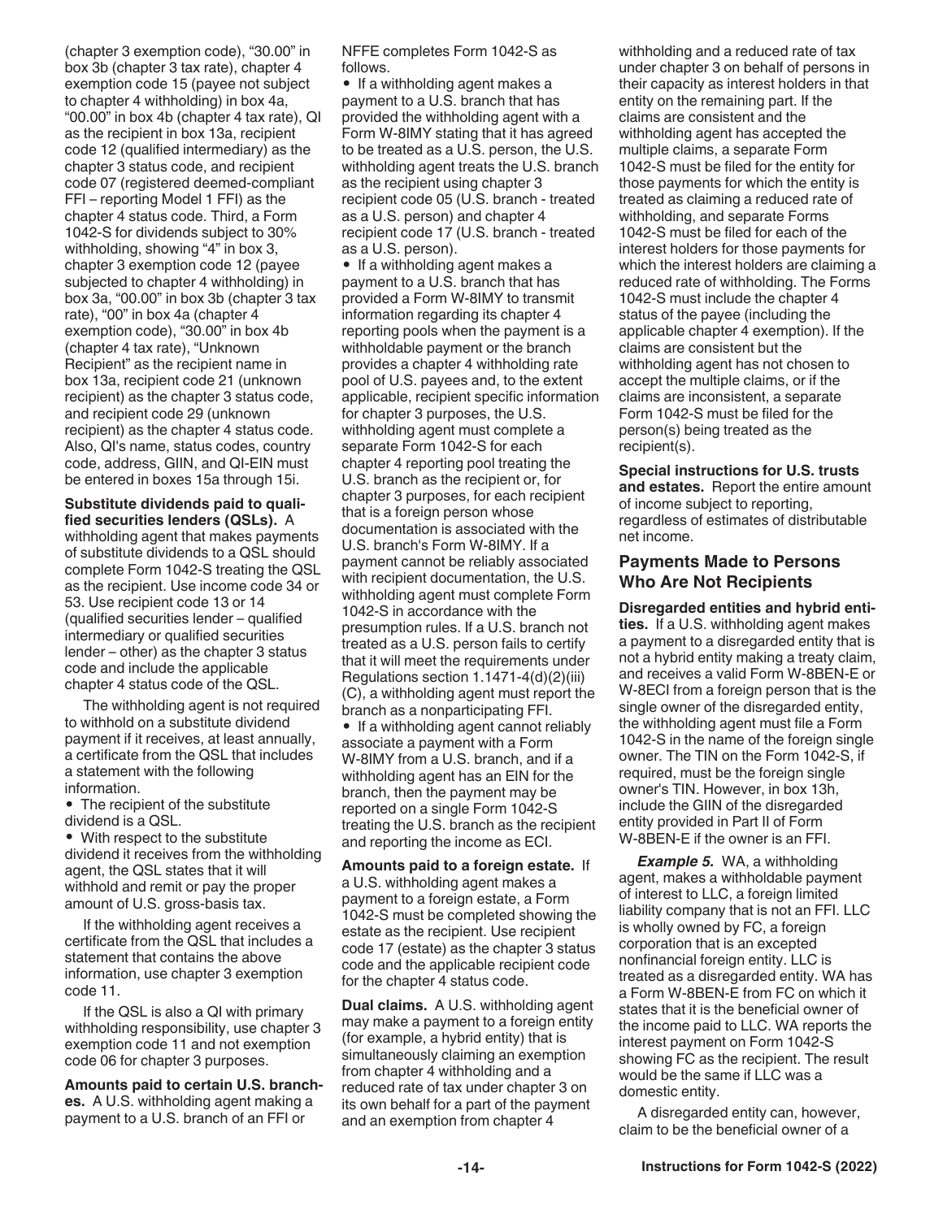(chapter 3 exemption code), "30.00" in box 3b (chapter 3 tax rate), chapter 4 exemption code 15 (payee not subject to chapter 4 withholding) in box 4a, "00.00" in box 4b (chapter 4 tax rate), QI as the recipient in box 13a, recipient code 12 (qualified intermediary) as the chapter 3 status code, and recipient code 07 (registered deemed-compliant FFI – reporting Model 1 FFI) as the chapter 4 status code. Third, a Form 1042-S for dividends subject to 30% withholding, showing "4" in box 3, chapter 3 exemption code 12 (payee subjected to chapter 4 withholding) in box 3a, "00.00" in box 3b (chapter 3 tax rate), "00" in box 4a (chapter 4 exemption code), "30.00" in box 4b (chapter 4 tax rate), "Unknown Recipient" as the recipient name in box 13a, recipient code 21 (unknown recipient) as the chapter 3 status code, and recipient code 29 (unknown recipient) as the chapter 4 status code. Also, QI's name, status codes, country code, address, GIIN, and QI-EIN must be entered in boxes 15a through 15i.

**Substitute dividends paid to qualified securities lenders (QSLs).** A withholding agent that makes payments of substitute dividends to a QSL should complete Form 1042-S treating the QSL as the recipient. Use income code 34 or 53. Use recipient code 13 or 14 (qualified securities lender – qualified intermediary or qualified securities lender – other) as the chapter 3 status code and include the applicable chapter 4 status code of the QSL.

The withholding agent is not required to withhold on a substitute dividend payment if it receives, at least annually, a certificate from the QSL that includes a statement with the following information.

- The recipient of the substitute dividend is a QSL.
- With respect to the substitute dividend it receives from the withholding agent, the QSL states that it will withhold and remit or pay the proper amount of U.S. gross-basis tax.

If the withholding agent receives a certificate from the QSL that includes a statement that contains the above information, use chapter 3 exemption code 11.

If the QSL is also a QI with primary withholding responsibility, use chapter 3 exemption code 11 and not exemption code 06 for chapter 3 purposes.

**Amounts paid to certain U.S. branches.** A U.S. withholding agent making a payment to a U.S. branch of an FFI or NFFE completes Form 1042-S as follows.

- If a withholding agent makes a payment to a U.S. branch that has provided the withholding agent with a Form W-8IMY stating that it has agreed to be treated as a U.S. person, the U.S. withholding agent treats the U.S. branch as the recipient using chapter 3 recipient code 05 (U.S. branch - treated as a U.S. person) and chapter 4 recipient code 17 (U.S. branch - treated as a U.S. person).
- If a withholding agent makes a payment to a U.S. branch that has provided a Form W-8IMY to transmit information regarding its chapter 4 reporting pools when the payment is a withholdable payment or the branch provides a chapter 4 withholding rate pool of U.S. payees and, to the extent applicable, recipient specific information for chapter 3 purposes, the U.S. withholding agent must complete a separate Form 1042-S for each chapter 4 reporting pool treating the U.S. branch as the recipient or, for chapter 3 purposes, for each recipient that is a foreign person whose documentation is associated with the U.S. branch's Form W-8IMY. If a payment cannot be reliably associated with recipient documentation, the U.S. withholding agent must complete Form 1042-S in accordance with the presumption rules. If a U.S. branch not treated as a U.S. person fails to certify that it will meet the requirements under Regulations section 1.1471-4(d)(2)(iii)(C), a withholding agent must report the branch as a nonparticipating FFI.
- If a withholding agent cannot reliably associate a payment with a Form W-8IMY from a U.S. branch, and if a withholding agent has an EIN for the branch, then the payment may be reported on a single Form 1042-S treating the U.S. branch as the recipient and reporting the income as ECI.

**Amounts paid to a foreign estate.** If a U.S. withholding agent makes a payment to a foreign estate, a Form 1042-S must be completed showing the estate as the recipient. Use recipient code 17 (estate) as the chapter 3 status code and the applicable recipient code for the chapter 4 status code.

**Dual claims.** A U.S. withholding agent may make a payment to a foreign entity (for example, a hybrid entity) that is simultaneously claiming an exemption from chapter 4 withholding and a reduced rate of tax under chapter 3 on its own behalf for a part of the payment and an exemption from chapter 4 withholding and a reduced rate of tax under chapter 3 on behalf of persons in their capacity as interest holders in that entity on the remaining part. If the claims are consistent and the withholding agent has accepted the multiple claims, a separate Form 1042-S must be filed for the entity for those payments for which the entity is treated as claiming a reduced rate of withholding, and separate Forms 1042-S must be filed for each of the interest holders for those payments for which the interest holders are claiming a reduced rate of withholding. The Forms 1042-S must include the chapter 4 status of the payee (including the applicable chapter 4 exemption). If the claims are consistent but the withholding agent has not chosen to accept the multiple claims, or if the claims are inconsistent, a separate Form 1042-S must be filed for the person(s) being treated as the recipient(s).

**Special instructions for U.S. trusts and estates.** Report the entire amount of income subject to reporting, regardless of estimates of distributable net income.

## Payments Made to Persons Who Are Not Recipients

**Disregarded entities and hybrid entities.** If a U.S. withholding agent makes a payment to a disregarded entity that is not a hybrid entity making a treaty claim, and receives a valid Form W-8BEN-E or W-8ECI from a foreign person that is the single owner of the disregarded entity, the withholding agent must file a Form 1042-S in the name of the foreign single owner. The TIN on the Form 1042-S, if required, must be the foreign single owner's TIN. However, in box 13h, include the GIIN of the disregarded entity provided in Part II of Form W-8BEN-E if the owner is an FFI.

***Example 5.*** WA, a withholding agent, makes a withholdable payment of interest to LLC, a foreign limited liability company that is not an FFI. LLC is wholly owned by FC, a foreign corporation that is an excepted nonfinancial foreign entity. LLC is treated as a disregarded entity. WA has a Form W-8BEN-E from FC on which it states that it is the beneficial owner of the income paid to LLC. WA reports the interest payment on Form 1042-S showing FC as the recipient. The result would be the same if LLC was a domestic entity.

A disregarded entity can, however, claim to be the beneficial owner of a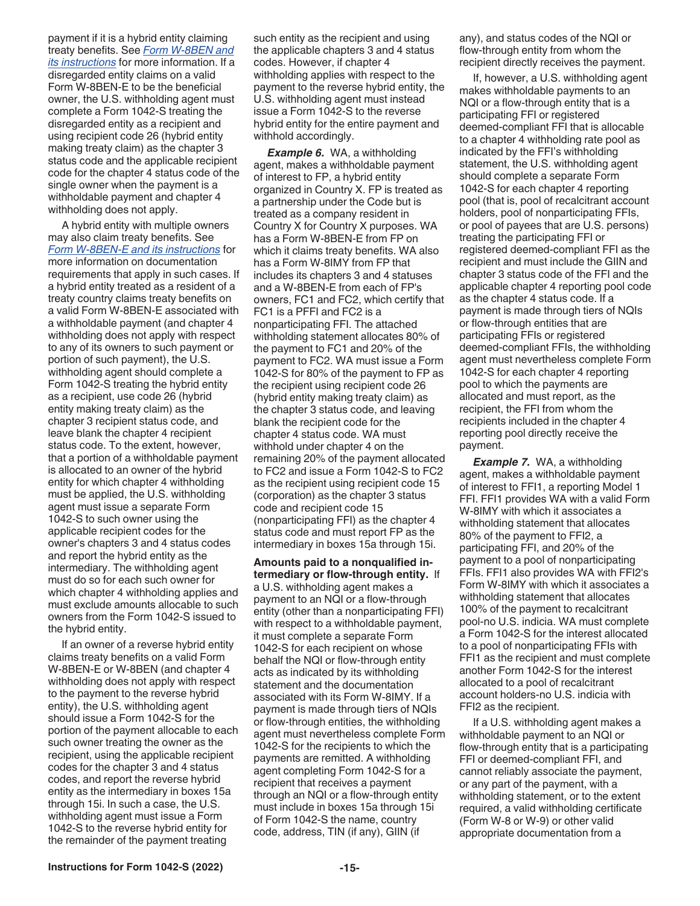payment if it is a hybrid entity claiming treaty benefits. See *Form W-8BEN and its instructions* for more information. If a disregarded entity claims on a valid Form W-8BEN-E to be the beneficial owner, the U.S. withholding agent must complete a Form 1042-S treating the disregarded entity as a recipient and using recipient code 26 (hybrid entity making treaty claim) as the chapter 3 status code and the applicable recipient code for the chapter 4 status code of the single owner when the payment is a withholdable payment and chapter 4 withholding does not apply.

A hybrid entity with multiple owners may also claim treaty benefits. See *Form W-8BEN-E and its instructions* for more information on documentation requirements that apply in such cases. If a hybrid entity treated as a resident of a treaty country claims treaty benefits on a valid Form W-8BEN-E associated with a withholdable payment (and chapter 4 withholding does not apply with respect to any of its owners to such payment or portion of such payment), the U.S. withholding agent should complete a Form 1042-S treating the hybrid entity as a recipient, use code 26 (hybrid entity making treaty claim) as the chapter 3 recipient status code, and leave blank the chapter 4 recipient status code. To the extent, however, that a portion of a withholdable payment is allocated to an owner of the hybrid entity for which chapter 4 withholding must be applied, the U.S. withholding agent must issue a separate Form 1042-S to such owner using the applicable recipient codes for the owner's chapters 3 and 4 status codes and report the hybrid entity as the intermediary. The withholding agent must do so for each such owner for which chapter 4 withholding applies and must exclude amounts allocable to such owners from the Form 1042-S issued to the hybrid entity.

If an owner of a reverse hybrid entity claims treaty benefits on a valid Form W-8BEN-E or W-8BEN (and chapter 4 withholding does not apply with respect to the payment to the reverse hybrid entity), the U.S. withholding agent should issue a Form 1042-S for the portion of the payment allocable to each such owner treating the owner as the recipient, using the applicable recipient codes for the chapter 3 and 4 status codes, and report the reverse hybrid entity as the intermediary in boxes 15a through 15i. In such a case, the U.S. withholding agent must issue a Form 1042-S to the reverse hybrid entity for the remainder of the payment treating such entity as the recipient and using the applicable chapters 3 and 4 status codes. However, if chapter 4 withholding applies with respect to the payment to the reverse hybrid entity, the U.S. withholding agent must instead issue a Form 1042-S to the reverse hybrid entity for the entire payment and withhold accordingly.

***Example 6.*** WA, a withholding agent, makes a withholdable payment of interest to FP, a hybrid entity organized in Country X. FP is treated as a partnership under the Code but is treated as a company resident in Country X for Country X purposes. WA has a Form W-8BEN-E from FP on which it claims treaty benefits. WA also has a Form W-8IMY from FP that includes its chapters 3 and 4 statuses and a W-8BEN-E from each of FP's owners, FC1 and FC2, which certify that FC1 is a PFFI and FC2 is a nonparticipating FFI. The attached withholding statement allocates 80% of the payment to FC1 and 20% of the payment to FC2. WA must issue a Form 1042-S for 80% of the payment to FP as the recipient using recipient code 26 (hybrid entity making treaty claim) as the chapter 3 status code, and leaving blank the recipient code for the chapter 4 status code. WA must withhold under chapter 4 on the remaining 20% of the payment allocated to FC2 and issue a Form 1042-S to FC2 as the recipient using recipient code 15 (corporation) as the chapter 3 status code and recipient code 15 (nonparticipating FFI) as the chapter 4 status code and must report FP as the intermediary in boxes 15a through 15i.

**Amounts paid to a nonqualified intermediary or flow-through entity.** If a U.S. withholding agent makes a payment to an NQI or a flow-through entity (other than a nonparticipating FFI) with respect to a withholdable payment, it must complete a separate Form 1042-S for each recipient on whose behalf the NQI or flow-through entity acts as indicated by its withholding statement and the documentation associated with its Form W-8IMY. If a payment is made through tiers of NQIs or flow-through entities, the withholding agent must nevertheless complete Form 1042-S for the recipients to which the payments are remitted. A withholding agent completing Form 1042-S for a recipient that receives a payment through an NQI or a flow-through entity must include in boxes 15a through 15i of Form 1042-S the name, country code, address, TIN (if any), GIIN (if any), and status codes of the NQI or flow-through entity from whom the recipient directly receives the payment.

If, however, a U.S. withholding agent makes withholdable payments to an NQI or a flow-through entity that is a participating FFI or registered deemed-compliant FFI that is allocable to a chapter 4 withholding rate pool as indicated by the FFI's withholding statement, the U.S. withholding agent should complete a separate Form 1042-S for each chapter 4 reporting pool (that is, pool of recalcitrant account holders, pool of nonparticipating FFIs, or pool of payees that are U.S. persons) treating the participating FFI or registered deemed-compliant FFI as the recipient and must include the GIIN and chapter 3 status code of the FFI and the applicable chapter 4 reporting pool code as the chapter 4 status code. If a payment is made through tiers of NQIs or flow-through entities that are participating FFIs or registered deemed-compliant FFIs, the withholding agent must nevertheless complete Form 1042-S for each chapter 4 reporting pool to which the payments are allocated and must report, as the recipient, the FFI from whom the recipients included in the chapter 4 reporting pool directly receive the payment.

***Example 7.*** WA, a withholding agent, makes a withholdable payment of interest to FFI1, a reporting Model 1 FFI. FFI1 provides WA with a valid Form W-8IMY with which it associates a withholding statement that allocates 80% of the payment to FFI2, a participating FFI, and 20% of the payment to a pool of nonparticipating FFIs. FFI1 also provides WA with FFI2's Form W-8IMY with which it associates a withholding statement that allocates 100% of the payment to recalcitrant pool-no U.S. indicia. WA must complete a Form 1042-S for the interest allocated to a pool of nonparticipating FFIs with FFI1 as the recipient and must complete another Form 1042-S for the interest allocated to a pool of recalcitrant account holders-no U.S. indicia with FFI2 as the recipient.

If a U.S. withholding agent makes a withholdable payment to an NQI or flow-through entity that is a participating FFI or deemed-compliant FFI, and cannot reliably associate the payment, or any part of the payment, with a withholding statement, or to the extent required, a valid withholding certificate (Form W-8 or W-9) or other valid appropriate documentation from a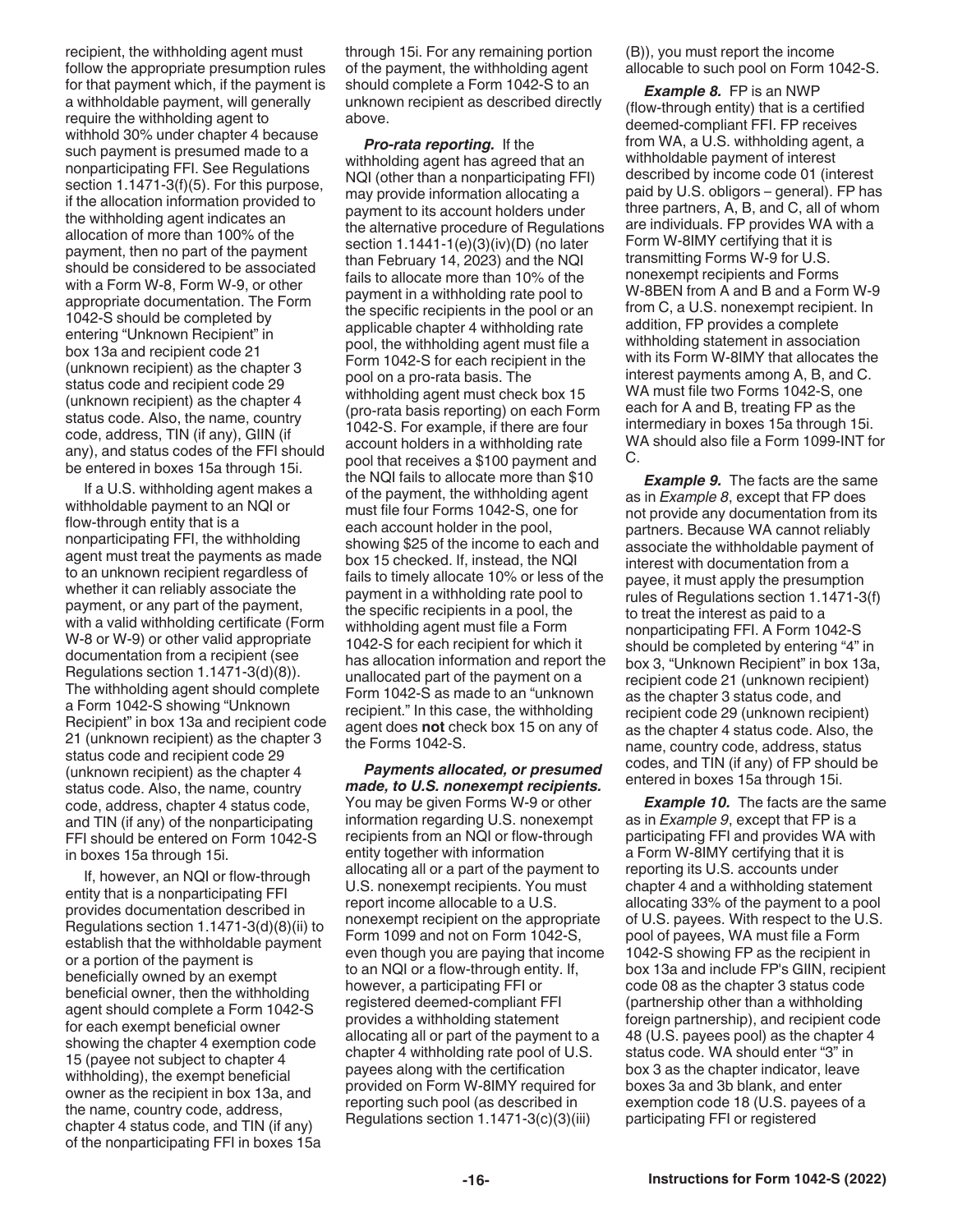recipient, the withholding agent must follow the appropriate presumption rules for that payment which, if the payment is a withholdable payment, will generally require the withholding agent to withhold 30% under chapter 4 because such payment is presumed made to a nonparticipating FFI. See Regulations section 1.1471-3(f)(5). For this purpose, if the allocation information provided to the withholding agent indicates an allocation of more than 100% of the payment, then no part of the payment should be considered to be associated with a Form W-8, Form W-9, or other appropriate documentation. The Form 1042-S should be completed by entering "Unknown Recipient" in box 13a and recipient code 21 (unknown recipient) as the chapter 3 status code and recipient code 29 (unknown recipient) as the chapter 4 status code. Also, the name, country code, address, TIN (if any), GIIN (if any), and status codes of the FFI should be entered in boxes 15a through 15i.

If a U.S. withholding agent makes a withholdable payment to an NQI or flow-through entity that is a nonparticipating FFI, the withholding agent must treat the payments as made to an unknown recipient regardless of whether it can reliably associate the payment, or any part of the payment, with a valid withholding certificate (Form W-8 or W-9) or other valid appropriate documentation from a recipient (see Regulations section 1.1471-3(d)(8)). The withholding agent should complete a Form 1042-S showing "Unknown Recipient" in box 13a and recipient code 21 (unknown recipient) as the chapter 3 status code and recipient code 29 (unknown recipient) as the chapter 4 status code. Also, the name, country code, address, chapter 4 status code, and TIN (if any) of the nonparticipating FFI should be entered on Form 1042-S in boxes 15a through 15i.

If, however, an NQI or flow-through entity that is a nonparticipating FFI provides documentation described in Regulations section 1.1471-3(d)(8)(ii) to establish that the withholdable payment or a portion of the payment is beneficially owned by an exempt beneficial owner, then the withholding agent should complete a Form 1042-S for each exempt beneficial owner showing the chapter 4 exemption code 15 (payee not subject to chapter 4 withholding), the exempt beneficial owner as the recipient in box 13a, and the name, country code, address, chapter 4 status code, and TIN (if any) of the nonparticipating FFI in boxes 15a through 15i. For any remaining portion of the payment, the withholding agent should complete a Form 1042-S to an unknown recipient as described directly above.

***Pro-rata reporting.*** If the withholding agent has agreed that an NQI (other than a nonparticipating FFI) may provide information allocating a payment to its account holders under the alternative procedure of Regulations section 1.1441-1(e)(3)(iv)(D) (no later than February 14, 2023) and the NQI fails to allocate more than 10% of the payment in a withholding rate pool to the specific recipients in the pool or an applicable chapter 4 withholding rate pool, the withholding agent must file a Form 1042-S for each recipient in the pool on a pro-rata basis. The withholding agent must check box 15 (pro-rata basis reporting) on each Form 1042-S. For example, if there are four account holders in a withholding rate pool that receives a $100 payment and the NQI fails to allocate more than $10 of the payment, the withholding agent must file four Forms 1042-S, one for each account holder in the pool, showing $25 of the income to each and box 15 checked. If, instead, the NQI fails to timely allocate 10% or less of the payment in a withholding rate pool to the specific recipients in a pool, the withholding agent must file a Form 1042-S for each recipient for which it has allocation information and report the unallocated part of the payment on a Form 1042-S as made to an "unknown recipient." In this case, the withholding agent does **not** check box 15 on any of the Forms 1042-S.

***Payments allocated, or presumed made, to U.S. nonexempt recipients.*** You may be given Forms W-9 or other information regarding U.S. nonexempt recipients from an NQI or flow-through entity together with information allocating all or a part of the payment to U.S. nonexempt recipients. You must report income allocable to a U.S. nonexempt recipient on the appropriate Form 1099 and not on Form 1042-S, even though you are paying that income to an NQI or a flow-through entity. If, however, a participating FFI or registered deemed-compliant FFI provides a withholding statement allocating all or part of the payment to a chapter 4 withholding rate pool of U.S. payees along with the certification provided on Form W-8IMY required for reporting such pool (as described in Regulations section 1.1471-3(c)(3)(iii)(B)), you must report the income allocable to such pool on Form 1042-S.

***Example 8.*** FP is an NWP (flow-through entity) that is a certified deemed-compliant FFI. FP receives from WA, a U.S. withholding agent, a withholdable payment of interest described by income code 01 (interest paid by U.S. obligors – general). FP has three partners, A, B, and C, all of whom are individuals. FP provides WA with a Form W-8IMY certifying that it is transmitting Forms W-9 for U.S. nonexempt recipients and Forms W-8BEN from A and B and a Form W-9 from C, a U.S. nonexempt recipient. In addition, FP provides a complete withholding statement in association with its Form W-8IMY that allocates the interest payments among A, B, and C. WA must file two Forms 1042-S, one each for A and B, treating FP as the intermediary in boxes 15a through 15i. WA should also file a Form 1099-INT for C.

***Example 9.*** The facts are the same as in *Example 8*, except that FP does not provide any documentation from its partners. Because WA cannot reliably associate the withholdable payment of interest with documentation from a payee, it must apply the presumption rules of Regulations section 1.1471-3(f) to treat the interest as paid to a nonparticipating FFI. A Form 1042-S should be completed by entering "4" in box 3, "Unknown Recipient" in box 13a, recipient code 21 (unknown recipient) as the chapter 3 status code, and recipient code 29 (unknown recipient) as the chapter 4 status code. Also, the name, country code, address, status codes, and TIN (if any) of FP should be entered in boxes 15a through 15i.

***Example 10.*** The facts are the same as in *Example 9*, except that FP is a participating FFI and provides WA with a Form W-8IMY certifying that it is reporting its U.S. accounts under chapter 4 and a withholding statement allocating 33% of the payment to a pool of U.S. payees. With respect to the U.S. pool of payees, WA must file a Form 1042-S showing FP as the recipient in box 13a and include FP's GIIN, recipient code 08 as the chapter 3 status code (partnership other than a withholding foreign partnership), and recipient code 48 (U.S. payees pool) as the chapter 4 status code. WA should enter "3" in box 3 as the chapter indicator, leave boxes 3a and 3b blank, and enter exemption code 18 (U.S. payees of a participating FFI or registered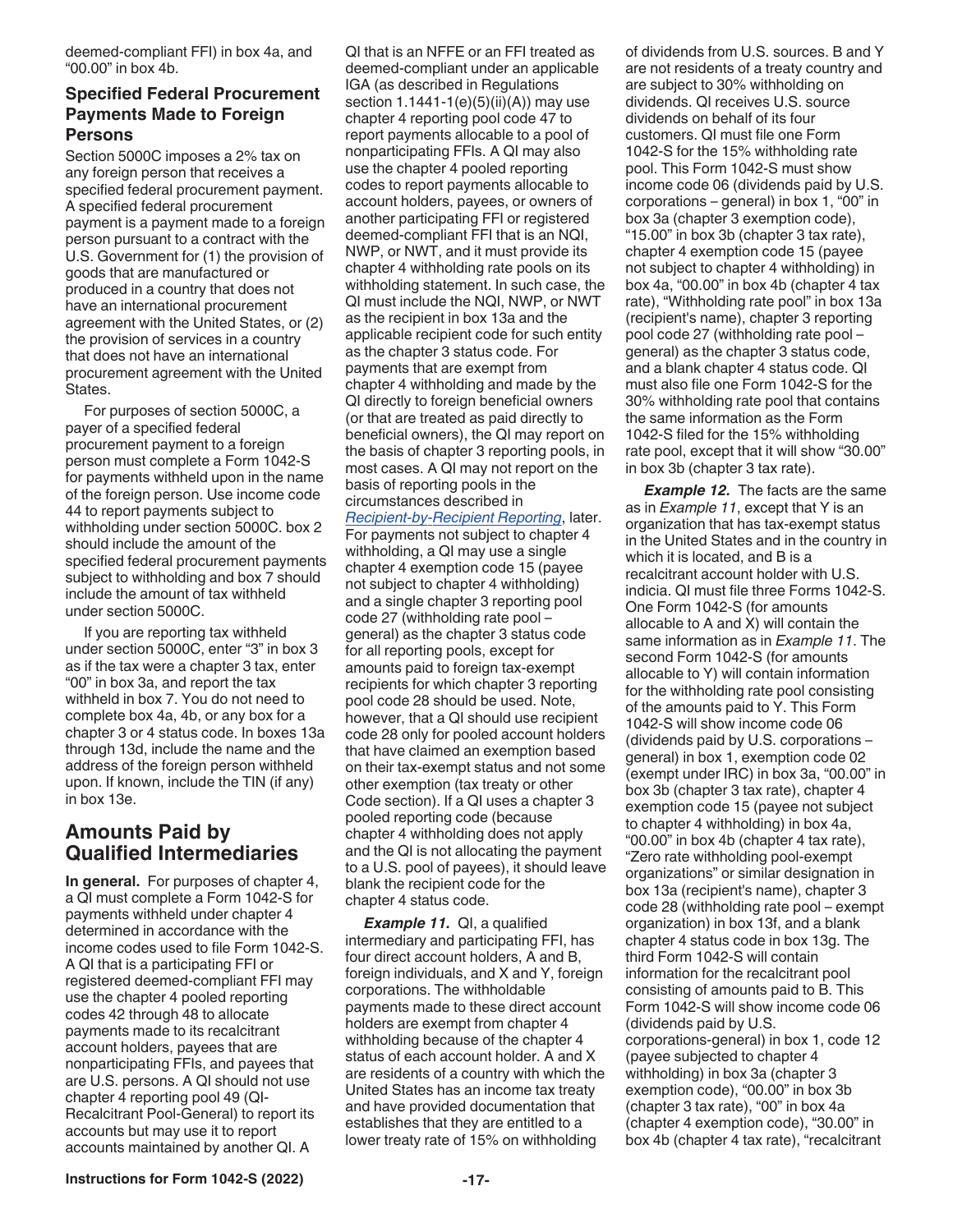deemed-compliant FFI) in box 4a, and "00.00" in box 4b.

### Specified Federal Procurement Payments Made to Foreign Persons

Section 5000C imposes a 2% tax on any foreign person that receives a specified federal procurement payment. A specified federal procurement payment is a payment made to a foreign person pursuant to a contract with the U.S. Government for (1) the provision of goods that are manufactured or produced in a country that does not have an international procurement agreement with the United States, or (2) the provision of services in a country that does not have an international procurement agreement with the United States.

For purposes of section 5000C, a payer of a specified federal procurement payment to a foreign person must complete a Form 1042-S for payments withheld upon in the name of the foreign person. Use income code 44 to report payments subject to withholding under section 5000C. box 2 should include the amount of the specified federal procurement payments subject to withholding and box 7 should include the amount of tax withheld under section 5000C.

If you are reporting tax withheld under section 5000C, enter "3" in box 3 as if the tax were a chapter 3 tax, enter "00" in box 3a, and report the tax withheld in box 7. You do not need to complete box 4a, 4b, or any box for a chapter 3 or 4 status code. In boxes 13a through 13d, include the name and the address of the foreign person withheld upon. If known, include the TIN (if any) in box 13e.

## Amounts Paid by Qualified Intermediaries

**In general.** For purposes of chapter 4, a QI must complete a Form 1042-S for payments withheld under chapter 4 determined in accordance with the income codes used to file Form 1042-S. A QI that is a participating FFI or registered deemed-compliant FFI may use the chapter 4 pooled reporting codes 42 through 48 to allocate payments made to its recalcitrant account holders, payees that are nonparticipating FFIs, and payees that are U.S. persons. A QI should not use chapter 4 reporting pool 49 (QI-Recalcitrant Pool-General) to report its accounts but may use it to report accounts maintained by another QI. A QI that is an NFFE or an FFI treated as deemed-compliant under an applicable IGA (as described in Regulations section 1.1441-1(e)(5)(ii)(A)) may use chapter 4 reporting pool code 47 to report payments allocable to a pool of nonparticipating FFIs. A QI may also use the chapter 4 pooled reporting codes to report payments allocable to account holders, payees, or owners of another participating FFI or registered deemed-compliant FFI that is an NQI, NWP, or NWT, and it must provide its chapter 4 withholding rate pools on its withholding statement. In such case, the QI must include the NQI, NWP, or NWT as the recipient in box 13a and the applicable recipient code for such entity as the chapter 3 status code. For payments that are exempt from chapter 4 withholding and made by the QI directly to foreign beneficial owners (or that are treated as paid directly to beneficial owners), the QI may report on the basis of chapter 3 reporting pools, in most cases. A QI may not report on the basis of reporting pools in the circumstances described in *Recipient-by-Recipient Reporting*, later. For payments not subject to chapter 4 withholding, a QI may use a single chapter 4 exemption code 15 (payee not subject to chapter 4 withholding) and a single chapter 3 reporting pool code 27 (withholding rate pool – general) as the chapter 3 status code for all reporting pools, except for amounts paid to foreign tax-exempt recipients for which chapter 3 reporting pool code 28 should be used. Note, however, that a QI should use recipient code 28 only for pooled account holders that have claimed an exemption based on their tax-exempt status and not some other exemption (tax treaty or other Code section). If a QI uses a chapter 3 pooled reporting code (because chapter 4 withholding does not apply and the QI is not allocating the payment to a U.S. pool of payees), it should leave blank the recipient code for the chapter 4 status code.

***Example 11.*** QI, a qualified intermediary and participating FFI, has four direct account holders, A and B, foreign individuals, and X and Y, foreign corporations. The withholdable payments made to these direct account holders are exempt from chapter 4 withholding because of the chapter 4 status of each account holder. A and X are residents of a country with which the United States has an income tax treaty and have provided documentation that establishes that they are entitled to a lower treaty rate of 15% on withholding of dividends from U.S. sources. B and Y are not residents of a treaty country and are subject to 30% withholding on dividends. QI receives U.S. source dividends on behalf of its four customers. QI must file one Form 1042-S for the 15% withholding rate pool. This Form 1042-S must show income code 06 (dividends paid by U.S. corporations – general) in box 1, "00" in box 3a (chapter 3 exemption code), "15.00" in box 3b (chapter 3 tax rate), chapter 4 exemption code 15 (payee not subject to chapter 4 withholding) in box 4a, "00.00" in box 4b (chapter 4 tax rate), "Withholding rate pool" in box 13a (recipient's name), chapter 3 reporting pool code 27 (withholding rate pool – general) as the chapter 3 status code, and a blank chapter 4 status code. QI must also file one Form 1042-S for the 30% withholding rate pool that contains the same information as the Form 1042-S filed for the 15% withholding rate pool, except that it will show "30.00" in box 3b (chapter 3 tax rate).

***Example 12.*** The facts are the same as in *Example 11*, except that Y is an organization that has tax-exempt status in the United States and in the country in which it is located, and B is a recalcitrant account holder with U.S. indicia. QI must file three Forms 1042-S. One Form 1042-S (for amounts allocable to A and X) will contain the same information as in *Example 11*. The second Form 1042-S (for amounts allocable to Y) will contain information for the withholding rate pool consisting of the amounts paid to Y. This Form 1042-S will show income code 06 (dividends paid by U.S. corporations – general) in box 1, exemption code 02 (exempt under IRC) in box 3a, "00.00" in box 3b (chapter 3 tax rate), chapter 4 exemption code 15 (payee not subject to chapter 4 withholding) in box 4a, "00.00" in box 4b (chapter 4 tax rate), "Zero rate withholding pool-exempt organizations" or similar designation in box 13a (recipient's name), chapter 3 code 28 (withholding rate pool – exempt organization) in box 13f, and a blank chapter 4 status code in box 13g. The third Form 1042-S will contain information for the recalcitrant pool consisting of amounts paid to B. This Form 1042-S will show income code 06 (dividends paid by U.S. corporations-general) in box 1, code 12 (payee subjected to chapter 4 withholding) in box 3a (chapter 3 exemption code), "00.00" in box 3b (chapter 3 tax rate), "00" in box 4a (chapter 4 exemption code), "30.00" in box 4b (chapter 4 tax rate), "recalcitrant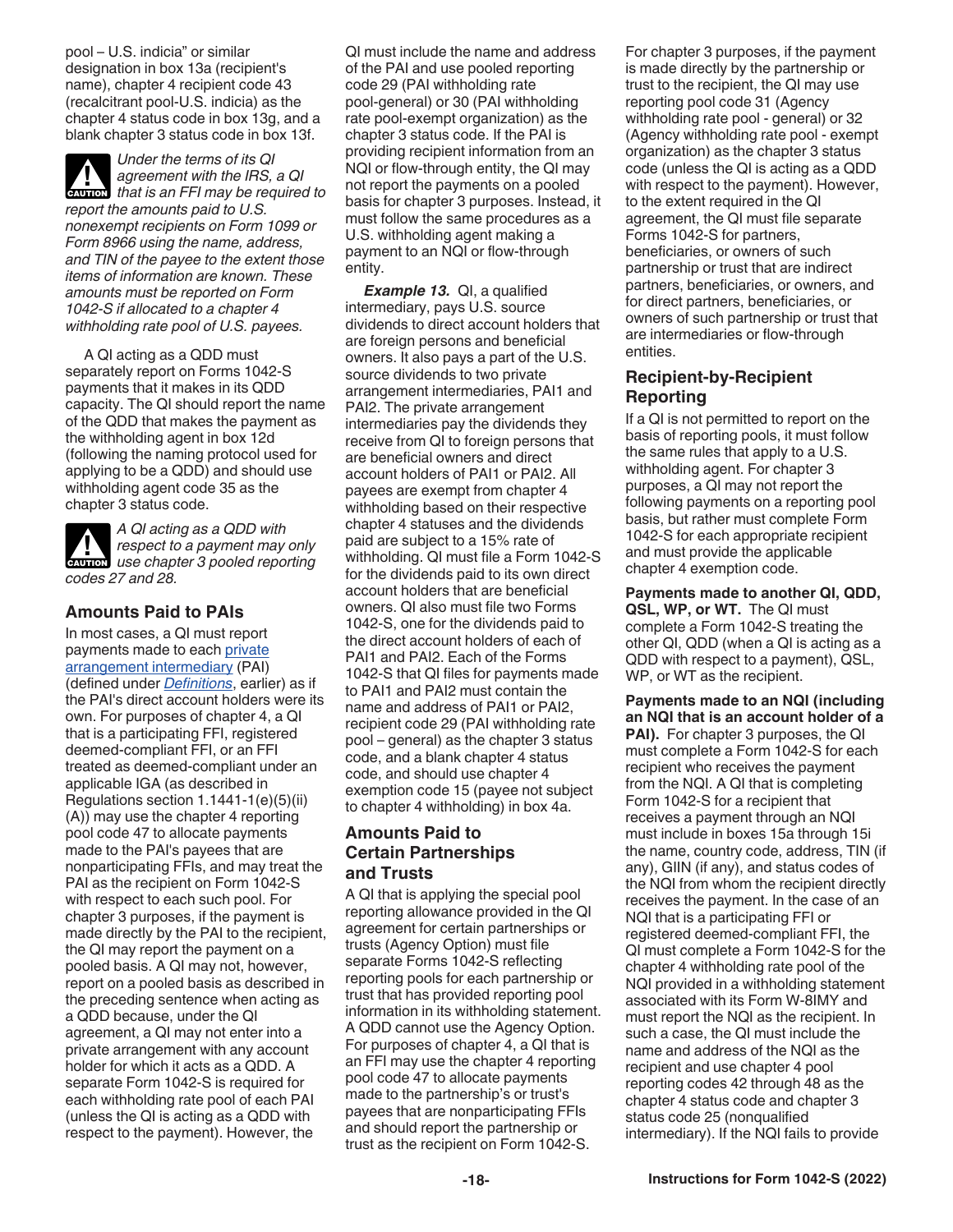pool – U.S. indicia" or similar designation in box 13a (recipient's name), chapter 4 recipient code 43 (recalcitrant pool-U.S. indicia) as the chapter 4 status code in box 13g, and a blank chapter 3 status code in box 13f.

> **CAUTION:** *Under the terms of its QI agreement with the IRS, a QI that is an FFI may be required to report the amounts paid to U.S. nonexempt recipients on Form 1099 or Form 8966 using the name, address, and TIN of the payee to the extent those items of information are known. These amounts must be reported on Form 1042-S if allocated to a chapter 4 withholding rate pool of U.S. payees.*

A QI acting as a QDD must separately report on Forms 1042-S payments that it makes in its QDD capacity. The QI should report the name of the QDD that makes the payment as the withholding agent in box 12d (following the naming protocol used for applying to be a QDD) and should use withholding agent code 35 as the chapter 3 status code.

> **CAUTION:** *A QI acting as a QDD with respect to a payment may only use chapter 3 pooled reporting codes 27 and 28.*

### Amounts Paid to PAIs

In most cases, a QI must report payments made to each private arrangement intermediary (PAI) (defined under *Definitions*, earlier) as if the PAI's direct account holders were its own. For purposes of chapter 4, a QI that is a participating FFI, registered deemed-compliant FFI, or an FFI treated as deemed-compliant under an applicable IGA (as described in Regulations section 1.1441-1(e)(5)(ii)(A)) may use the chapter 4 reporting pool code 47 to allocate payments made to the PAI's payees that are nonparticipating FFIs, and may treat the PAI as the recipient on Form 1042-S with respect to each such pool. For chapter 3 purposes, if the payment is made directly by the PAI to the recipient, the QI may report the payment on a pooled basis. A QI may not, however, report on a pooled basis as described in the preceding sentence when acting as a QDD because, under the QI agreement, a QI may not enter into a private arrangement with any account holder for which it acts as a QDD. A separate Form 1042-S is required for each withholding rate pool of each PAI (unless the QI is acting as a QDD with respect to the payment). However, the QI must include the name and address of the PAI and use pooled reporting code 29 (PAI withholding rate pool-general) or 30 (PAI withholding rate pool-exempt organization) as the chapter 3 status code. If the PAI is providing recipient information from an NQI or flow-through entity, the QI may not report the payments on a pooled basis for chapter 3 purposes. Instead, it must follow the same procedures as a U.S. withholding agent making a payment to an NQI or flow-through entity.

***Example 13.*** QI, a qualified intermediary, pays U.S. source dividends to direct account holders that are foreign persons and beneficial owners. It also pays a part of the U.S. source dividends to two private arrangement intermediaries, PAI1 and PAI2. The private arrangement intermediaries pay the dividends they receive from QI to foreign persons that are beneficial owners and direct account holders of PAI1 or PAI2. All payees are exempt from chapter 4 withholding based on their respective chapter 4 statuses and the dividends paid are subject to a 15% rate of withholding. QI must file a Form 1042-S for the dividends paid to its own direct account holders that are beneficial owners. QI also must file two Forms 1042-S, one for the dividends paid to the direct account holders of each of PAI1 and PAI2. Each of the Forms 1042-S that QI files for payments made to PAI1 and PAI2 must contain the name and address of PAI1 or PAI2, recipient code 29 (PAI withholding rate pool – general) as the chapter 3 status code, and a blank chapter 4 status code, and should use chapter 4 exemption code 15 (payee not subject to chapter 4 withholding) in box 4a.

### Amounts Paid to Certain Partnerships and Trusts

A QI that is applying the special pool reporting allowance provided in the QI agreement for certain partnerships or trusts (Agency Option) must file separate Forms 1042-S reflecting reporting pools for each partnership or trust that has provided reporting pool information in its withholding statement. A QDD cannot use the Agency Option. For purposes of chapter 4, a QI that is an FFI may use the chapter 4 reporting pool code 47 to allocate payments made to the partnership's or trust's payees that are nonparticipating FFIs and should report the partnership or trust as the recipient on Form 1042-S. For chapter 3 purposes, if the payment is made directly by the partnership or trust to the recipient, the QI may use reporting pool code 31 (Agency withholding rate pool - general) or 32 (Agency withholding rate pool - exempt organization) as the chapter 3 status code (unless the QI is acting as a QDD with respect to the payment). However, to the extent required in the QI agreement, the QI must file separate Forms 1042-S for partners, beneficiaries, or owners of such partnership or trust that are indirect partners, beneficiaries, or owners, and for direct partners, beneficiaries, or owners of such partnership or trust that are intermediaries or flow-through entities.

### Recipient-by-Recipient Reporting

If a QI is not permitted to report on the basis of reporting pools, it must follow the same rules that apply to a U.S. withholding agent. For chapter 3 purposes, a QI may not report the following payments on a reporting pool basis, but rather must complete Form 1042-S for each appropriate recipient and must provide the applicable chapter 4 exemption code.

**Payments made to another QI, QDD, QSL, WP, or WT.** The QI must complete a Form 1042-S treating the other QI, QDD (when a QI is acting as a QDD with respect to a payment), QSL, WP, or WT as the recipient.

**Payments made to an NQI (including an NQI that is an account holder of a PAI).** For chapter 3 purposes, the QI must complete a Form 1042-S for each recipient who receives the payment from the NQI. A QI that is completing Form 1042-S for a recipient that receives a payment through an NQI must include in boxes 15a through 15i the name, country code, address, TIN (if any), GIIN (if any), and status codes of the NQI from whom the recipient directly receives the payment. In the case of an NQI that is a participating FFI or registered deemed-compliant FFI, the QI must complete a Form 1042-S for the chapter 4 withholding rate pool of the NQI provided in a withholding statement associated with its Form W-8IMY and must report the NQI as the recipient. In such a case, the QI must include the name and address of the NQI as the recipient and use chapter 4 pool reporting codes 42 through 48 as the chapter 4 status code and chapter 3 status code 25 (nonqualified intermediary). If the NQI fails to provide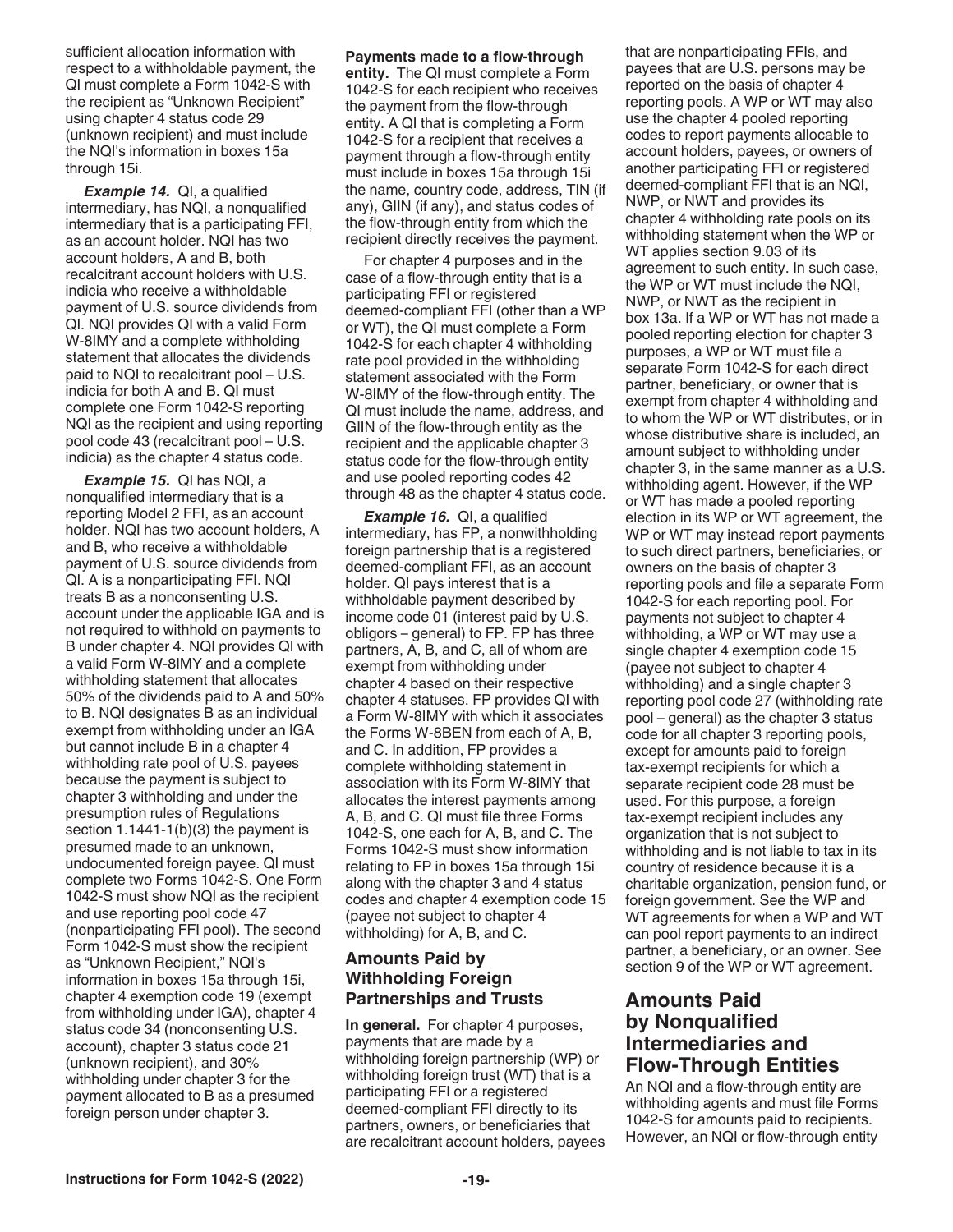sufficient allocation information with respect to a withholdable payment, the QI must complete a Form 1042-S with the recipient as "Unknown Recipient" using chapter 4 status code 29 (unknown recipient) and must include the NQI's information in boxes 15a through 15i.

***Example 14.*** QI, a qualified intermediary, has NQI, a nonqualified intermediary that is a participating FFI, as an account holder. NQI has two account holders, A and B, both recalcitrant account holders with U.S. indicia who receive a withholdable payment of U.S. source dividends from QI. NQI provides QI with a valid Form W-8IMY and a complete withholding statement that allocates the dividends paid to NQI to recalcitrant pool – U.S. indicia for both A and B. QI must complete one Form 1042-S reporting NQI as the recipient and using reporting pool code 43 (recalcitrant pool – U.S. indicia) as the chapter 4 status code.

***Example 15.*** QI has NQI, a nonqualified intermediary that is a reporting Model 2 FFI, as an account holder. NQI has two account holders, A and B, who receive a withholdable payment of U.S. source dividends from QI. A is a nonparticipating FFI. NQI treats B as a nonconsenting U.S. account under the applicable IGA and is not required to withhold on payments to B under chapter 4. NQI provides QI with a valid Form W-8IMY and a complete withholding statement that allocates 50% of the dividends paid to A and 50% to B. NQI designates B as an individual exempt from withholding under an IGA but cannot include B in a chapter 4 withholding rate pool of U.S. payees because the payment is subject to chapter 3 withholding and under the presumption rules of Regulations section 1.1441-1(b)(3) the payment is presumed made to an unknown, undocumented foreign payee. QI must complete two Forms 1042-S. One Form 1042-S must show NQI as the recipient and use reporting pool code 47 (nonparticipating FFI pool). The second Form 1042-S must show the recipient as "Unknown Recipient," NQI's information in boxes 15a through 15i, chapter 4 exemption code 19 (exempt from withholding under IGA), chapter 4 status code 34 (nonconsenting U.S. account), chapter 3 status code 21 (unknown recipient), and 30% withholding under chapter 3 for the payment allocated to B as a presumed foreign person under chapter 3.

**Payments made to a flow-through entity.** The QI must complete a Form 1042-S for each recipient who receives the payment from the flow-through entity. A QI that is completing a Form 1042-S for a recipient that receives a payment through a flow-through entity must include in boxes 15a through 15i the name, country code, address, TIN (if any), GIIN (if any), and status codes of the flow-through entity from which the recipient directly receives the payment.

For chapter 4 purposes and in the case of a flow-through entity that is a participating FFI or registered deemed-compliant FFI (other than a WP or WT), the QI must complete a Form 1042-S for each chapter 4 withholding rate pool provided in the withholding statement associated with the Form W-8IMY of the flow-through entity. The QI must include the name, address, and GIIN of the flow-through entity as the recipient and the applicable chapter 3 status code for the flow-through entity and use pooled reporting codes 42 through 48 as the chapter 4 status code.

***Example 16.*** QI, a qualified intermediary, has FP, a nonwithholding foreign partnership that is a registered deemed-compliant FFI, as an account holder. QI pays interest that is a withholdable payment described by income code 01 (interest paid by U.S. obligors – general) to FP. FP has three partners, A, B, and C, all of whom are exempt from withholding under chapter 4 based on their respective chapter 4 statuses. FP provides QI with a Form W-8IMY with which it associates the Forms W-8BEN from each of A, B, and C. In addition, FP provides a complete withholding statement in association with its Form W-8IMY that allocates the interest payments among A, B, and C. QI must file three Forms 1042-S, one each for A, B, and C. The Forms 1042-S must show information relating to FP in boxes 15a through 15i along with the chapter 3 and 4 status codes and chapter 4 exemption code 15 (payee not subject to chapter 4 withholding) for A, B, and C.

### Amounts Paid by Withholding Foreign Partnerships and Trusts

**In general.** For chapter 4 purposes, payments that are made by a withholding foreign partnership (WP) or withholding foreign trust (WT) that is a participating FFI or a registered deemed-compliant FFI directly to its partners, owners, or beneficiaries that are recalcitrant account holders, payees that are nonparticipating FFIs, and payees that are U.S. persons may be reported on the basis of chapter 4 reporting pools. A WP or WT may also use the chapter 4 pooled reporting codes to report payments allocable to account holders, payees, or owners of another participating FFI or registered deemed-compliant FFI that is an NQI, NWP, or NWT and provides its chapter 4 withholding rate pools on its withholding statement when the WP or WT applies section 9.03 of its agreement to such entity. In such case, the WP or WT must include the NQI, NWP, or NWT as the recipient in box 13a. If a WP or WT has not made a pooled reporting election for chapter 3 purposes, a WP or WT must file a separate Form 1042-S for each direct partner, beneficiary, or owner that is exempt from chapter 4 withholding and to whom the WP or WT distributes, or in whose distributive share is included, an amount subject to withholding under chapter 3, in the same manner as a U.S. withholding agent. However, if the WP or WT has made a pooled reporting election in its WP or WT agreement, the WP or WT may instead report payments to such direct partners, beneficiaries, or owners on the basis of chapter 3 reporting pools and file a separate Form 1042-S for each reporting pool. For payments not subject to chapter 4 withholding, a WP or WT may use a single chapter 4 exemption code 15 (payee not subject to chapter 4 withholding) and a single chapter 3 reporting pool code 27 (withholding rate pool – general) as the chapter 3 status code for all chapter 3 reporting pools, except for amounts paid to foreign tax-exempt recipients for which a separate recipient code 28 must be used. For this purpose, a foreign tax-exempt recipient includes any organization that is not subject to withholding and is not liable to tax in its country of residence because it is a charitable organization, pension fund, or foreign government. See the WP and WT agreements for when a WP and WT can pool report payments to an indirect partner, a beneficiary, or an owner. See section 9 of the WP or WT agreement.

## Amounts Paid by Nonqualified Intermediaries and Flow-Through Entities

An NQI and a flow-through entity are withholding agents and must file Forms 1042-S for amounts paid to recipients. However, an NQI or flow-through entity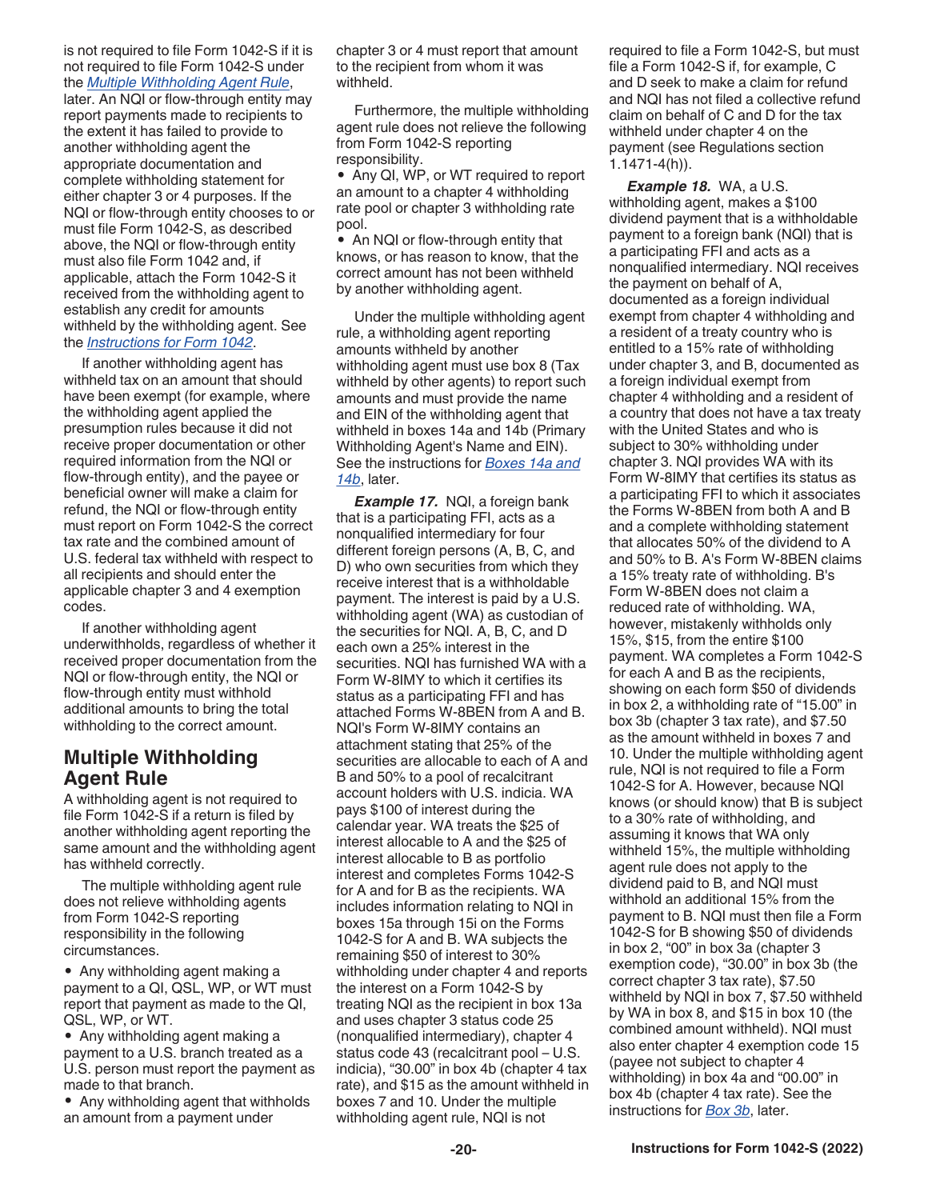is not required to file Form 1042-S if it is not required to file Form 1042-S under the *Multiple Withholding Agent Rule*, later. An NQI or flow-through entity may report payments made to recipients to the extent it has failed to provide to another withholding agent the appropriate documentation and complete withholding statement for either chapter 3 or 4 purposes. If the NQI or flow-through entity chooses to or must file Form 1042-S, as described above, the NQI or flow-through entity must also file Form 1042 and, if applicable, attach the Form 1042-S it received from the withholding agent to establish any credit for amounts withheld by the withholding agent. See the *Instructions for Form 1042*.

If another withholding agent has withheld tax on an amount that should have been exempt (for example, where the withholding agent applied the presumption rules because it did not receive proper documentation or other required information from the NQI or flow-through entity), and the payee or beneficial owner will make a claim for refund, the NQI or flow-through entity must report on Form 1042-S the correct tax rate and the combined amount of U.S. federal tax withheld with respect to all recipients and should enter the applicable chapter 3 and 4 exemption codes.

If another withholding agent underwithholds, regardless of whether it received proper documentation from the NQI or flow-through entity, the NQI or flow-through entity must withhold additional amounts to bring the total withholding to the correct amount.

## Multiple Withholding Agent Rule

A withholding agent is not required to file Form 1042-S if a return is filed by another withholding agent reporting the same amount and the withholding agent has withheld correctly.

The multiple withholding agent rule does not relieve withholding agents from Form 1042-S reporting responsibility in the following circumstances.

- Any withholding agent making a payment to a QI, QSL, WP, or WT must report that payment as made to the QI, QSL, WP, or WT.
- Any withholding agent making a payment to a U.S. branch treated as a U.S. person must report the payment as made to that branch.
- Any withholding agent that withholds an amount from a payment under chapter 3 or 4 must report that amount to the recipient from whom it was withheld.

Furthermore, the multiple withholding agent rule does not relieve the following from Form 1042-S reporting responsibility.

- Any QI, WP, or WT required to report an amount to a chapter 4 withholding rate pool or chapter 3 withholding rate pool.
- An NQI or flow-through entity that knows, or has reason to know, that the correct amount has not been withheld by another withholding agent.

Under the multiple withholding agent rule, a withholding agent reporting amounts withheld by another withholding agent must use box 8 (Tax withheld by other agents) to report such amounts and must provide the name and EIN of the withholding agent that withheld in boxes 14a and 14b (Primary Withholding Agent's Name and EIN). See the instructions for *Boxes 14a and 14b*, later.

***Example 17.*** NQI, a foreign bank that is a participating FFI, acts as a nonqualified intermediary for four different foreign persons (A, B, C, and D) who own securities from which they receive interest that is a withholdable payment. The interest is paid by a U.S. withholding agent (WA) as custodian of the securities for NQI. A, B, C, and D each own a 25% interest in the securities. NQI has furnished WA with a Form W-8IMY to which it certifies its status as a participating FFI and has attached Forms W-8BEN from A and B. NQI's Form W-8IMY contains an attachment stating that 25% of the securities are allocable to each of A and B and 50% to a pool of recalcitrant account holders with U.S. indicia. WA pays $100 of interest during the calendar year. WA treats the $25 of interest allocable to A and the $25 of interest allocable to B as portfolio interest and completes Forms 1042-S for A and for B as the recipients. WA includes information relating to NQI in boxes 15a through 15i on the Forms 1042-S for A and B. WA subjects the remaining $50 of interest to 30% withholding under chapter 4 and reports the interest on a Form 1042-S by treating NQI as the recipient in box 13a and uses chapter 3 status code 25 (nonqualified intermediary), chapter 4 status code 43 (recalcitrant pool – U.S. indicia), "30.00" in box 4b (chapter 4 tax rate), and $15 as the amount withheld in boxes 7 and 10. Under the multiple withholding agent rule, NQI is not required to file a Form 1042-S, but must file a Form 1042-S if, for example, C and D seek to make a claim for refund and NQI has not filed a collective refund claim on behalf of C and D for the tax withheld under chapter 4 on the payment (see Regulations section 1.1471-4(h)).

***Example 18.*** WA, a U.S. withholding agent, makes a $100 dividend payment that is a withholdable payment to a foreign bank (NQI) that is a participating FFI and acts as a nonqualified intermediary. NQI receives the payment on behalf of A, documented as a foreign individual exempt from chapter 4 withholding and a resident of a treaty country who is entitled to a 15% rate of withholding under chapter 3, and B, documented as a foreign individual exempt from chapter 4 withholding and a resident of a country that does not have a tax treaty with the United States and who is subject to 30% withholding under chapter 3. NQI provides WA with its Form W-8IMY that certifies its status as a participating FFI to which it associates the Forms W-8BEN from both A and B and a complete withholding statement that allocates 50% of the dividend to A and 50% to B. A's Form W-8BEN claims a 15% treaty rate of withholding. B's Form W-8BEN does not claim a reduced rate of withholding. WA, however, mistakenly withholds only 15%, $15, from the entire $100 payment. WA completes a Form 1042-S for each A and B as the recipients, showing on each form $50 of dividends in box 2, a withholding rate of "15.00" in box 3b (chapter 3 tax rate), and $7.50 as the amount withheld in boxes 7 and 10. Under the multiple withholding agent rule, NQI is not required to file a Form 1042-S for A. However, because NQI knows (or should know) that B is subject to a 30% rate of withholding, and assuming it knows that WA only withheld 15%, the multiple withholding agent rule does not apply to the dividend paid to B, and NQI must withhold an additional 15% from the payment to B. NQI must then file a Form 1042-S for B showing $50 of dividends in box 2, "00" in box 3a (chapter 3 exemption code), "30.00" in box 3b (the correct chapter 3 tax rate), $7.50 withheld by NQI in box 7, $7.50 withheld by WA in box 8, and $15 in box 10 (the combined amount withheld). NQI must also enter chapter 4 exemption code 15 (payee not subject to chapter 4 withholding) in box 4a and "00.00" in box 4b (chapter 4 tax rate). See the instructions for *Box 3b*, later.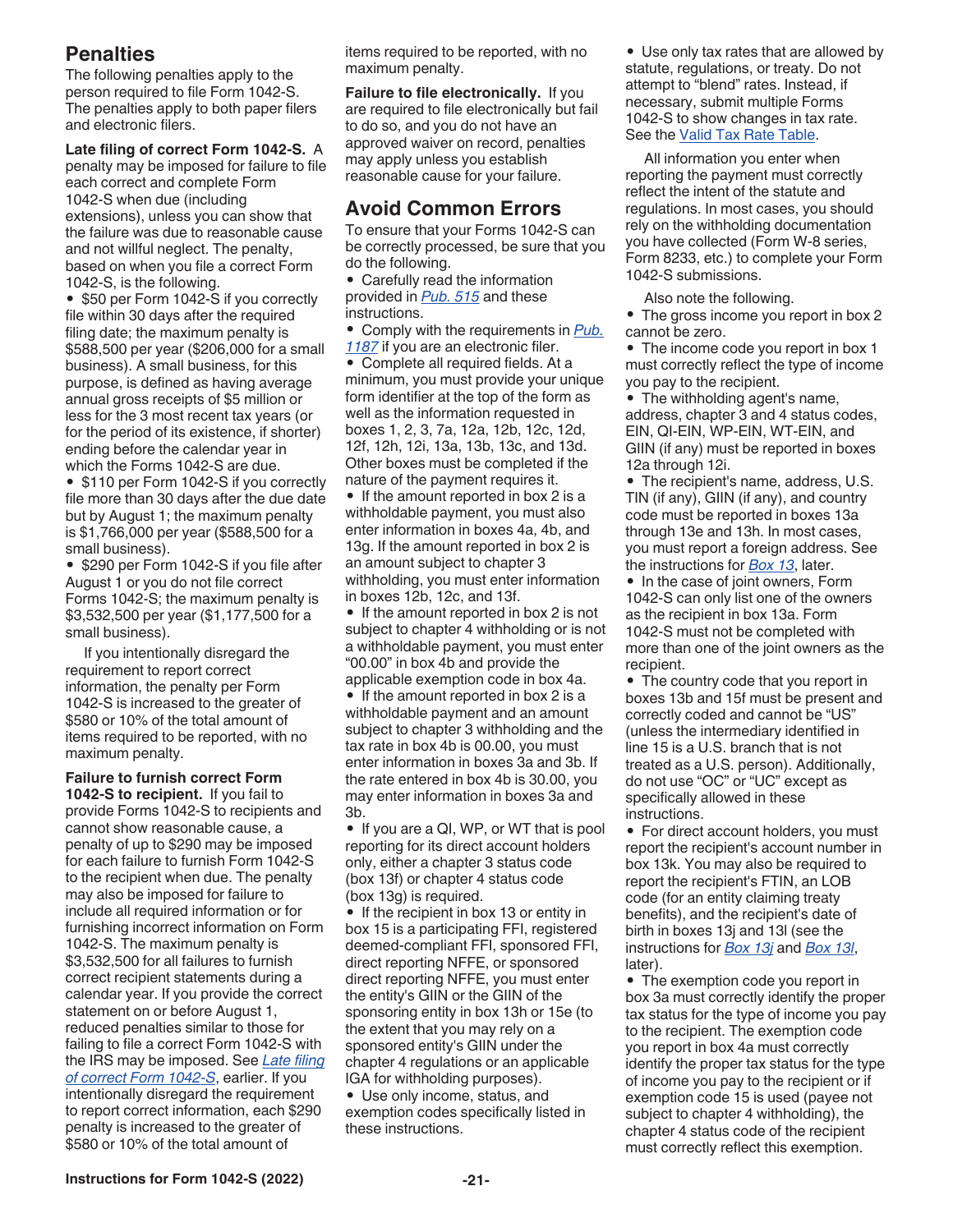## Penalties

The following penalties apply to the person required to file Form 1042-S. The penalties apply to both paper filers and electronic filers.

**Late filing of correct Form 1042-S.** A penalty may be imposed for failure to file each correct and complete Form 1042-S when due (including extensions), unless you can show that the failure was due to reasonable cause and not willful neglect. The penalty, based on when you file a correct Form 1042-S, is the following.

- $50 per Form 1042-S if you correctly file within 30 days after the required filing date; the maximum penalty is $588,500 per year ($206,000 for a small business). A small business, for this purpose, is defined as having average annual gross receipts of $5 million or less for the 3 most recent tax years (or for the period of its existence, if shorter) ending before the calendar year in which the Forms 1042-S are due.
- $110 per Form 1042-S if you correctly file more than 30 days after the due date but by August 1; the maximum penalty is $1,766,000 per year ($588,500 for a small business).
- $290 per Form 1042-S if you file after August 1 or you do not file correct Forms 1042-S; the maximum penalty is $3,532,500 per year ($1,177,500 for a small business).

If you intentionally disregard the requirement to report correct information, the penalty per Form 1042-S is increased to the greater of $580 or 10% of the total amount of items required to be reported, with no maximum penalty.

**Failure to furnish correct Form 1042-S to recipient.** If you fail to provide Forms 1042-S to recipients and cannot show reasonable cause, a penalty of up to $290 may be imposed for each failure to furnish Form 1042-S to the recipient when due. The penalty may also be imposed for failure to include all required information or for furnishing incorrect information on Form 1042-S. The maximum penalty is $3,532,500 for all failures to furnish correct recipient statements during a calendar year. If you provide the correct statement on or before August 1, reduced penalties similar to those for failing to file a correct Form 1042-S with the IRS may be imposed. See *Late filing of correct Form 1042-S*, earlier. If you intentionally disregard the requirement to report correct information, each $290 penalty is increased to the greater of $580 or 10% of the total amount of items required to be reported, with no maximum penalty.

**Failure to file electronically.** If you are required to file electronically but fail to do so, and you do not have an approved waiver on record, penalties may apply unless you establish reasonable cause for your failure.

## Avoid Common Errors

To ensure that your Forms 1042-S can be correctly processed, be sure that you do the following.

- Carefully read the information provided in *Pub. 515* and these instructions.
- Comply with the requirements in *Pub. 1187* if you are an electronic filer.
- Complete all required fields. At a minimum, you must provide your unique form identifier at the top of the form as well as the information requested in boxes 1, 2, 3, 7a, 12a, 12b, 12c, 12d, 12f, 12h, 12i, 13a, 13b, 13c, and 13d. Other boxes must be completed if the nature of the payment requires it.
- If the amount reported in box 2 is a withholdable payment, you must also enter information in boxes 4a, 4b, and 13g. If the amount reported in box 2 is an amount subject to chapter 3 withholding, you must enter information in boxes 12b, 12c, and 13f.
- If the amount reported in box 2 is not subject to chapter 4 withholding or is not a withholdable payment, you must enter "00.00" in box 4b and provide the applicable exemption code in box 4a.
- If the amount reported in box 2 is a withholdable payment and an amount subject to chapter 3 withholding and the tax rate in box 4b is 00.00, you must enter information in boxes 3a and 3b. If the rate entered in box 4b is 30.00, you may enter information in boxes 3a and 3b.
- If you are a QI, WP, or WT that is pool reporting for its direct account holders only, either a chapter 3 status code (box 13f) or chapter 4 status code (box 13g) is required.
- If the recipient in box 13 or entity in box 15 is a participating FFI, registered deemed-compliant FFI, sponsored FFI, direct reporting NFFE, or sponsored direct reporting NFFE, you must enter the entity's GIIN or the GIIN of the sponsoring entity in box 13h or 15e (to the extent that you may rely on a sponsored entity's GIIN under the chapter 4 regulations or an applicable IGA for withholding purposes).
- Use only income, status, and exemption codes specifically listed in these instructions.
- Use only tax rates that are allowed by statute, regulations, or treaty. Do not attempt to "blend" rates. Instead, if necessary, submit multiple Forms 1042-S to show changes in tax rate. See the Valid Tax Rate Table.

All information you enter when reporting the payment must correctly reflect the intent of the statute and regulations. In most cases, you should rely on the withholding documentation you have collected (Form W-8 series, Form 8233, etc.) to complete your Form 1042-S submissions.

Also note the following.

- The gross income you report in box 2 cannot be zero.
- The income code you report in box 1 must correctly reflect the type of income you pay to the recipient.
- The withholding agent's name, address, chapter 3 and 4 status codes, EIN, QI-EIN, WP-EIN, WT-EIN, and GIIN (if any) must be reported in boxes 12a through 12i.
- The recipient's name, address, U.S. TIN (if any), GIIN (if any), and country code must be reported in boxes 13a through 13e and 13h. In most cases, you must report a foreign address. See the instructions for *Box 13*, later.
- In the case of joint owners, Form 1042-S can only list one of the owners as the recipient in box 13a. Form 1042-S must not be completed with more than one of the joint owners as the recipient.
- The country code that you report in boxes 13b and 15f must be present and correctly coded and cannot be "US" (unless the intermediary identified in line 15 is a U.S. branch that is not treated as a U.S. person). Additionally, do not use "OC" or "UC" except as specifically allowed in these instructions.
- For direct account holders, you must report the recipient's account number in box 13k. You may also be required to report the recipient's FTIN, an LOB code (for an entity claiming treaty benefits), and the recipient's date of birth in boxes 13j and 13l (see the instructions for *Box 13j* and *Box 13l*, later).
- The exemption code you report in box 3a must correctly identify the proper tax status for the type of income you pay to the recipient. The exemption code you report in box 4a must correctly identify the proper tax status for the type of income you pay to the recipient or if exemption code 15 is used (payee not subject to chapter 4 withholding), the chapter 4 status code of the recipient must correctly reflect this exemption.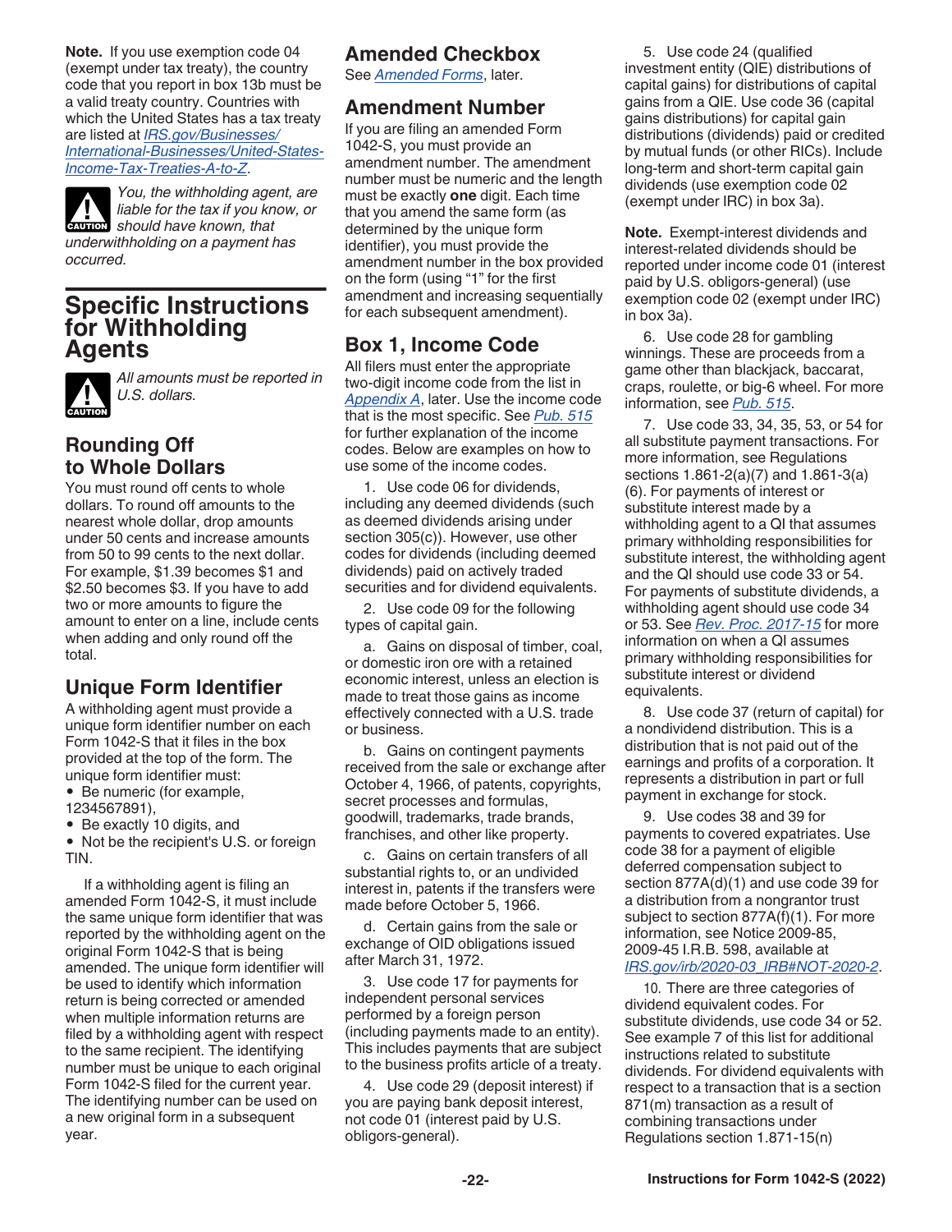**Note.** If you use exemption code 04 (exempt under tax treaty), the country code that you report in box 13b must be a valid treaty country. Countries with which the United States has a tax treaty are listed at *IRS.gov/Businesses/International-Businesses/United-States-Income-Tax-Treaties-A-to-Z*.

CAUTION: *You, the withholding agent, are liable for the tax if you know, or should have known, that underwithholding on a payment has occurred.*

# Specific Instructions for Withholding Agents

CAUTION: *All amounts must be reported in U.S. dollars.*

## Rounding Off to Whole Dollars

You must round off cents to whole dollars. To round off amounts to the nearest whole dollar, drop amounts under 50 cents and increase amounts from 50 to 99 cents to the next dollar. For example, $1.39 becomes $1 and $2.50 becomes $3. If you have to add two or more amounts to figure the amount to enter on a line, include cents when adding and only round off the total.

## Unique Form Identifier

A withholding agent must provide a unique form identifier number on each Form 1042-S that it files in the box provided at the top of the form. The unique form identifier must:

- Be numeric (for example, 1234567891),
- Be exactly 10 digits, and
- Not be the recipient's U.S. or foreign TIN.

If a withholding agent is filing an amended Form 1042-S, it must include the same unique form identifier that was reported by the withholding agent on the original Form 1042-S that is being amended. The unique form identifier will be used to identify which information return is being corrected or amended when multiple information returns are filed by a withholding agent with respect to the same recipient. The identifying number must be unique to each original Form 1042-S filed for the current year. The identifying number can be used on a new original form in a subsequent year.

## Amended Checkbox

See *Amended Forms*, later.

## Amendment Number

If you are filing an amended Form 1042-S, you must provide an amendment number. The amendment number must be numeric and the length must be exactly **one** digit. Each time that you amend the same form (as determined by the unique form identifier), you must provide the amendment number in the box provided on the form (using "1" for the first amendment and increasing sequentially for each subsequent amendment).

## Box 1, Income Code

All filers must enter the appropriate two-digit income code from the list in *Appendix A*, later. Use the income code that is the most specific. See *Pub. 515* for further explanation of the income codes. Below are examples on how to use some of the income codes.

1. Use code 06 for dividends, including any deemed dividends (such as deemed dividends arising under section 305(c)). However, use other codes for dividends (including deemed dividends) paid on actively traded securities and for dividend equivalents.

2. Use code 09 for the following types of capital gain.

a. Gains on disposal of timber, coal, or domestic iron ore with a retained economic interest, unless an election is made to treat those gains as income effectively connected with a U.S. trade or business.

b. Gains on contingent payments received from the sale or exchange after October 4, 1966, of patents, copyrights, secret processes and formulas, goodwill, trademarks, trade brands, franchises, and other like property.

c. Gains on certain transfers of all substantial rights to, or an undivided interest in, patents if the transfers were made before October 5, 1966.

d. Certain gains from the sale or exchange of OID obligations issued after March 31, 1972.

3. Use code 17 for payments for independent personal services performed by a foreign person (including payments made to an entity). This includes payments that are subject to the business profits article of a treaty.

4. Use code 29 (deposit interest) if you are paying bank deposit interest, not code 01 (interest paid by U.S. obligors-general).

5. Use code 24 (qualified investment entity (QIE) distributions of capital gains) for distributions of capital gains from a QIE. Use code 36 (capital gains distributions) for capital gain distributions (dividends) paid or credited by mutual funds (or other RICs). Include long-term and short-term capital gain dividends (use exemption code 02 (exempt under IRC) in box 3a).

**Note.** Exempt-interest dividends and interest-related dividends should be reported under income code 01 (interest paid by U.S. obligors-general) (use exemption code 02 (exempt under IRC) in box 3a).

6. Use code 28 for gambling winnings. These are proceeds from a game other than blackjack, baccarat, craps, roulette, or big-6 wheel. For more information, see *Pub. 515*.

7. Use code 33, 34, 35, 53, or 54 for all substitute payment transactions. For more information, see Regulations sections 1.861-2(a)(7) and 1.861-3(a)(6). For payments of interest or substitute interest made by a withholding agent to a QI that assumes primary withholding responsibilities for substitute interest, the withholding agent and the QI should use code 33 or 54. For payments of substitute dividends, a withholding agent should use code 34 or 53. See *Rev. Proc. 2017-15* for more information on when a QI assumes primary withholding responsibilities for substitute interest or dividend equivalents.

8. Use code 37 (return of capital) for a nondividend distribution. This is a distribution that is not paid out of the earnings and profits of a corporation. It represents a distribution in part or full payment in exchange for stock.

9. Use codes 38 and 39 for payments to covered expatriates. Use code 38 for a payment of eligible deferred compensation subject to section 877A(d)(1) and use code 39 for a distribution from a nongrantor trust subject to section 877A(f)(1). For more information, see Notice 2009-85, 2009-45 I.R.B. 598, available at *IRS.gov/irb/2020-03_IRB#NOT-2020-2*.

10. There are three categories of dividend equivalent codes. For substitute dividends, use code 34 or 52. See example 7 of this list for additional instructions related to substitute dividends. For dividend equivalents with respect to a transaction that is a section 871(m) transaction as a result of combining transactions under Regulations section 1.871-15(n)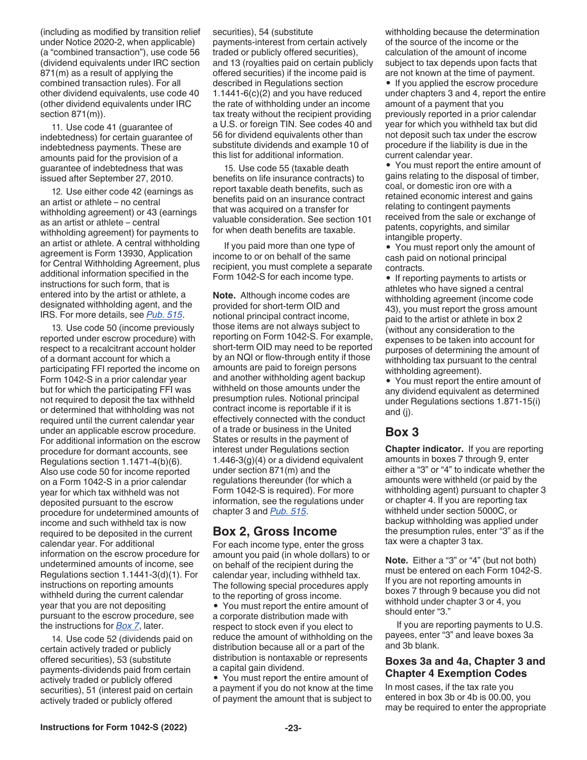(including as modified by transition relief under Notice 2020-2, when applicable) (a "combined transaction"), use code 56 (dividend equivalents under IRC section 871(m) as a result of applying the combined transaction rules). For all other dividend equivalents, use code 40 (other dividend equivalents under IRC section 871(m)).

11. Use code 41 (guarantee of indebtedness) for certain guarantee of indebtedness payments. These are amounts paid for the provision of a guarantee of indebtedness that was issued after September 27, 2010.

12. Use either code 42 (earnings as an artist or athlete – no central withholding agreement) or 43 (earnings as an artist or athlete – central withholding agreement) for payments to an artist or athlete. A central withholding agreement is Form 13930, Application for Central Withholding Agreement, plus additional information specified in the instructions for such form, that is entered into by the artist or athlete, a designated withholding agent, and the IRS. For more details, see *Pub. 515*.

13. Use code 50 (income previously reported under escrow procedure) with respect to a recalcitrant account holder of a dormant account for which a participating FFI reported the income on Form 1042-S in a prior calendar year but for which the participating FFI was not required to deposit the tax withheld or determined that withholding was not required until the current calendar year under an applicable escrow procedure. For additional information on the escrow procedure for dormant accounts, see Regulations section 1.1471-4(b)(6). Also use code 50 for income reported on a Form 1042-S in a prior calendar year for which tax withheld was not deposited pursuant to the escrow procedure for undetermined amounts of income and such withheld tax is now required to be deposited in the current calendar year. For additional information on the escrow procedure for undetermined amounts of income, see Regulations section 1.1441-3(d)(1). For instructions on reporting amounts withheld during the current calendar year that you are not depositing pursuant to the escrow procedure, see the instructions for *Box 7*, later.

14. Use code 52 (dividends paid on certain actively traded or publicly offered securities), 53 (substitute payments-dividends paid from certain actively traded or publicly offered securities), 51 (interest paid on certain actively traded or publicly offered securities), 54 (substitute payments-interest from certain actively traded or publicly offered securities), and 13 (royalties paid on certain publicly offered securities) if the income paid is described in Regulations section 1.1441-6(c)(2) and you have reduced the rate of withholding under an income tax treaty without the recipient providing a U.S. or foreign TIN. See codes 40 and 56 for dividend equivalents other than substitute dividends and example 10 of this list for additional information.

15. Use code 55 (taxable death benefits on life insurance contracts) to report taxable death benefits, such as benefits paid on an insurance contract that was acquired on a transfer for valuable consideration. See section 101 for when death benefits are taxable.

If you paid more than one type of income to or on behalf of the same recipient, you must complete a separate Form 1042-S for each income type.

**Note.** Although income codes are provided for short-term OID and notional principal contract income, those items are not always subject to reporting on Form 1042-S. For example, short-term OID may need to be reported by an NQI or flow-through entity if those amounts are paid to foreign persons and another withholding agent backup withheld on those amounts under the presumption rules. Notional principal contract income is reportable if it is effectively connected with the conduct of a trade or business in the United States or results in the payment of interest under Regulations section 1.446-3(g)(4) or a dividend equivalent under section 871(m) and the regulations thereunder (for which a Form 1042-S is required). For more information, see the regulations under chapter 3 and *Pub. 515*.

## Box 2, Gross Income

For each income type, enter the gross amount you paid (in whole dollars) to or on behalf of the recipient during the calendar year, including withheld tax. The following special procedures apply to the reporting of gross income.

- You must report the entire amount of a corporate distribution made with respect to stock even if you elect to reduce the amount of withholding on the distribution because all or a part of the distribution is nontaxable or represents a capital gain dividend.
- You must report the entire amount of a payment if you do not know at the time of payment the amount that is subject to withholding because the determination of the source of the income or the calculation of the amount of income subject to tax depends upon facts that are not known at the time of payment.
- If you applied the escrow procedure under chapters 3 and 4, report the entire amount of a payment that you previously reported in a prior calendar year for which you withheld tax but did not deposit such tax under the escrow procedure if the liability is due in the current calendar year.
- You must report the entire amount of gains relating to the disposal of timber, coal, or domestic iron ore with a retained economic interest and gains relating to contingent payments received from the sale or exchange of patents, copyrights, and similar intangible property.
- You must report only the amount of cash paid on notional principal contracts.
- If reporting payments to artists or athletes who have signed a central withholding agreement (income code 43), you must report the gross amount paid to the artist or athlete in box 2 (without any consideration to the expenses to be taken into account for purposes of determining the amount of withholding tax pursuant to the central withholding agreement).
- You must report the entire amount of any dividend equivalent as determined under Regulations sections 1.871-15(i) and (j).

## Box 3

**Chapter indicator.** If you are reporting amounts in boxes 7 through 9, enter either a "3" or "4" to indicate whether the amounts were withheld (or paid by the withholding agent) pursuant to chapter 3 or chapter 4. If you are reporting tax withheld under section 5000C, or backup withholding was applied under the presumption rules, enter "3" as if the tax were a chapter 3 tax.

**Note.** Either a "3" or "4" (but not both) must be entered on each Form 1042-S. If you are not reporting amounts in boxes 7 through 9 because you did not withhold under chapter 3 or 4, you should enter "3."

If you are reporting payments to U.S. payees, enter "3" and leave boxes 3a and 3b blank.

### Boxes 3a and 4a, Chapter 3 and Chapter 4 Exemption Codes

In most cases, if the tax rate you entered in box 3b or 4b is 00.00, you may be required to enter the appropriate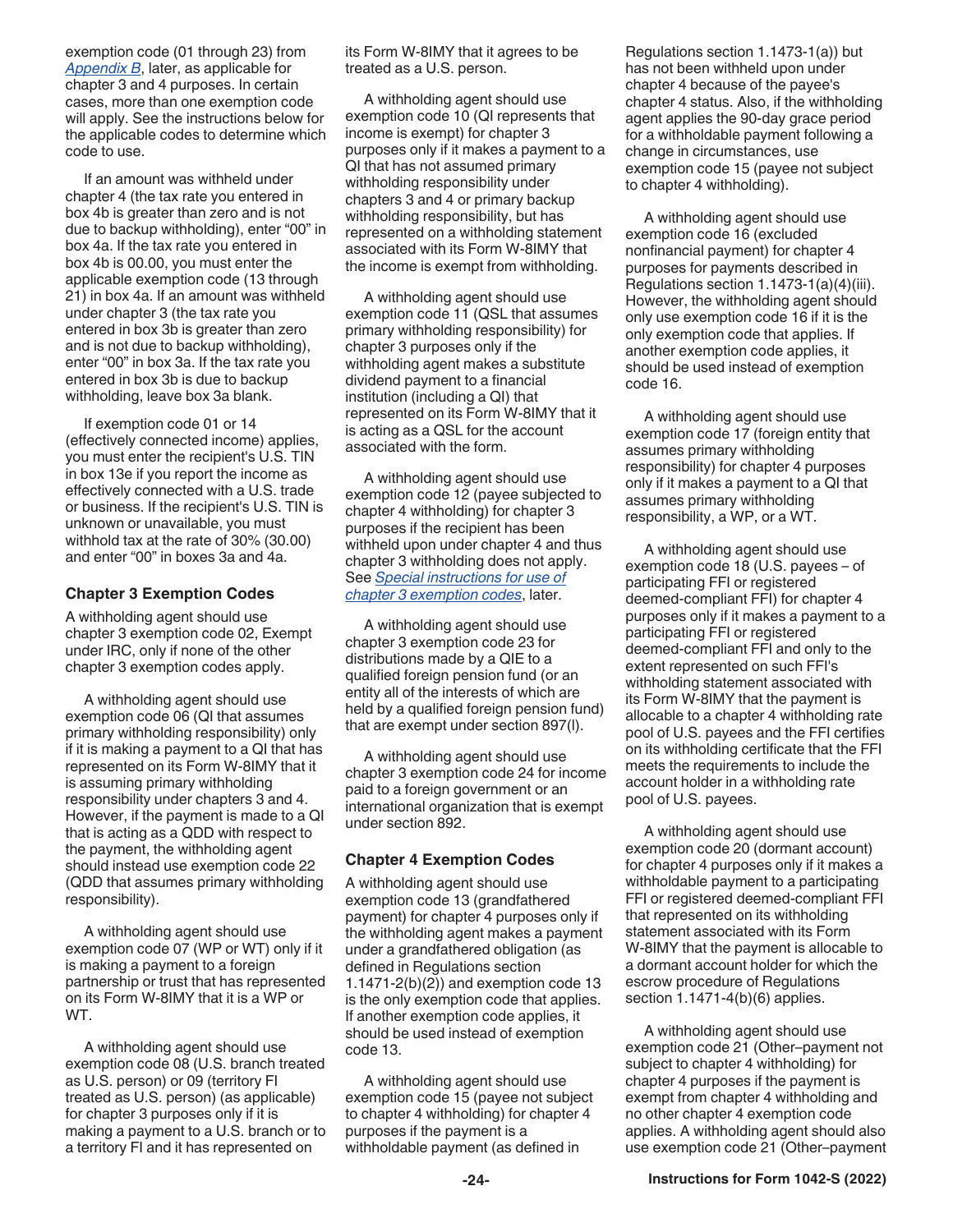exemption code (01 through 23) from *Appendix B*, later, as applicable for chapter 3 and 4 purposes. In certain cases, more than one exemption code will apply. See the instructions below for the applicable codes to determine which code to use.

If an amount was withheld under chapter 4 (the tax rate you entered in box 4b is greater than zero and is not due to backup withholding), enter "00" in box 4a. If the tax rate you entered in box 4b is 00.00, you must enter the applicable exemption code (13 through 21) in box 4a. If an amount was withheld under chapter 3 (the tax rate you entered in box 3b is greater than zero and is not due to backup withholding), enter "00" in box 3a. If the tax rate you entered in box 3b is due to backup withholding, leave box 3a blank.

If exemption code 01 or 14 (effectively connected income) applies, you must enter the recipient's U.S. TIN in box 13e if you report the income as effectively connected with a U.S. trade or business. If the recipient's U.S. TIN is unknown or unavailable, you must withhold tax at the rate of 30% (30.00) and enter "00" in boxes 3a and 4a.

### Chapter 3 Exemption Codes

A withholding agent should use chapter 3 exemption code 02, Exempt under IRC, only if none of the other chapter 3 exemption codes apply.

A withholding agent should use exemption code 06 (QI that assumes primary withholding responsibility) only if it is making a payment to a QI that has represented on its Form W-8IMY that it is assuming primary withholding responsibility under chapters 3 and 4. However, if the payment is made to a QI that is acting as a QDD with respect to the payment, the withholding agent should instead use exemption code 22 (QDD that assumes primary withholding responsibility).

A withholding agent should use exemption code 07 (WP or WT) only if it is making a payment to a foreign partnership or trust that has represented on its Form W-8IMY that it is a WP or WT.

A withholding agent should use exemption code 08 (U.S. branch treated as U.S. person) or 09 (territory FI treated as U.S. person) (as applicable) for chapter 3 purposes only if it is making a payment to a U.S. branch or to a territory FI and it has represented on its Form W-8IMY that it agrees to be treated as a U.S. person.

A withholding agent should use exemption code 10 (QI represents that income is exempt) for chapter 3 purposes only if it makes a payment to a QI that has not assumed primary withholding responsibility under chapters 3 and 4 or primary backup withholding responsibility, but has represented on a withholding statement associated with its Form W-8IMY that the income is exempt from withholding.

A withholding agent should use exemption code 11 (QSL that assumes primary withholding responsibility) for chapter 3 purposes only if the withholding agent makes a substitute dividend payment to a financial institution (including a QI) that represented on its Form W-8IMY that it is acting as a QSL for the account associated with the form.

A withholding agent should use exemption code 12 (payee subjected to chapter 4 withholding) for chapter 3 purposes if the recipient has been withheld upon under chapter 4 and thus chapter 3 withholding does not apply. See *Special instructions for use of chapter 3 exemption codes*, later.

A withholding agent should use chapter 3 exemption code 23 for distributions made by a QIE to a qualified foreign pension fund (or an entity all of the interests of which are held by a qualified foreign pension fund) that are exempt under section 897(l).

A withholding agent should use chapter 3 exemption code 24 for income paid to a foreign government or an international organization that is exempt under section 892.

### Chapter 4 Exemption Codes

A withholding agent should use exemption code 13 (grandfathered payment) for chapter 4 purposes only if the withholding agent makes a payment under a grandfathered obligation (as defined in Regulations section 1.1471-2(b)(2)) and exemption code 13 is the only exemption code that applies. If another exemption code applies, it should be used instead of exemption code 13.

A withholding agent should use exemption code 15 (payee not subject to chapter 4 withholding) for chapter 4 purposes if the payment is a withholdable payment (as defined in Regulations section 1.1473-1(a)) but has not been withheld upon under chapter 4 because of the payee's chapter 4 status. Also, if the withholding agent applies the 90-day grace period for a withholdable payment following a change in circumstances, use exemption code 15 (payee not subject to chapter 4 withholding).

A withholding agent should use exemption code 16 (excluded nonfinancial payment) for chapter 4 purposes for payments described in Regulations section 1.1473-1(a)(4)(iii). However, the withholding agent should only use exemption code 16 if it is the only exemption code that applies. If another exemption code applies, it should be used instead of exemption code 16.

A withholding agent should use exemption code 17 (foreign entity that assumes primary withholding responsibility) for chapter 4 purposes only if it makes a payment to a QI that assumes primary withholding responsibility, a WP, or a WT.

A withholding agent should use exemption code 18 (U.S. payees – of participating FFI or registered deemed-compliant FFI) for chapter 4 purposes only if it makes a payment to a participating FFI or registered deemed-compliant FFI and only to the extent represented on such FFI's withholding statement associated with its Form W-8IMY that the payment is allocable to a chapter 4 withholding rate pool of U.S. payees and the FFI certifies on its withholding certificate that the FFI meets the requirements to include the account holder in a withholding rate pool of U.S. payees.

A withholding agent should use exemption code 20 (dormant account) for chapter 4 purposes only if it makes a withholdable payment to a participating FFI or registered deemed-compliant FFI that represented on its withholding statement associated with its Form W-8IMY that the payment is allocable to a dormant account holder for which the escrow procedure of Regulations section 1.1471-4(b)(6) applies.

A withholding agent should use exemption code 21 (Other–payment not subject to chapter 4 withholding) for chapter 4 purposes if the payment is exempt from chapter 4 withholding and no other chapter 4 exemption code applies. A withholding agent should also use exemption code 21 (Other–payment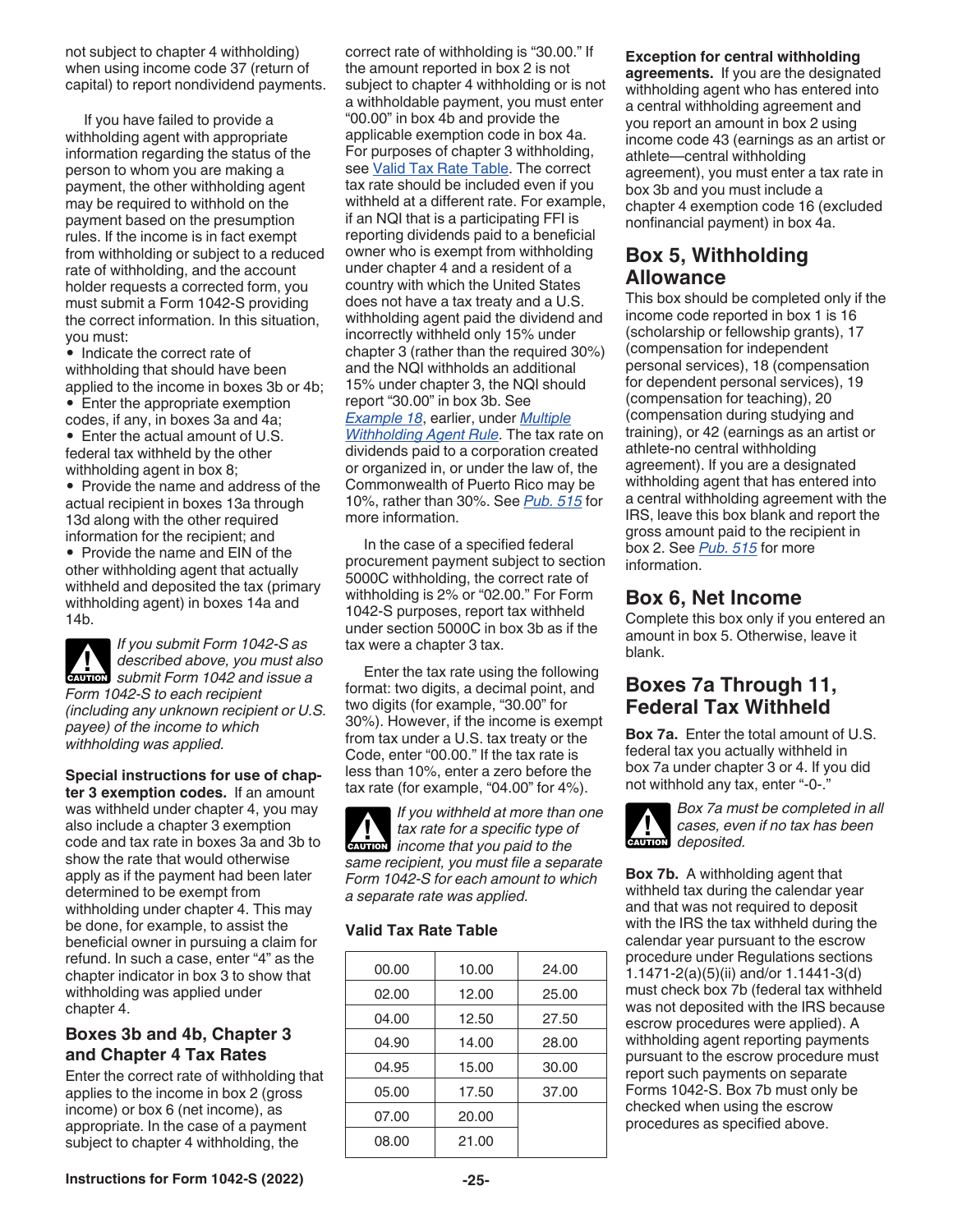not subject to chapter 4 withholding) when using income code 37 (return of capital) to report nondividend payments.

If you have failed to provide a withholding agent with appropriate information regarding the status of the person to whom you are making a payment, the other withholding agent may be required to withhold on the payment based on the presumption rules. If the income is in fact exempt from withholding or subject to a reduced rate of withholding, and the account holder requests a corrected form, you must submit a Form 1042-S providing the correct information. In this situation, you must:

- Indicate the correct rate of withholding that should have been applied to the income in boxes 3b or 4b;
- Enter the appropriate exemption codes, if any, in boxes 3a and 4a;
- Enter the actual amount of U.S. federal tax withheld by the other withholding agent in box 8;
- Provide the name and address of the actual recipient in boxes 13a through 13d along with the other required information for the recipient; and
- Provide the name and EIN of the other withholding agent that actually withheld and deposited the tax (primary withholding agent) in boxes 14a and 14b.

**CAUTION** *If you submit Form 1042-S as described above, you must also submit Form 1042 and issue a Form 1042-S to each recipient (including any unknown recipient or U.S. payee) of the income to which withholding was applied.*

**Special instructions for use of chapter 3 exemption codes.** If an amount was withheld under chapter 4, you may also include a chapter 3 exemption code and tax rate in boxes 3a and 3b to show the rate that would otherwise apply as if the payment had been later determined to be exempt from withholding under chapter 4. This may be done, for example, to assist the beneficial owner in pursuing a claim for refund. In such a case, enter "4" as the chapter indicator in box 3 to show that withholding was applied under chapter 4.

### Boxes 3b and 4b, Chapter 3 and Chapter 4 Tax Rates

Enter the correct rate of withholding that applies to the income in box 2 (gross income) or box 6 (net income), as appropriate. In the case of a payment subject to chapter 4 withholding, the correct rate of withholding is "30.00." If the amount reported in box 2 is not subject to chapter 4 withholding or is not a withholdable payment, you must enter "00.00" in box 4b and provide the applicable exemption code in box 4a. For purposes of chapter 3 withholding, see Valid Tax Rate Table. The correct tax rate should be included even if you withheld at a different rate. For example, if an NQI that is a participating FFI is reporting dividends paid to a beneficial owner who is exempt from withholding under chapter 4 and a resident of a country with which the United States does not have a tax treaty and a U.S. withholding agent paid the dividend and incorrectly withheld only 15% under chapter 3 (rather than the required 30%) and the NQI withholds an additional 15% under chapter 3, the NQI should report "30.00" in box 3b. See *Example 18*, earlier, under *Multiple Withholding Agent Rule*. The tax rate on dividends paid to a corporation created or organized in, or under the law of, the Commonwealth of Puerto Rico may be 10%, rather than 30%. See *Pub. 515* for more information.

In the case of a specified federal procurement payment subject to section 5000C withholding, the correct rate of withholding is 2% or "02.00." For Form 1042-S purposes, report tax withheld under section 5000C in box 3b as if the tax were a chapter 3 tax.

Enter the tax rate using the following format: two digits, a decimal point, and two digits (for example, "30.00" for 30%). However, if the income is exempt from tax under a U.S. tax treaty or the Code, enter "00.00." If the tax rate is less than 10%, enter a zero before the tax rate (for example, "04.00" for 4%).

**CAUTION** *If you withheld at more than one tax rate for a specific type of income that you paid to the same recipient, you must file a separate Form 1042-S for each amount to which a separate rate was applied.*

**Valid Tax Rate Table**

| | | |
|---|---|---|
| 00.00 | 10.00 | 24.00 |
| 02.00 | 12.00 | 25.00 |
| 04.00 | 12.50 | 27.50 |
| 04.90 | 14.00 | 28.00 |
| 04.95 | 15.00 | 30.00 |
| 05.00 | 17.50 | 37.00 |
| 07.00 | 20.00 | |
| 08.00 | 21.00 | |

**Exception for central withholding agreements.** If you are the designated withholding agent who has entered into a central withholding agreement and you report an amount in box 2 using income code 43 (earnings as an artist or athlete—central withholding agreement), you must enter a tax rate in box 3b and you must include a chapter 4 exemption code 16 (excluded nonfinancial payment) in box 4a.

## Box 5, Withholding Allowance

This box should be completed only if the income code reported in box 1 is 16 (scholarship or fellowship grants), 17 (compensation for independent personal services), 18 (compensation for dependent personal services), 19 (compensation for teaching), 20 (compensation during studying and training), or 42 (earnings as an artist or athlete-no central withholding agreement). If you are a designated withholding agent that has entered into a central withholding agreement with the IRS, leave this box blank and report the gross amount paid to the recipient in box 2. See *Pub. 515* for more information.

## Box 6, Net Income

Complete this box only if you entered an amount in box 5. Otherwise, leave it blank.

## Boxes 7a Through 11, Federal Tax Withheld

**Box 7a.** Enter the total amount of U.S. federal tax you actually withheld in box 7a under chapter 3 or 4. If you did not withhold any tax, enter "-0-."

**CAUTION** *Box 7a must be completed in all cases, even if no tax has been deposited.*

**Box 7b.** A withholding agent that withheld tax during the calendar year and that was not required to deposit with the IRS the tax withheld during the calendar year pursuant to the escrow procedure under Regulations sections 1.1471-2(a)(5)(ii) and/or 1.1441-3(d) must check box 7b (federal tax withheld was not deposited with the IRS because escrow procedures were applied). A withholding agent reporting payments pursuant to the escrow procedure must report such payments on separate Forms 1042-S. Box 7b must only be checked when using the escrow procedures as specified above.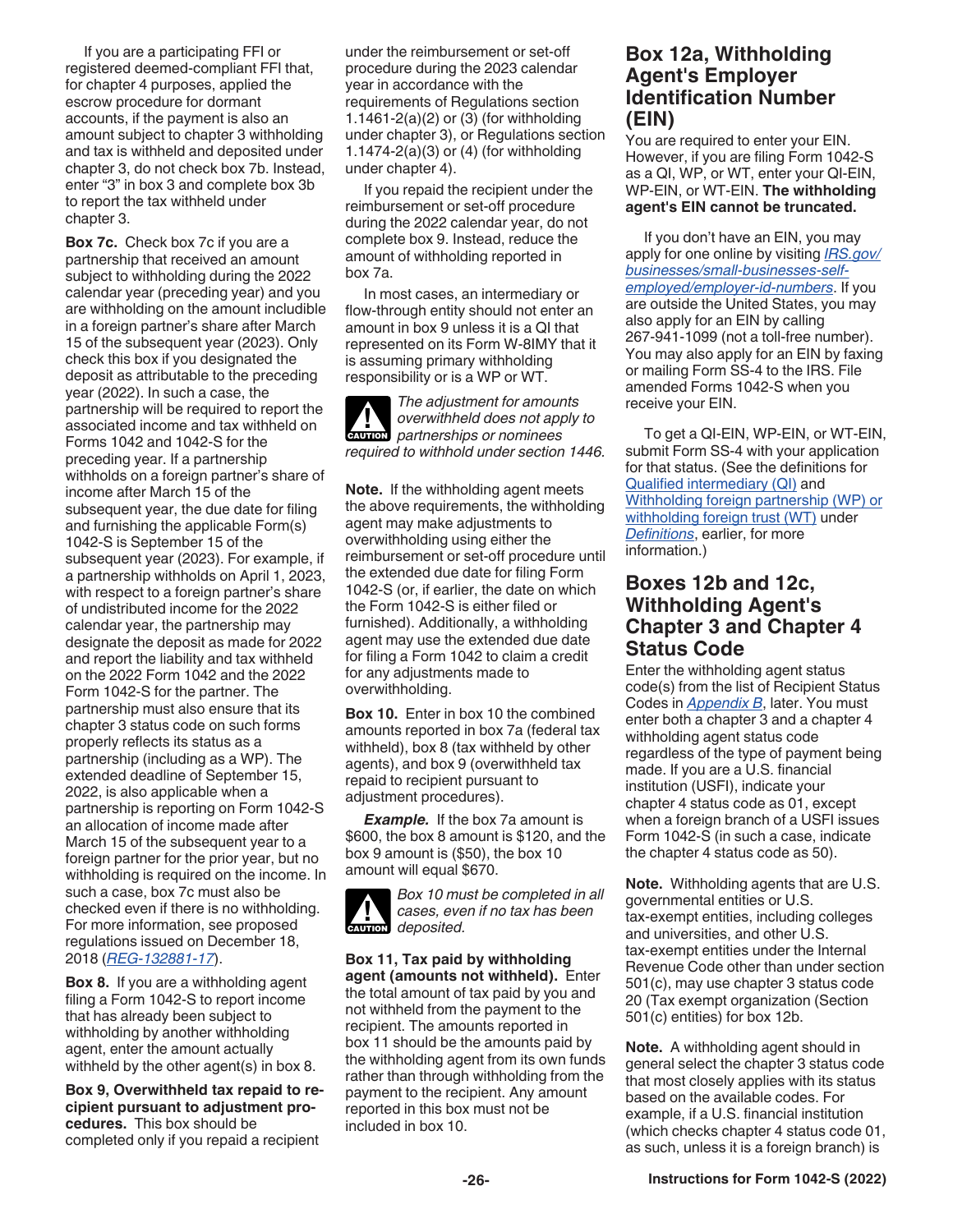If you are a participating FFI or registered deemed-compliant FFI that, for chapter 4 purposes, applied the escrow procedure for dormant accounts, if the payment is also an amount subject to chapter 3 withholding and tax is withheld and deposited under chapter 3, do not check box 7b. Instead, enter “3” in box 3 and complete box 3b to report the tax withheld under chapter 3.

**Box 7c.** Check box 7c if you are a partnership that received an amount subject to withholding during the 2022 calendar year (preceding year) and you are withholding on the amount includible in a foreign partner's share after March 15 of the subsequent year (2023). Only check this box if you designated the deposit as attributable to the preceding year (2022). In such a case, the partnership will be required to report the associated income and tax withheld on Forms 1042 and 1042-S for the preceding year. If a partnership withholds on a foreign partner's share of income after March 15 of the subsequent year, the due date for filing and furnishing the applicable Form(s) 1042-S is September 15 of the subsequent year (2023). For example, if a partnership withholds on April 1, 2023, with respect to a foreign partner's share of undistributed income for the 2022 calendar year, the partnership may designate the deposit as made for 2022 and report the liability and tax withheld on the 2022 Form 1042 and the 2022 Form 1042-S for the partner. The partnership must also ensure that its chapter 3 status code on such forms properly reflects its status as a partnership (including as a WP). The extended deadline of September 15, 2022, is also applicable when a partnership is reporting on Form 1042-S an allocation of income made after March 15 of the subsequent year to a foreign partner for the prior year, but no withholding is required on the income. In such a case, box 7c must also be checked even if there is no withholding. For more information, see proposed regulations issued on December 18, 2018 (REG-132881-17).

**Box 8.** If you are a withholding agent filing a Form 1042-S to report income that has already been subject to withholding by another withholding agent, enter the amount actually withheld by the other agent(s) in box 8.

**Box 9, Overwithheld tax repaid to recipient pursuant to adjustment procedures.** This box should be completed only if you repaid a recipient under the reimbursement or set-off procedure during the 2023 calendar year in accordance with the requirements of Regulations section 1.1461-2(a)(2) or (3) (for withholding under chapter 3), or Regulations section 1.1474-2(a)(3) or (4) (for withholding under chapter 4).

If you repaid the recipient under the reimbursement or set-off procedure during the 2022 calendar year, do not complete box 9. Instead, reduce the amount of withholding reported in box 7a.

In most cases, an intermediary or flow-through entity should not enter an amount in box 9 unless it is a QI that represented on its Form W-8IMY that it is assuming primary withholding responsibility or is a WP or WT.

**CAUTION:** *The adjustment for amounts overwithheld does not apply to partnerships or nominees required to withhold under section 1446.*

**Note.** If the withholding agent meets the above requirements, the withholding agent may make adjustments to overwithholding using either the reimbursement or set-off procedure until the extended due date for filing Form 1042-S (or, if earlier, the date on which the Form 1042-S is either filed or furnished). Additionally, a withholding agent may use the extended due date for filing a Form 1042 to claim a credit for any adjustments made to overwithholding.

**Box 10.** Enter in box 10 the combined amounts reported in box 7a (federal tax withheld), box 8 (tax withheld by other agents), and box 9 (overwithheld tax repaid to recipient pursuant to adjustment procedures).

***Example.*** If the box 7a amount is $600, the box 8 amount is $120, and the box 9 amount is ($50), the box 10 amount will equal $670.

**CAUTION:** *Box 10 must be completed in all cases, even if no tax has been deposited.*

**Box 11, Tax paid by withholding agent (amounts not withheld).** Enter the total amount of tax paid by you and not withheld from the payment to the recipient. The amounts reported in box 11 should be the amounts paid by the withholding agent from its own funds rather than through withholding from the payment to the recipient. Any amount reported in this box must not be included in box 10.

## Box 12a, Withholding Agent's Employer Identification Number (EIN)

You are required to enter your EIN. However, if you are filing Form 1042-S as a QI, WP, or WT, enter your QI-EIN, WP-EIN, or WT-EIN. **The withholding agent's EIN cannot be truncated.**

If you don't have an EIN, you may apply for one online by visiting *IRS.gov/businesses/small-businesses-self-employed/employer-id-numbers*. If you are outside the United States, you may also apply for an EIN by calling 267-941-1099 (not a toll-free number). You may also apply for an EIN by faxing or mailing Form SS-4 to the IRS. File amended Forms 1042-S when you receive your EIN.

To get a QI-EIN, WP-EIN, or WT-EIN, submit Form SS-4 with your application for that status. (See the definitions for Qualified intermediary (QI) and Withholding foreign partnership (WP) or withholding foreign trust (WT) under *Definitions*, earlier, for more information.)

## Boxes 12b and 12c, Withholding Agent's Chapter 3 and Chapter 4 Status Code

Enter the withholding agent status code(s) from the list of Recipient Status Codes in *Appendix B*, later. You must enter both a chapter 3 and a chapter 4 withholding agent status code regardless of the type of payment being made. If you are a U.S. financial institution (USFI), indicate your chapter 4 status code as 01, except when a foreign branch of a USFI issues Form 1042-S (in such a case, indicate the chapter 4 status code as 50).

**Note.** Withholding agents that are U.S. governmental entities or U.S. tax-exempt entities, including colleges and universities, and other U.S. tax-exempt entities under the Internal Revenue Code other than under section 501(c), may use chapter 3 status code 20 (Tax exempt organization (Section 501(c) entities)) for box 12b.

**Note.** A withholding agent should in general select the chapter 3 status code that most closely applies with its status based on the available codes. For example, if a U.S. financial institution (which checks chapter 4 status code 01, as such, unless it is a foreign branch) is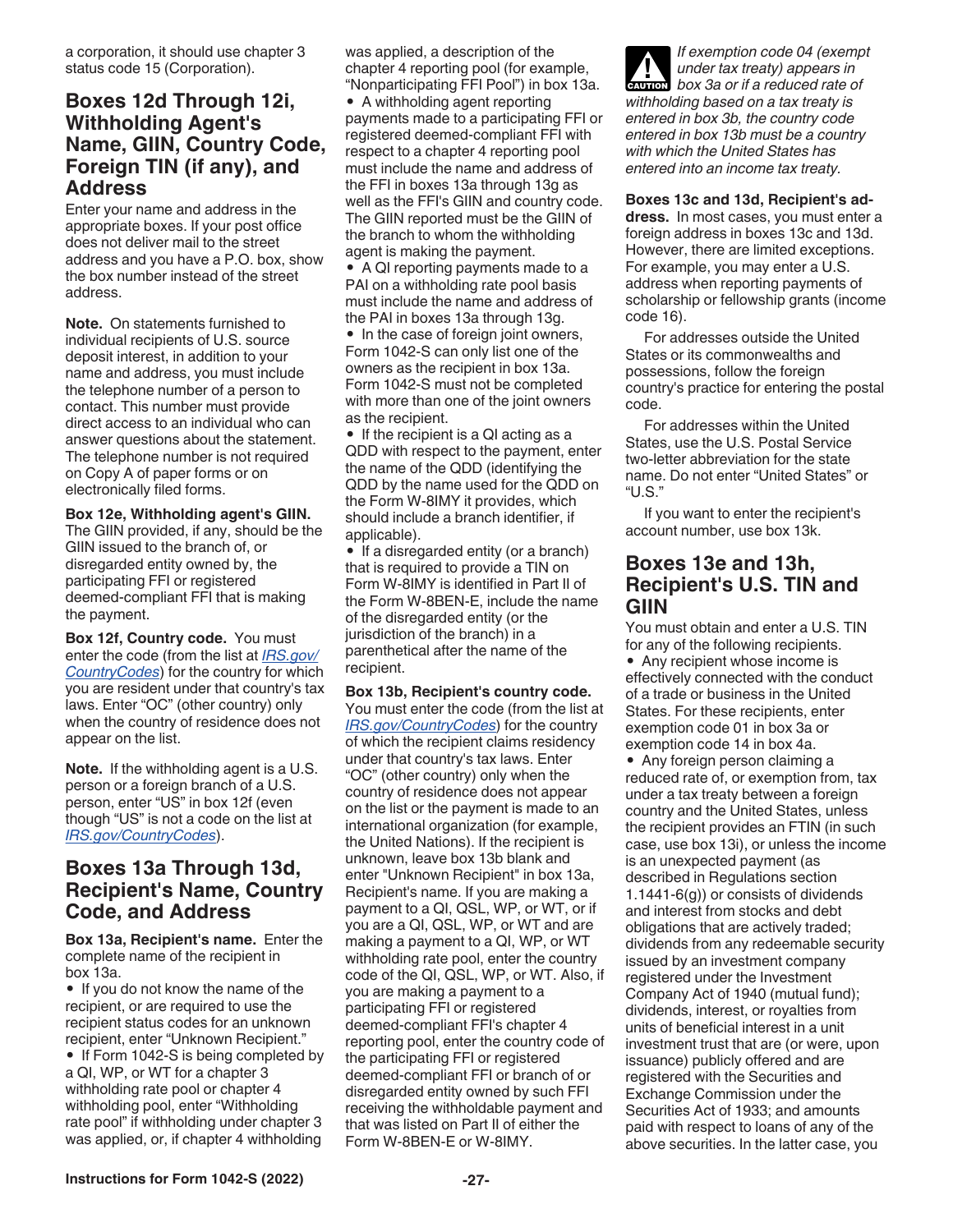a corporation, it should use chapter 3 status code 15 (Corporation).

## Boxes 12d Through 12i, Withholding Agent's Name, GIIN, Country Code, Foreign TIN (if any), and Address

Enter your name and address in the appropriate boxes. If your post office does not deliver mail to the street address and you have a P.O. box, show the box number instead of the street address.

**Note.** On statements furnished to individual recipients of U.S. source deposit interest, in addition to your name and address, you must include the telephone number of a person to contact. This number must provide direct access to an individual who can answer questions about the statement. The telephone number is not required on Copy A of paper forms or on electronically filed forms.

**Box 12e, Withholding agent's GIIN.** The GIIN provided, if any, should be the GIIN issued to the branch of, or disregarded entity owned by, the participating FFI or registered deemed-compliant FFI that is making the payment.

**Box 12f, Country code.** You must enter the code (from the list at *IRS.gov/CountryCodes*) for the country for which you are resident under that country's tax laws. Enter "OC" (other country) only when the country of residence does not appear on the list.

**Note.** If the withholding agent is a U.S. person or a foreign branch of a U.S. person, enter "US" in box 12f (even though "US" is not a code on the list at *IRS.gov/CountryCodes*).

## Boxes 13a Through 13d, Recipient's Name, Country Code, and Address

**Box 13a, Recipient's name.** Enter the complete name of the recipient in box 13a.

- If you do not know the name of the recipient, or are required to use the recipient status codes for an unknown recipient, enter "Unknown Recipient."
- If Form 1042-S is being completed by a QI, WP, or WT for a chapter 3 withholding rate pool or chapter 4 withholding pool, enter "Withholding rate pool" if withholding under chapter 3 was applied, or, if chapter 4 withholding was applied, a description of the chapter 4 reporting pool (for example, "Nonparticipating FFI Pool") in box 13a.
- A withholding agent reporting payments made to a participating FFI or registered deemed-compliant FFI with respect to a chapter 4 reporting pool must include the name and address of the FFI in boxes 13a through 13g as well as the FFI's GIIN and country code. The GIIN reported must be the GIIN of the branch to whom the withholding agent is making the payment.
- A QI reporting payments made to a PAI on a withholding rate pool basis must include the name and address of the PAI in boxes 13a through 13g.
- In the case of foreign joint owners, Form 1042-S can only list one of the owners as the recipient in box 13a. Form 1042-S must not be completed with more than one of the joint owners as the recipient.
- If the recipient is a QI acting as a QDD with respect to the payment, enter the name of the QDD (identifying the QDD by the name used for the QDD on the Form W-8IMY it provides, which should include a branch identifier, if applicable).
- If a disregarded entity (or a branch) that is required to provide a TIN on Form W-8IMY is identified in Part II of the Form W-8BEN-E, include the name of the disregarded entity (or the jurisdiction of the branch) in a parenthetical after the name of the recipient.

**Box 13b, Recipient's country code.** You must enter the code (from the list at *IRS.gov/CountryCodes*) for the country of which the recipient claims residency under that country's tax laws. Enter "OC" (other country) only when the country of residence does not appear on the list or the payment is made to an international organization (for example, the United Nations). If the recipient is unknown, leave box 13b blank and enter "Unknown Recipient" in box 13a, Recipient's name. If you are making a payment to a QI, QSL, WP, or WT, or if you are a QI, QSL, WP, or WT and are making a payment to a QI, WP, or WT withholding rate pool, enter the country code of the QI, QSL, WP, or WT. Also, if you are making a payment to a participating FFI or registered deemed-compliant FFI's chapter 4 reporting pool, enter the country code of the participating FFI or registered deemed-compliant FFI or branch of or disregarded entity owned by such FFI receiving the withholdable payment and that was listed on Part II of either the Form W-8BEN-E or W-8IMY.

> **CAUTION:** *If exemption code 04 (exempt under tax treaty) appears in box 3a or if a reduced rate of withholding based on a tax treaty is entered in box 3b, the country code entered in box 13b must be a country with which the United States has entered into an income tax treaty.*

**Boxes 13c and 13d, Recipient's address.** In most cases, you must enter a foreign address in boxes 13c and 13d. However, there are limited exceptions. For example, you may enter a U.S. address when reporting payments of scholarship or fellowship grants (income code 16).

For addresses outside the United States or its commonwealths and possessions, follow the foreign country's practice for entering the postal code.

For addresses within the United States, use the U.S. Postal Service two-letter abbreviation for the state name. Do not enter "United States" or "U.S."

If you want to enter the recipient's account number, use box 13k.

## Boxes 13e and 13h, Recipient's U.S. TIN and GIIN

You must obtain and enter a U.S. TIN for any of the following recipients.

- Any recipient whose income is effectively connected with the conduct of a trade or business in the United States. For these recipients, enter exemption code 01 in box 3a or exemption code 14 in box 4a.
- Any foreign person claiming a reduced rate of, or exemption from, tax under a tax treaty between a foreign country and the United States, unless the recipient provides an FTIN (in such case, use box 13i), or unless the income is an unexpected payment (as described in Regulations section 1.1441-6(g)) or consists of dividends and interest from stocks and debt obligations that are actively traded; dividends from any redeemable security issued by an investment company registered under the Investment Company Act of 1940 (mutual fund); dividends, interest, or royalties from units of beneficial interest in a unit investment trust that are (or were, upon issuance) publicly offered and are registered with the Securities and Exchange Commission under the Securities Act of 1933; and amounts paid with respect to loans of any of the above securities. In the latter case, you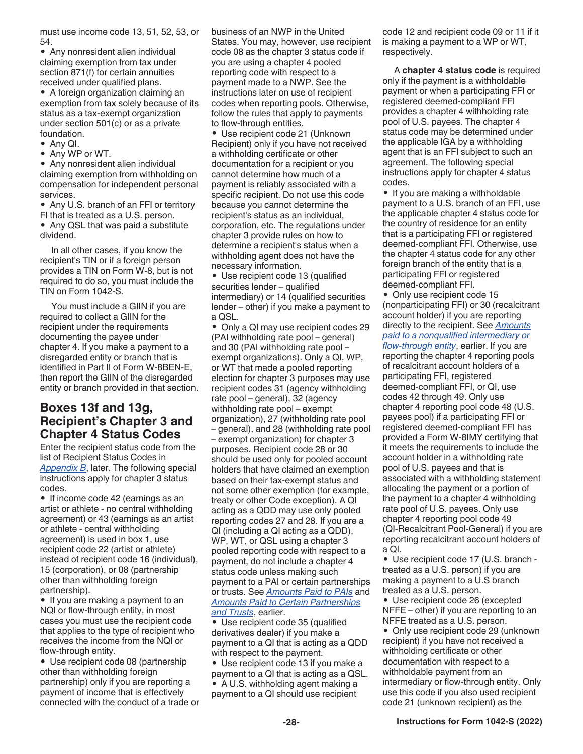must use income code 13, 51, 52, 53, or 54.

- Any nonresident alien individual claiming exemption from tax under section 871(f) for certain annuities received under qualified plans.
- A foreign organization claiming an exemption from tax solely because of its status as a tax-exempt organization under section 501(c) or as a private foundation.
- Any QI.
- Any WP or WT.
- Any nonresident alien individual claiming exemption from withholding on compensation for independent personal services.
- Any U.S. branch of an FFI or territory FI that is treated as a U.S. person.
- Any QSL that was paid a substitute dividend.

In all other cases, if you know the recipient's TIN or if a foreign person provides a TIN on Form W-8, but is not required to do so, you must include the TIN on Form 1042-S.

You must include a GIIN if you are required to collect a GIIN for the recipient under the requirements documenting the payee under chapter 4. If you make a payment to a disregarded entity or branch that is identified in Part II of Form W-8BEN-E, then report the GIIN of the disregarded entity or branch provided in that section.

## Boxes 13f and 13g, Recipient's Chapter 3 and Chapter 4 Status Codes

Enter the recipient status code from the list of Recipient Status Codes in *Appendix B*, later. The following special instructions apply for chapter 3 status codes.

- If income code 42 (earnings as an artist or athlete - no central withholding agreement) or 43 (earnings as an artist or athlete - central withholding agreement) is used in box 1, use recipient code 22 (artist or athlete) instead of recipient code 16 (individual), 15 (corporation), or 08 (partnership other than withholding foreign partnership).
- If you are making a payment to an NQI or flow-through entity, in most cases you must use the recipient code that applies to the type of recipient who receives the income from the NQI or flow-through entity.
- Use recipient code 08 (partnership other than withholding foreign partnership) only if you are reporting a payment of income that is effectively connected with the conduct of a trade or business of an NWP in the United States. You may, however, use recipient code 08 as the chapter 3 status code if you are using a chapter 4 pooled reporting code with respect to a payment made to a NWP. See the instructions later on use of recipient codes when reporting pools. Otherwise, follow the rules that apply to payments to flow-through entities.
- Use recipient code 21 (Unknown Recipient) only if you have not received a withholding certificate or other documentation for a recipient or you cannot determine how much of a payment is reliably associated with a specific recipient. Do not use this code because you cannot determine the recipient's status as an individual, corporation, etc. The regulations under chapter 3 provide rules on how to determine a recipient's status when a withholding agent does not have the necessary information.
- Use recipient code 13 (qualified securities lender – qualified intermediary) or 14 (qualified securities lender – other) if you make a payment to a QSL.
- Only a QI may use recipient codes 29 (PAI withholding rate pool – general) and 30 (PAI withholding rate pool – exempt organizations). Only a QI, WP, or WT that made a pooled reporting election for chapter 3 purposes may use recipient codes 31 (agency withholding rate pool – general), 32 (agency withholding rate pool – exempt organization), 27 (withholding rate pool – general), and 28 (withholding rate pool – exempt organization) for chapter 3 purposes. Recipient code 28 or 30 should be used only for pooled account holders that have claimed an exemption based on their tax-exempt status and not some other exemption (for example, treaty or other Code exception). A QI acting as a QDD may use only pooled reporting codes 27 and 28. If you are a QI (including a QI acting as a QDD), WP, WT, or QSL using a chapter 3 pooled reporting code with respect to a payment, do not include a chapter 4 status code unless making such payment to a PAI or certain partnerships or trusts. See *Amounts Paid to PAIs* and *Amounts Paid to Certain Partnerships and Trusts*, earlier.
- Use recipient code 35 (qualified derivatives dealer) if you make a payment to a QI that is acting as a QDD with respect to the payment.
- Use recipient code 13 if you make a payment to a QI that is acting as a QSL.
- A U.S. withholding agent making a payment to a QI should use recipient code 12 and recipient code 09 or 11 if it is making a payment to a WP or WT, respectively.

A **chapter 4 status code** is required only if the payment is a withholdable payment or when a participating FFI or registered deemed-compliant FFI provides a chapter 4 withholding rate pool of U.S. payees. The chapter 4 status code may be determined under the applicable IGA by a withholding agent that is an FFI subject to such an agreement. The following special instructions apply for chapter 4 status codes.

- If you are making a withholdable payment to a U.S. branch of an FFI, use the applicable chapter 4 status code for the country of residence for an entity that is a participating FFI or registered deemed-compliant FFI. Otherwise, use the chapter 4 status code for any other foreign branch of the entity that is a participating FFI or registered deemed-compliant FFI.
- Only use recipient code 15 (nonparticipating FFI) or 30 (recalcitrant account holder) if you are reporting directly to the recipient. See *Amounts paid to a nonqualified intermediary or flow-through entity*, earlier. If you are reporting the chapter 4 reporting pools of recalcitrant account holders of a participating FFI, registered deemed-compliant FFI, or QI, use codes 42 through 49. Only use chapter 4 reporting pool code 48 (U.S. payees pool) if a participating FFI or registered deemed-compliant FFI has provided a Form W-8IMY certifying that it meets the requirements to include the account holder in a withholding rate pool of U.S. payees and that is associated with a withholding statement allocating the payment or a portion of the payment to a chapter 4 withholding rate pool of U.S. payees. Only use chapter 4 reporting pool code 49 (QI-Recalcitrant Pool-General) if you are reporting recalcitrant account holders of a QI.
- Use recipient code 17 (U.S. branch - treated as a U.S. person) if you are making a payment to a U.S branch treated as a U.S. person.
- Use recipient code 26 (excepted NFFE – other) if you are reporting to an NFFE treated as a U.S. person.
- Only use recipient code 29 (unknown recipient) if you have not received a withholding certificate or other documentation with respect to a withholdable payment from an intermediary or flow-through entity. Only use this code if you also used recipient code 21 (unknown recipient) as the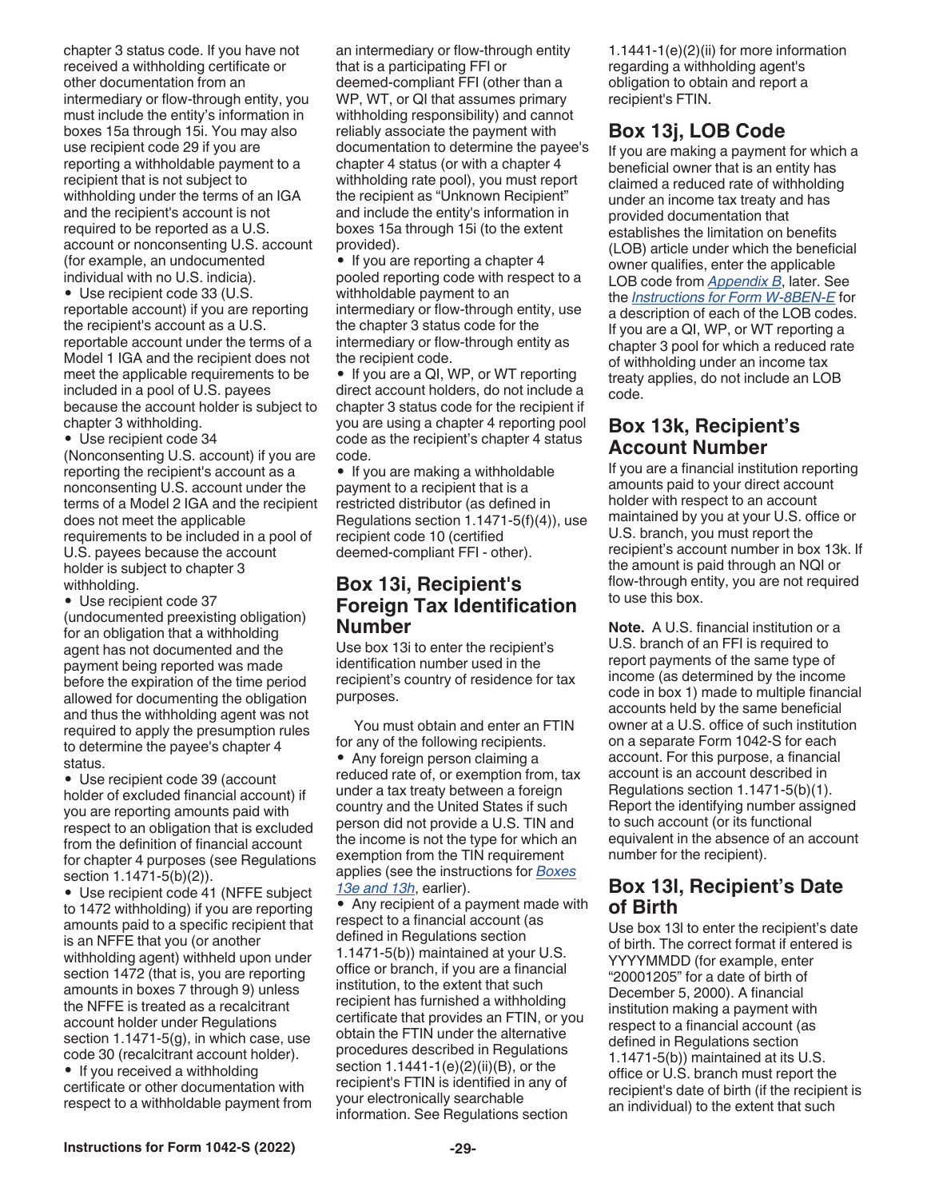chapter 3 status code. If you have not received a withholding certificate or other documentation from an intermediary or flow-through entity, you must include the entity's information in boxes 15a through 15i. You may also use recipient code 29 if you are reporting a withholdable payment to a recipient that is not subject to withholding under the terms of an IGA and the recipient's account is not required to be reported as a U.S. account or nonconsenting U.S. account (for example, an undocumented individual with no U.S. indicia).

- Use recipient code 33 (U.S. reportable account) if you are reporting the recipient's account as a U.S. reportable account under the terms of a Model 1 IGA and the recipient does not meet the applicable requirements to be included in a pool of U.S. payees because the account holder is subject to chapter 3 withholding.
- Use recipient code 34 (Nonconsenting U.S. account) if you are reporting the recipient's account as a nonconsenting U.S. account under the terms of a Model 2 IGA and the recipient does not meet the applicable requirements to be included in a pool of U.S. payees because the account holder is subject to chapter 3 withholding.
- Use recipient code 37 (undocumented preexisting obligation) for an obligation that a withholding agent has not documented and the payment being reported was made before the expiration of the time period allowed for documenting the obligation and thus the withholding agent was not required to apply the presumption rules to determine the payee's chapter 4 status.
- Use recipient code 39 (account holder of excluded financial account) if you are reporting amounts paid with respect to an obligation that is excluded from the definition of financial account for chapter 4 purposes (see Regulations section 1.1471-5(b)(2)).
- Use recipient code 41 (NFFE subject to 1472 withholding) if you are reporting amounts paid to a specific recipient that is an NFFE that you (or another withholding agent) withheld upon under section 1472 (that is, you are reporting amounts in boxes 7 through 9) unless the NFFE is treated as a recalcitrant account holder under Regulations section 1.1471-5(g), in which case, use code 30 (recalcitrant account holder).
- If you received a withholding certificate or other documentation with respect to a withholdable payment from an intermediary or flow-through entity that is a participating FFI or deemed-compliant FFI (other than a WP, WT, or QI that assumes primary withholding responsibility) and cannot reliably associate the payment with documentation to determine the payee's chapter 4 status (or with a chapter 4 withholding rate pool), you must report the recipient as "Unknown Recipient" and include the entity's information in boxes 15a through 15i (to the extent provided).
- If you are reporting a chapter 4 pooled reporting code with respect to a withholdable payment to an intermediary or flow-through entity, use the chapter 3 status code for the intermediary or flow-through entity as the recipient code.
- If you are a QI, WP, or WT reporting direct account holders, do not include a chapter 3 status code for the recipient if you are using a chapter 4 reporting pool code as the recipient's chapter 4 status code.
- If you are making a withholdable payment to a recipient that is a restricted distributor (as defined in Regulations section 1.1471-5(f)(4)), use recipient code 10 (certified deemed-compliant FFI - other).

## Box 13i, Recipient's Foreign Tax Identification Number

Use box 13i to enter the recipient's identification number used in the recipient's country of residence for tax purposes.

You must obtain and enter an FTIN for any of the following recipients.

- Any foreign person claiming a reduced rate of, or exemption from, tax under a tax treaty between a foreign country and the United States if such person did not provide a U.S. TIN and the income is not the type for which an exemption from the TIN requirement applies (see the instructions for *Boxes 13e and 13h*, earlier).
- Any recipient of a payment made with respect to a financial account (as defined in Regulations section 1.1471-5(b)) maintained at your U.S. office or branch, if you are a financial institution, to the extent that such recipient has furnished a withholding certificate that provides an FTIN, or you obtain the FTIN under the alternative procedures described in Regulations section 1.1441-1(e)(2)(ii)(B), or the recipient's FTIN is identified in any of your electronically searchable information. See Regulations section 1.1441-1(e)(2)(ii) for more information regarding a withholding agent's obligation to obtain and report a recipient's FTIN.

## Box 13j, LOB Code

If you are making a payment for which a beneficial owner that is an entity has claimed a reduced rate of withholding under an income tax treaty and has provided documentation that establishes the limitation on benefits (LOB) article under which the beneficial owner qualifies, enter the applicable LOB code from *Appendix B*, later. See the *Instructions for Form W-8BEN-E* for a description of each of the LOB codes. If you are a QI, WP, or WT reporting a chapter 3 pool for which a reduced rate of withholding under an income tax treaty applies, do not include an LOB code.

## Box 13k, Recipient's Account Number

If you are a financial institution reporting amounts paid to your direct account holder with respect to an account maintained by you at your U.S. office or U.S. branch, you must report the recipient's account number in box 13k. If the amount is paid through an NQI or flow-through entity, you are not required to use this box.

**Note.** A U.S. financial institution or a U.S. branch of an FFI is required to report payments of the same type of income (as determined by the income code in box 1) made to multiple financial accounts held by the same beneficial owner at a U.S. office of such institution on a separate Form 1042-S for each account. For this purpose, a financial account is an account described in Regulations section 1.1471-5(b)(1). Report the identifying number assigned to such account (or its functional equivalent in the absence of an account number for the recipient).

## Box 13l, Recipient's Date of Birth

Use box 13l to enter the recipient's date of birth. The correct format if entered is YYYYMMDD (for example, enter "20001205" for a date of birth of December 5, 2000). A financial institution making a payment with respect to a financial account (as defined in Regulations section 1.1471-5(b)) maintained at its U.S. office or U.S. branch must report the recipient's date of birth (if the recipient is an individual) to the extent that such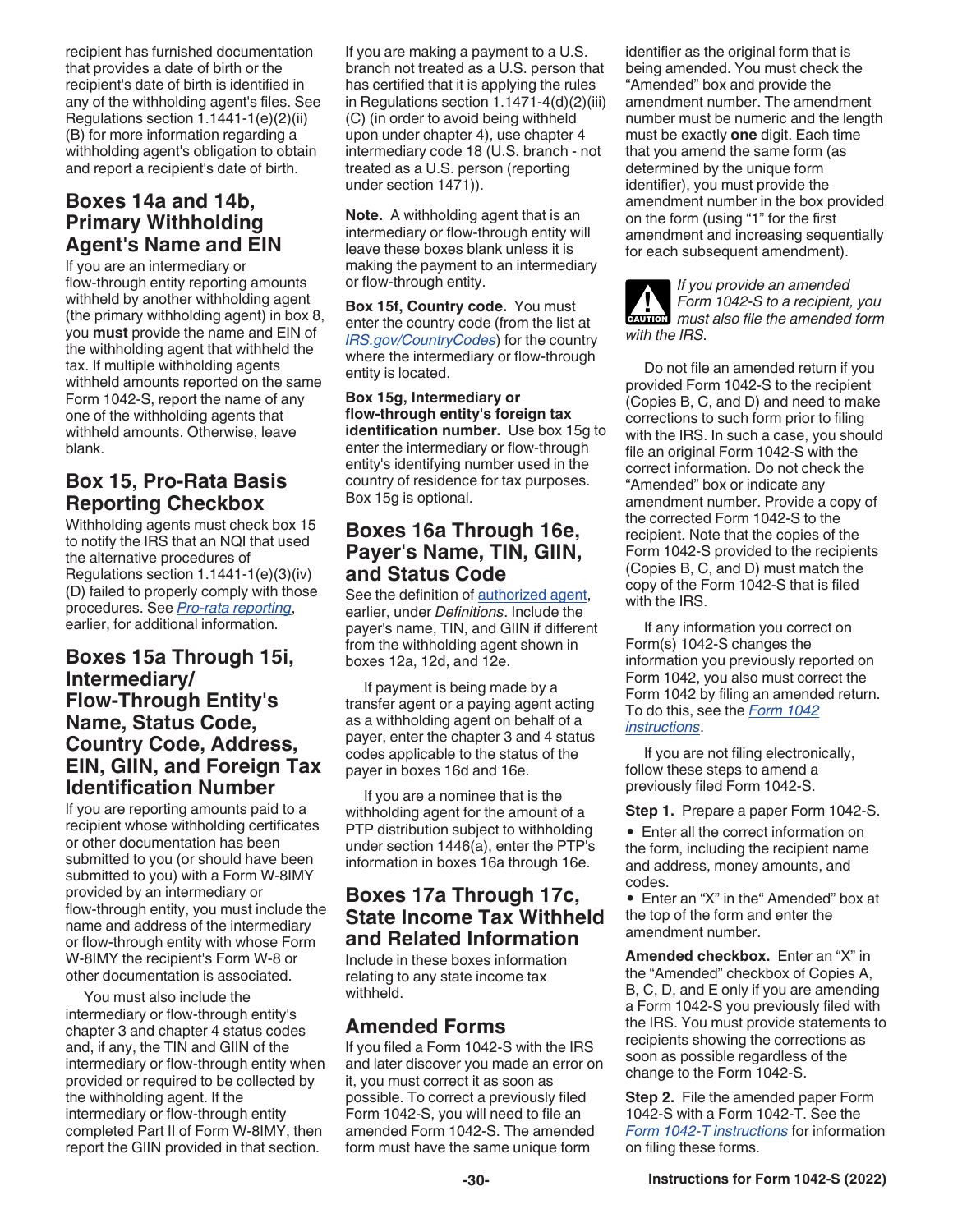recipient has furnished documentation that provides a date of birth or the recipient's date of birth is identified in any of the withholding agent's files. See Regulations section 1.1441-1(e)(2)(ii)(B) for more information regarding a withholding agent's obligation to obtain and report a recipient's date of birth.

## Boxes 14a and 14b, Primary Withholding Agent's Name and EIN

If you are an intermediary or flow-through entity reporting amounts withheld by another withholding agent (the primary withholding agent) in box 8, you **must** provide the name and EIN of the withholding agent that withheld the tax. If multiple withholding agents withheld amounts reported on the same Form 1042-S, report the name of any one of the withholding agents that withheld amounts. Otherwise, leave blank.

## Box 15, Pro-Rata Basis Reporting Checkbox

Withholding agents must check box 15 to notify the IRS that an NQI that used the alternative procedures of Regulations section 1.1441-1(e)(3)(iv)(D) failed to properly comply with those procedures. See *Pro-rata reporting*, earlier, for additional information.

## Boxes 15a Through 15i, Intermediary/Flow-Through Entity's Name, Status Code, Country Code, Address, EIN, GIIN, and Foreign Tax Identification Number

If you are reporting amounts paid to a recipient whose withholding certificates or other documentation has been submitted to you (or should have been submitted to you) with a Form W-8IMY provided by an intermediary or flow-through entity, you must include the name and address of the intermediary or flow-through entity with whose Form W-8IMY the recipient's Form W-8 or other documentation is associated.

You must also include the intermediary or flow-through entity's chapter 3 and chapter 4 status codes and, if any, the TIN and GIIN of the intermediary or flow-through entity when provided or required to be collected by the withholding agent. If the intermediary or flow-through entity completed Part II of Form W-8IMY, then report the GIIN provided in that section.

If you are making a payment to a U.S. branch not treated as a U.S. person that has certified that it is applying the rules in Regulations section 1.1471-4(d)(2)(iii)(C) (in order to avoid being withheld upon under chapter 4), use chapter 4 intermediary code 18 (U.S. branch - not treated as a U.S. person (reporting under section 1471)).

**Note.** A withholding agent that is an intermediary or flow-through entity will leave these boxes blank unless it is making the payment to an intermediary or flow-through entity.

**Box 15f, Country code.** You must enter the country code (from the list at *IRS.gov/CountryCodes*) for the country where the intermediary or flow-through entity is located.

**Box 15g, Intermediary or flow-through entity's foreign tax identification number.** Use box 15g to enter the intermediary or flow-through entity's identifying number used in the country of residence for tax purposes. Box 15g is optional.

## Boxes 16a Through 16e, Payer's Name, TIN, GIIN, and Status Code

See the definition of authorized agent, earlier, under *Definitions*. Include the payer's name, TIN, and GIIN if different from the withholding agent shown in boxes 12a, 12d, and 12e.

If payment is being made by a transfer agent or a paying agent acting as a withholding agent on behalf of a payer, enter the chapter 3 and 4 status codes applicable to the status of the payer in boxes 16d and 16e.

If you are a nominee that is the withholding agent for the amount of a PTP distribution subject to withholding under section 1446(a), enter the PTP's information in boxes 16a through 16e.

## Boxes 17a Through 17c, State Income Tax Withheld and Related Information

Include in these boxes information relating to any state income tax withheld.

## Amended Forms

If you filed a Form 1042-S with the IRS and later discover you made an error on it, you must correct it as soon as possible. To correct a previously filed Form 1042-S, you will need to file an amended Form 1042-S. The amended form must have the same unique form identifier as the original form that is being amended. You must check the "Amended" box and provide the amendment number. The amendment number must be numeric and the length must be exactly **one** digit. Each time that you amend the same form (as determined by the unique form identifier), you must provide the amendment number in the box provided on the form (using "1" for the first amendment and increasing sequentially for each subsequent amendment).

**CAUTION:** *If you provide an amended Form 1042-S to a recipient, you must also file the amended form with the IRS.*

Do not file an amended return if you provided Form 1042-S to the recipient (Copies B, C, and D) and need to make corrections to such form prior to filing with the IRS. In such a case, you should file an original Form 1042-S with the correct information. Do not check the "Amended" box or indicate any amendment number. Provide a copy of the corrected Form 1042-S to the recipient. Note that the copies of the Form 1042-S provided to the recipients (Copies B, C, and D) must match the copy of the Form 1042-S that is filed with the IRS.

If any information you correct on Form(s) 1042-S changes the information you previously reported on Form 1042, you also must correct the Form 1042 by filing an amended return. To do this, see the *Form 1042 instructions*.

If you are not filing electronically, follow these steps to amend a previously filed Form 1042-S.

**Step 1.** Prepare a paper Form 1042-S.

- Enter all the correct information on the form, including the recipient name and address, money amounts, and codes.
- Enter an "X" in the" Amended" box at the top of the form and enter the amendment number.

**Amended checkbox.** Enter an "X" in the "Amended" checkbox of Copies A, B, C, D, and E only if you are amending a Form 1042-S you previously filed with the IRS. You must provide statements to recipients showing the corrections as soon as possible regardless of the change to the Form 1042-S.

**Step 2.** File the amended paper Form 1042-S with a Form 1042-T. See the *Form 1042-T instructions* for information on filing these forms.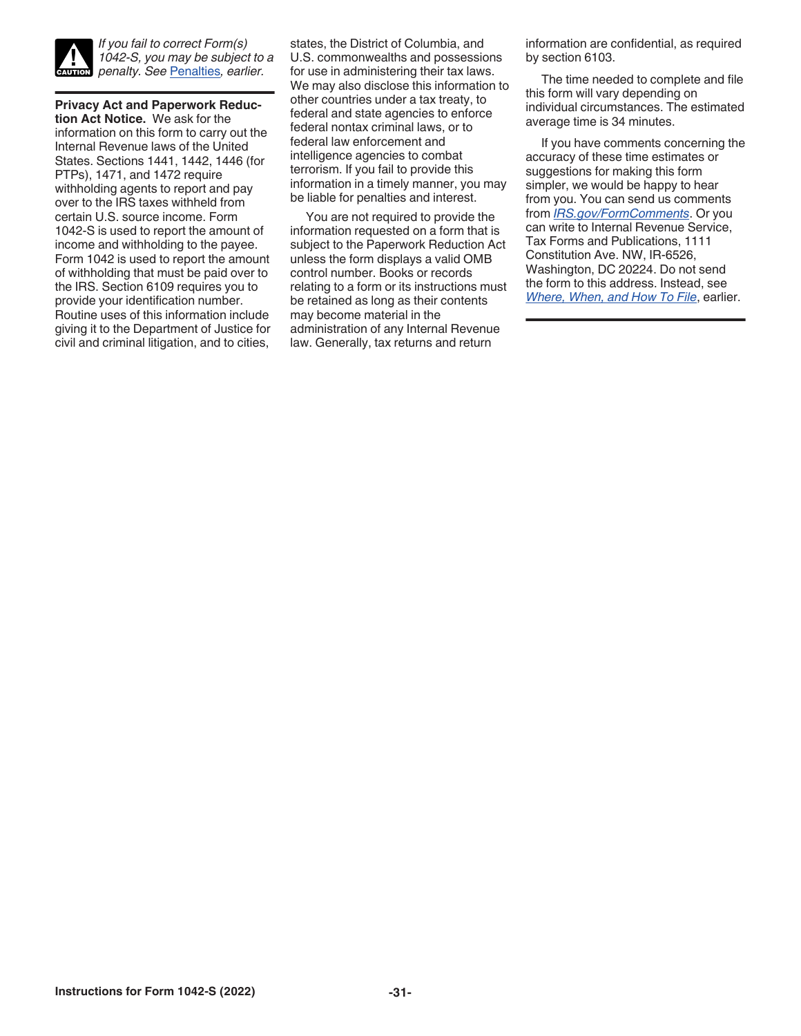*If you fail to correct Form(s) 1042-S, you may be subject to a penalty. See Penalties, earlier.*

**Privacy Act and Paperwork Reduction Act Notice.** We ask for the information on this form to carry out the Internal Revenue laws of the United States. Sections 1441, 1442, 1446 (for PTPs), 1471, and 1472 require withholding agents to report and pay over to the IRS taxes withheld from certain U.S. source income. Form 1042-S is used to report the amount of income and withholding to the payee. Form 1042 is used to report the amount of withholding that must be paid over to the IRS. Section 6109 requires you to provide your identification number. Routine uses of this information include giving it to the Department of Justice for civil and criminal litigation, and to cities, states, the District of Columbia, and U.S. commonwealths and possessions for use in administering their tax laws. We may also disclose this information to other countries under a tax treaty, to federal and state agencies to enforce federal nontax criminal laws, or to federal law enforcement and intelligence agencies to combat terrorism. If you fail to provide this information in a timely manner, you may be liable for penalties and interest.

You are not required to provide the information requested on a form that is subject to the Paperwork Reduction Act unless the form displays a valid OMB control number. Books or records relating to a form or its instructions must be retained as long as their contents may become material in the administration of any Internal Revenue law. Generally, tax returns and return information are confidential, as required by section 6103.

The time needed to complete and file this form will vary depending on individual circumstances. The estimated average time is 34 minutes.

If you have comments concerning the accuracy of these time estimates or suggestions for making this form simpler, we would be happy to hear from you. You can send us comments from *IRS.gov/FormComments*. Or you can write to Internal Revenue Service, Tax Forms and Publications, 1111 Constitution Ave. NW, IR-6526, Washington, DC 20224. Do not send the form to this address. Instead, see *Where, When, and How To File*, earlier.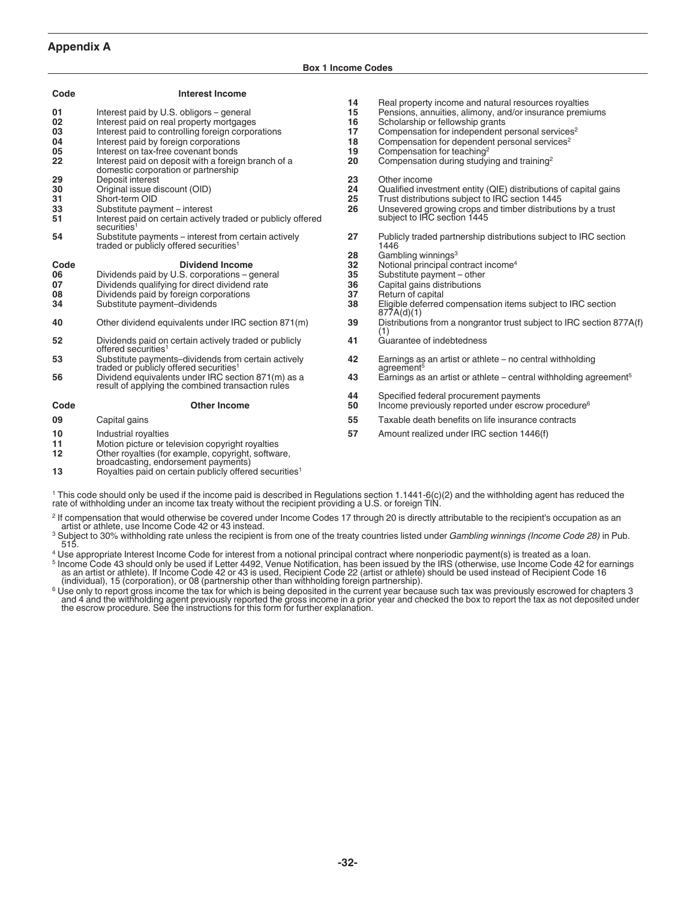## Appendix A

**Box 1 Income Codes**

| Code | Interest Income |
|---|---|
| 01 | Interest paid by U.S. obligors – general |
| 02 | Interest paid on real property mortgages |
| 03 | Interest paid to controlling foreign corporations |
| 04 | Interest paid by foreign corporations |
| 05 | Interest on tax-free covenant bonds |
| 22 | Interest paid on deposit with a foreign branch of a domestic corporation or partnership |
| 29 | Deposit interest |
| 30 | Original issue discount (OID) |
| 31 | Short-term OID |
| 33 | Substitute payment – interest |
| 51 | Interest paid on certain actively traded or publicly offered securities[1] |
| 54 | Substitute payments – interest from certain actively traded or publicly offered securities[1] |

| Code | Dividend Income |
|---|---|
| 06 | Dividends paid by U.S. corporations – general |
| 07 | Dividends qualifying for direct dividend rate |
| 08 | Dividends paid by foreign corporations |
| 34 | Substitute payment–dividends |
| 40 | Other dividend equivalents under IRC section 871(m) |
| 52 | Dividends paid on certain actively traded or publicly offered securities[1] |
| 53 | Substitute payments–dividends from certain actively traded or publicly offered securities[1] |
| 56 | Dividend equivalents under IRC section 871(m) as a result of applying the combined transaction rules |

| Code | Other Income |
|---|---|
| 09 | Capital gains |
| 10 | Industrial royalties |
| 11 | Motion picture or television copyright royalties |
| 12 | Other royalties (for example, copyright, software, broadcasting, endorsement payments) |
| 13 | Royalties paid on certain publicly offered securities[1] |
| 14 | Real property income and natural resources royalties |
| 15 | Pensions, annuities, alimony, and/or insurance premiums |
| 16 | Scholarship or fellowship grants |
| 17 | Compensation for independent personal services[2] |
| 18 | Compensation for dependent personal services[2] |
| 19 | Compensation for teaching[2] |
| 20 | Compensation during studying and training[2] |
| 23 | Other income |
| 24 | Qualified investment entity (QIE) distributions of capital gains |
| 25 | Trust distributions subject to IRC section 1445 |
| 26 | Unsevered growing crops and timber distributions by a trust subject to IRC section 1445 |
| 27 | Publicly traded partnership distributions subject to IRC section 1446 |
| 28 | Gambling winnings[3] |
| 32 | Notional principal contract income[4] |
| 35 | Substitute payment – other |
| 36 | Capital gains distributions |
| 37 | Return of capital |
| 38 | Eligible deferred compensation items subject to IRC section 877A(d)(1) |
| 39 | Distributions from a nongrantor trust subject to IRC section 877A(f)(1) |
| 41 | Guarantee of indebtedness |
| 42 | Earnings as an artist or athlete – no central withholding agreement[5] |
| 43 | Earnings as an artist or athlete – central withholding agreement[5] |
| 44 | Specified federal procurement payments |
| 50 | Income previously reported under escrow procedure[6] |
| 55 | Taxable death benefits on life insurance contracts |
| 57 | Amount realized under IRC section 1446(f) |

[1] This code should only be used if the income paid is described in Regulations section 1.1441-6(c)(2) and the withholding agent has reduced the rate of withholding under an income tax treaty without the recipient providing a U.S. or foreign TIN.

[2] If compensation that would otherwise be covered under Income Codes 17 through 20 is directly attributable to the recipient's occupation as an artist or athlete, use Income Code 42 or 43 instead.

[3] Subject to 30% withholding rate unless the recipient is from one of the treaty countries listed under *Gambling winnings (Income Code 28)* in Pub. 515.

[4] Use appropriate Interest Income Code for interest from a notional principal contract where nonperiodic payment(s) is treated as a loan.

[5] Income Code 43 should only be used if Letter 4492, Venue Notification, has been issued by the IRS (otherwise, use Income Code 42 for earnings as an artist or athlete). If Income Code 42 or 43 is used, Recipient Code 22 (artist or athlete) should be used instead of Recipient Code 16 (individual), 15 (corporation), or 08 (partnership other than withholding foreign partnership).

[6] Use only to report gross income the tax for which is being deposited in the current year because such tax was previously escrowed for chapters 3 and 4 and the withholding agent previously reported the gross income in a prior year and checked the box to report the tax as not deposited under the escrow procedure. See the instructions for this form for further explanation.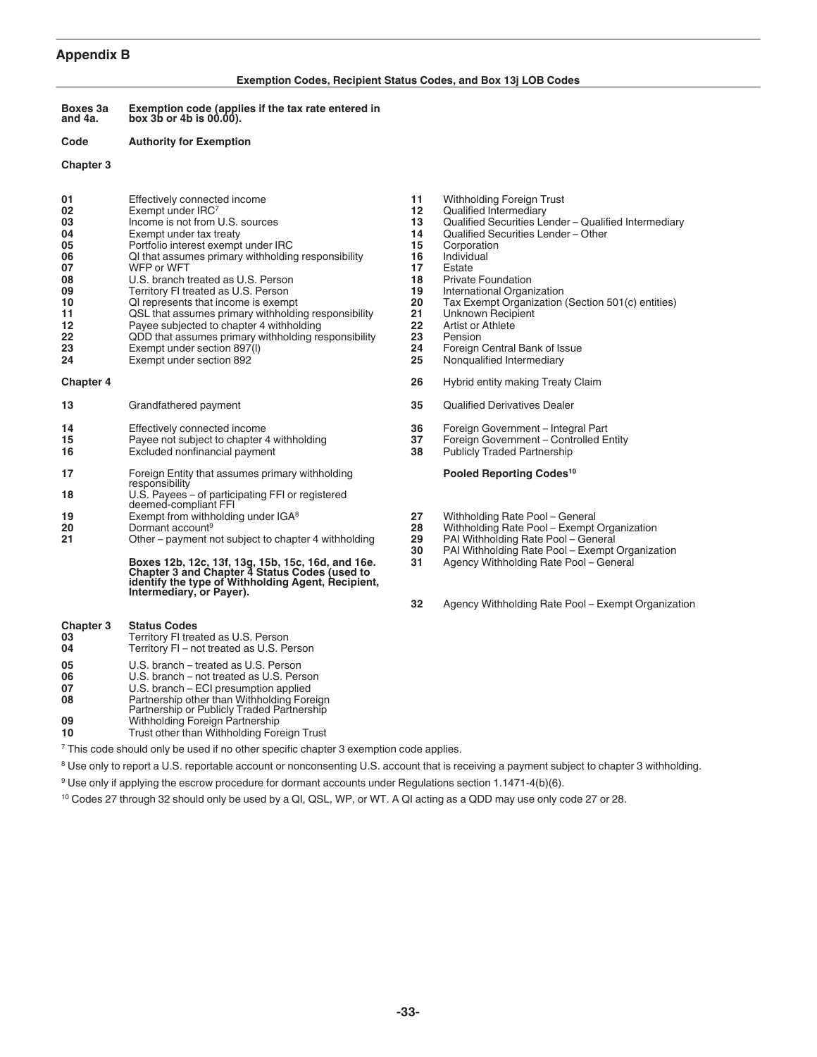## Appendix B

**Exemption Codes, Recipient Status Codes, and Box 13j LOB Codes**

**Boxes 3a and 4a.** **Exemption code (applies if the tax rate entered in box 3b or 4b is 00.00).**

| Code | Authority for Exemption |
|---|---|
| **Chapter 3** | |
| **01** | Effectively connected income |
| **02** | Exempt under IRC[7] |
| **03** | Income is not from U.S. sources |
| **04** | Exempt under tax treaty |
| **05** | Portfolio interest exempt under IRC |
| **06** | QI that assumes primary withholding responsibility |
| **07** | WFP or WFT |
| **08** | U.S. branch treated as U.S. Person |
| **09** | Territory FI treated as U.S. Person |
| **10** | QI represents that income is exempt |
| **11** | QSL that assumes primary withholding responsibility |
| **12** | Payee subjected to chapter 4 withholding |
| **22** | QDD that assumes primary withholding responsibility |
| **23** | Exempt under section 897(l) |
| **24** | Exempt under section 892 |
| **Chapter 4** | |
| **13** | Grandfathered payment |
| **14** | Effectively connected income |
| **15** | Payee not subject to chapter 4 withholding |
| **16** | Excluded nonfinancial payment |
| **17** | Foreign Entity that assumes primary withholding responsibility |
| **18** | U.S. Payees – of participating FFI or registered deemed-compliant FFI |
| **19** | Exempt from withholding under IGA[8] |
| **20** | Dormant account[9] |
| **21** | Other – payment not subject to chapter 4 withholding |

**Boxes 12b, 12c, 13f, 13g, 15b, 15c, 16d, and 16e. Chapter 3 and Chapter 4 Status Codes (used to identify the type of Withholding Agent, Recipient, Intermediary, or Payer).**

| Code | Status Codes |
|---|---|
| **Chapter 3** | |
| **03** | Territory FI treated as U.S. Person |
| **04** | Territory FI – not treated as U.S. Person |
| **05** | U.S. branch – treated as U.S. Person |
| **06** | U.S. branch – not treated as U.S. Person |
| **07** | U.S. branch – ECI presumption applied |
| **08** | Partnership other than Withholding Foreign Partnership or Publicly Traded Partnership |
| **09** | Withholding Foreign Partnership |
| **10** | Trust other than Withholding Foreign Trust |
| **11** | Withholding Foreign Trust |
| **12** | Qualified Intermediary |
| **13** | Qualified Securities Lender – Qualified Intermediary |
| **14** | Qualified Securities Lender – Other |
| **15** | Corporation |
| **16** | Individual |
| **17** | Estate |
| **18** | Private Foundation |
| **19** | International Organization |
| **20** | Tax Exempt Organization (Section 501(c) entities) |
| **21** | Unknown Recipient |
| **22** | Artist or Athlete |
| **23** | Pension |
| **24** | Foreign Central Bank of Issue |
| **25** | Nonqualified Intermediary |
| **26** | Hybrid entity making Treaty Claim |
| **35** | Qualified Derivatives Dealer |
| **36** | Foreign Government – Integral Part |
| **37** | Foreign Government – Controlled Entity |
| **38** | Publicly Traded Partnership |
| | **Pooled Reporting Codes[10]** |
| **27** | Withholding Rate Pool – General |
| **28** | Withholding Rate Pool – Exempt Organization |
| **29** | PAI Withholding Rate Pool – General |
| **30** | PAI Withholding Rate Pool – Exempt Organization |
| **31** | Agency Withholding Rate Pool – General |
| **32** | Agency Withholding Rate Pool – Exempt Organization |

[7] This code should only be used if no other specific chapter 3 exemption code applies.

[8] Use only to report a U.S. reportable account or nonconsenting U.S. account that is receiving a payment subject to chapter 3 withholding.

[9] Use only if applying the escrow procedure for dormant accounts under Regulations section 1.1471-4(b)(6).

[10] Codes 27 through 32 should only be used by a QI, QSL, WP, or WT. A QI acting as a QDD may use only code 27 or 28.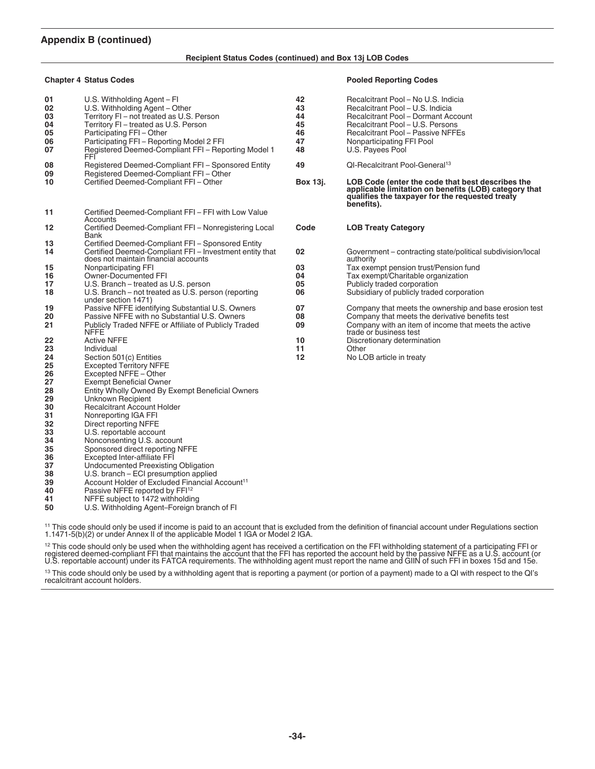## Appendix B (continued)

**Recipient Status Codes (continued) and Box 13j LOB Codes**

**Chapter 4 Status Codes**

| Code | Description |
|---|---|
| **01** | U.S. Withholding Agent – FI |
| **02** | U.S. Withholding Agent – Other |
| **03** | Territory FI – not treated as U.S. Person |
| **04** | Territory FI – treated as U.S. Person |
| **05** | Participating FFI – Other |
| **06** | Participating FFI – Reporting Model 2 FFI |
| **07** | Registered Deemed-Compliant FFI – Reporting Model 1 FFI |
| **08** | Registered Deemed-Compliant FFI – Sponsored Entity |
| **09** | Registered Deemed-Compliant FFI – Other |
| **10** | Certified Deemed-Compliant FFI – Other |
| **11** | Certified Deemed-Compliant FFI – FFI with Low Value Accounts |
| **12** | Certified Deemed-Compliant FFI – Nonregistering Local Bank |
| **13** | Certified Deemed-Compliant FFI – Sponsored Entity |
| **14** | Certified Deemed-Compliant FFI – Investment entity that does not maintain financial accounts |
| **15** | Nonparticipating FFI |
| **16** | Owner-Documented FFI |
| **17** | U.S. Branch – treated as U.S. person |
| **18** | U.S. Branch – not treated as U.S. person (reporting under section 1471) |
| **19** | Passive NFFE identifying Substantial U.S. Owners |
| **20** | Passive NFFE with no Substantial U.S. Owners |
| **21** | Publicly Traded NFFE or Affiliate of Publicly Traded NFFE |
| **22** | Active NFFE |
| **23** | Individual |
| **24** | Section 501(c) Entities |
| **25** | Excepted Territory NFFE |
| **26** | Excepted NFFE – Other |
| **27** | Exempt Beneficial Owner |
| **28** | Entity Wholly Owned By Exempt Beneficial Owners |
| **29** | Unknown Recipient |
| **30** | Recalcitrant Account Holder |
| **31** | Nonreporting IGA FFI |
| **32** | Direct reporting NFFE |
| **33** | U.S. reportable account |
| **34** | Nonconsenting U.S. account |
| **35** | Sponsored direct reporting NFFE |
| **36** | Excepted Inter-affiliate FFI |
| **37** | Undocumented Preexisting Obligation |
| **38** | U.S. branch – ECI presumption applied |
| **39** | Account Holder of Excluded Financial Account[11] |
| **40** | Passive NFFE reported by FFI[12] |
| **41** | NFFE subject to 1472 withholding |
| **50** | U.S. Withholding Agent–Foreign branch of FI |

**Pooled Reporting Codes**

| Code | Description |
|---|---|
| **42** | Recalcitrant Pool – No U.S. Indicia |
| **43** | Recalcitrant Pool – U.S. Indicia |
| **44** | Recalcitrant Pool – Dormant Account |
| **45** | Recalcitrant Pool – U.S. Persons |
| **46** | Recalcitrant Pool – Passive NFFEs |
| **47** | Nonparticipating FFI Pool |
| **48** | U.S. Payees Pool |
| **49** | QI-Recalcitrant Pool-General[13] |

**Box 13j.** **LOB Code (enter the code that best describes the applicable limitation on benefits (LOB) category that qualifies the taxpayer for the requested treaty benefits).**

| Code | LOB Treaty Category |
|---|---|
| **02** | Government – contracting state/political subdivision/local authority |
| **03** | Tax exempt pension trust/Pension fund |
| **04** | Tax exempt/Charitable organization |
| **05** | Publicly traded corporation |
| **06** | Subsidiary of publicly traded corporation |
| **07** | Company that meets the ownership and base erosion test |
| **08** | Company that meets the derivative benefits test |
| **09** | Company with an item of income that meets the active trade or business test |
| **10** | Discretionary determination |
| **11** | Other |
| **12** | No LOB article in treaty |

[11] This code should only be used if income is paid to an account that is excluded from the definition of financial account under Regulations section 1.1471-5(b)(2) or under Annex II of the applicable Model 1 IGA or Model 2 IGA.

[12] This code should only be used when the withholding agent has received a certification on the FFI withholding statement of a participating FFI or registered deemed-compliant FFI that maintains the account that the FFI has reported the account held by the passive NFFE as a U.S. account (or U.S. reportable account) under its FATCA requirements. The withholding agent must report the name and GIIN of such FFI in boxes 15d and 15e.

[13] This code should only be used by a withholding agent that is reporting a payment (or portion of a payment) made to a QI with respect to the QI's recalcitrant account holders.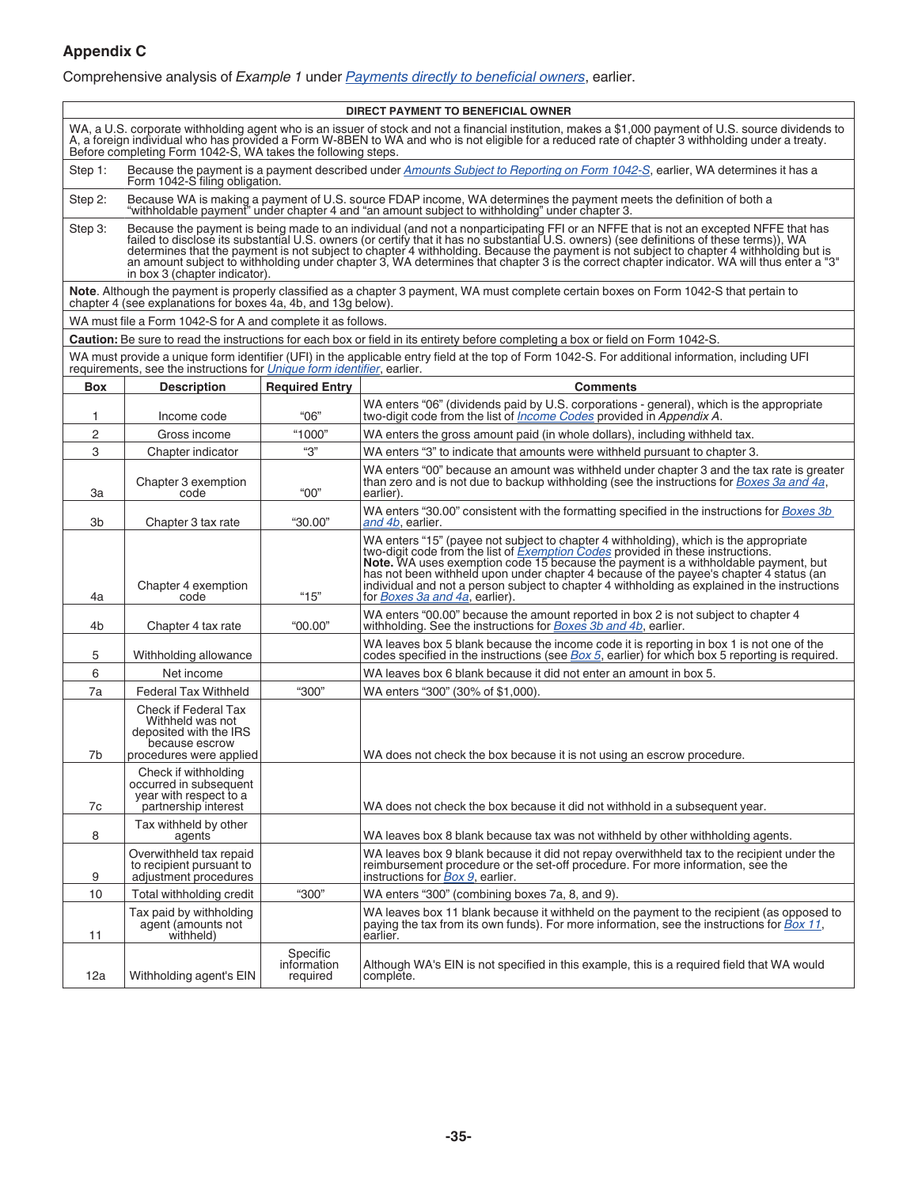## Appendix C

Comprehensive analysis of *Example 1* under Payments directly to beneficial owners, earlier.

| **DIRECT PAYMENT TO BENEFICIAL OWNER** | | | |
|---|---|---|---|
| WA, a U.S. corporate withholding agent who is an issuer of stock and not a financial institution, makes a $1,000 payment of U.S. source dividends to A, a foreign individual who has provided a Form W-8BEN to WA and who is not eligible for a reduced rate of chapter 3 withholding under a treaty. Before completing Form 1042-S, WA takes the following steps. | | | |
| Step 1: | Because the payment is a payment described under Amounts Subject to Reporting on Form 1042-S, earlier, WA determines it has a Form 1042-S filing obligation. | | |
| Step 2: | Because WA is making a payment of U.S. source FDAP income, WA determines the payment meets the definition of both a "withholdable payment" under chapter 4 and "an amount subject to withholding" under chapter 3. | | |
| Step 3: | Because the payment is being made to an individual (and not a nonparticipating FFI or an NFFE that is not an excepted NFFE that has failed to disclose its substantial U.S. owners (or certify that it has no substantial U.S. owners) (see definitions of these terms)), WA determines that the payment is not subject to chapter 4 withholding. Because the payment is not subject to chapter 4 withholding but is an amount subject to withholding under chapter 3, WA determines that chapter 3 is the correct chapter indicator. WA will thus enter a "3" in box 3 (chapter indicator). | | |
| **Note**. Although the payment is properly classified as a chapter 3 payment, WA must complete certain boxes on Form 1042-S that pertain to chapter 4 (see explanations for boxes 4a, 4b, and 13g below). | | | |
| WA must file a Form 1042-S for A and complete it as follows. | | | |
| **Caution:** Be sure to read the instructions for each box or field in its entirety before completing a box or field on Form 1042-S. | | | |
| WA must provide a unique form identifier (UFI) in the applicable entry field at the top of Form 1042-S. For additional information, including UFI requirements, see the instructions for Unique form identifier, earlier. | | | |
| **Box** | **Description** | **Required Entry** | **Comments** |
| 1 | Income code | "06" | WA enters "06" (dividends paid by U.S. corporations - general), which is the appropriate two-digit code from the list of Income Codes provided in *Appendix A*. |
| 2 | Gross income | "1000" | WA enters the gross amount paid (in whole dollars), including withheld tax. |
| 3 | Chapter indicator | "3" | WA enters "3" to indicate that amounts were withheld pursuant to chapter 3. |
| 3a | Chapter 3 exemption code | "00" | WA enters "00" because an amount was withheld under chapter 3 and the tax rate is greater than zero and is not due to backup withholding (see the instructions for Boxes 3a and 4a, earlier). |
| 3b | Chapter 3 tax rate | "30.00" | WA enters "30.00" consistent with the formatting specified in the instructions for Boxes 3b and 4b, earlier. |
| 4a | Chapter 4 exemption code | "15" | WA enters "15" (payee not subject to chapter 4 withholding), which is the appropriate two-digit code from the list of Exemption Codes provided in these instructions. **Note.** WA uses exemption code 15 because the payment is a withholdable payment, but has not been withheld upon under chapter 4 because of the payee's chapter 4 status (an individual and not a person subject to chapter 4 withholding as explained in the instructions for Boxes 3a and 4a, earlier). |
| 4b | Chapter 4 tax rate | "00.00" | WA enters "00.00" because the amount reported in box 2 is not subject to chapter 4 withholding. See the instructions for Boxes 3b and 4b, earlier. |
| 5 | Withholding allowance | | WA leaves box 5 blank because the income code it is reporting in box 1 is not one of the codes specified in the instructions (see Box 5, earlier) for which box 5 reporting is required. |
| 6 | Net income | | WA leaves box 6 blank because it did not enter an amount in box 5. |
| 7a | Federal Tax Withheld | "300" | WA enters "300" (30% of $1,000). |
| 7b | Check if Federal Tax Withheld was not deposited with the IRS because escrow procedures were applied | | WA does not check the box because it is not using an escrow procedure. |
| 7c | Check if withholding occurred in subsequent year with respect to a partnership interest | | WA does not check the box because it did not withhold in a subsequent year. |
| 8 | Tax withheld by other agents | | WA leaves box 8 blank because tax was not withheld by other withholding agents. |
| 9 | Overwithheld tax repaid to recipient pursuant to adjustment procedures | | WA leaves box 9 blank because it did not repay overwithheld tax to the recipient under the reimbursement procedure or the set-off procedure. For more information, see the instructions for Box 9, earlier. |
| 10 | Total withholding credit | "300" | WA enters "300" (combining boxes 7a, 8, and 9). |
| 11 | Tax paid by withholding agent (amounts not withheld) | | WA leaves box 11 blank because it withheld on the payment to the recipient (as opposed to paying the tax from its own funds). For more information, see the instructions for Box 11, earlier. |
| 12a | Withholding agent's EIN | Specific information required | Although WA's EIN is not specified in this example, this is a required field that WA would complete. |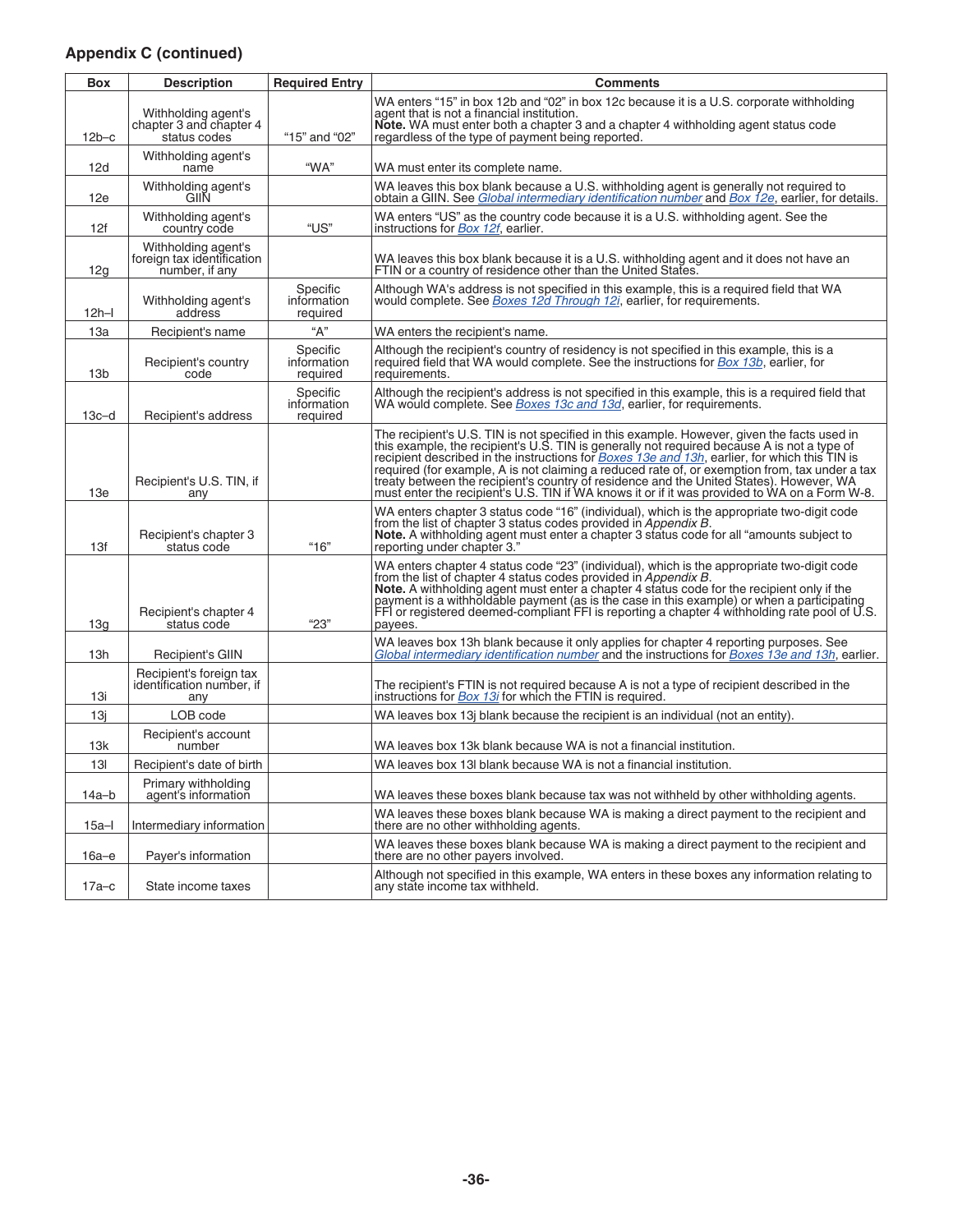## Appendix C (continued)

| Box | Description | Required Entry | Comments |
|---|---|---|---|
| 12b–c | Withholding agent's chapter 3 and chapter 4 status codes | "15" and "02" | WA enters "15" in box 12b and "02" in box 12c because it is a U.S. corporate withholding agent that is not a financial institution. **Note.** WA must enter both a chapter 3 and a chapter 4 withholding agent status code regardless of the type of payment being reported. |
| 12d | Withholding agent's name | "WA" | WA must enter its complete name. |
| 12e | Withholding agent's GIIN | | WA leaves this box blank because a U.S. withholding agent is generally not required to obtain a GIIN. See *Global intermediary identification number* and *Box 12e*, earlier, for details. |
| 12f | Withholding agent's country code | "US" | WA enters "US" as the country code because it is a U.S. withholding agent. See the instructions for *Box 12f*, earlier. |
| 12g | Withholding agent's foreign tax identification number, if any | | WA leaves this box blank because it is a U.S. withholding agent and it does not have an FTIN or a country of residence other than the United States. |
| 12h–l | Withholding agent's address | Specific information required | Although WA's address is not specified in this example, this is a required field that WA would complete. See *Boxes 12d Through 12i*, earlier, for requirements. |
| 13a | Recipient's name | "A" | WA enters the recipient's name. |
| 13b | Recipient's country code | Specific information required | Although the recipient's country of residency is not specified in this example, this is a required field that WA would complete. See the instructions for *Box 13b*, earlier, for requirements. |
| 13c–d | Recipient's address | Specific information required | Although the recipient's address is not specified in this example, this is a required field that WA would complete. See *Boxes 13c and 13d*, earlier, for requirements. |
| 13e | Recipient's U.S. TIN, if any | | The recipient's U.S. TIN is not specified in this example. However, given the facts used in this example, the recipient's U.S. TIN is generally not required because A is not a type of recipient described in the instructions for *Boxes 13e and 13h*, earlier, for which this TIN is required (for example, A is not claiming a reduced rate of, or exemption from, tax under a tax treaty between the recipient's country of residence and the United States). However, WA must enter the recipient's U.S. TIN if WA knows it or if it was provided to WA on a Form W-8. |
| 13f | Recipient's chapter 3 status code | "16" | WA enters chapter 3 status code "16" (individual), which is the appropriate two-digit code from the list of chapter 3 status codes provided in *Appendix B*. **Note.** A withholding agent must enter a chapter 3 status code for all "amounts subject to reporting under chapter 3." |
| 13g | Recipient's chapter 4 status code | "23" | WA enters chapter 4 status code "23" (individual), which is the appropriate two-digit code from the list of chapter 4 status codes provided in *Appendix B*. **Note.** A withholding agent must enter a chapter 4 status code for the recipient only if the payment is a withholdable payment (as is the case in this example) or when a participating FFI or registered deemed-compliant FFI is reporting a chapter 4 withholding rate pool of U.S. payees. |
| 13h | Recipient's GIIN | | WA leaves box 13h blank because it only applies for chapter 4 reporting purposes. See *Global intermediary identification number* and the instructions for *Boxes 13e and 13h*, earlier. |
| 13i | Recipient's foreign tax identification number, if any | | The recipient's FTIN is not required because A is not a type of recipient described in the instructions for *Box 13i* for which the FTIN is required. |
| 13j | LOB code | | WA leaves box 13j blank because the recipient is an individual (not an entity). |
| 13k | Recipient's account number | | WA leaves box 13k blank because WA is not a financial institution. |
| 13l | Recipient's date of birth | | WA leaves box 13l blank because WA is not a financial institution. |
| 14a–b | Primary withholding agent's information | | WA leaves these boxes blank because tax was not withheld by other withholding agents. |
| 15a–l | Intermediary information | | WA leaves these boxes blank because WA is making a direct payment to the recipient and there are no other withholding agents. |
| 16a–e | Payer's information | | WA leaves these boxes blank because WA is making a direct payment to the recipient and there are no other payers involved. |
| 17a–c | State income taxes | | Although not specified in this example, WA enters in these boxes any information relating to any state income tax withheld. |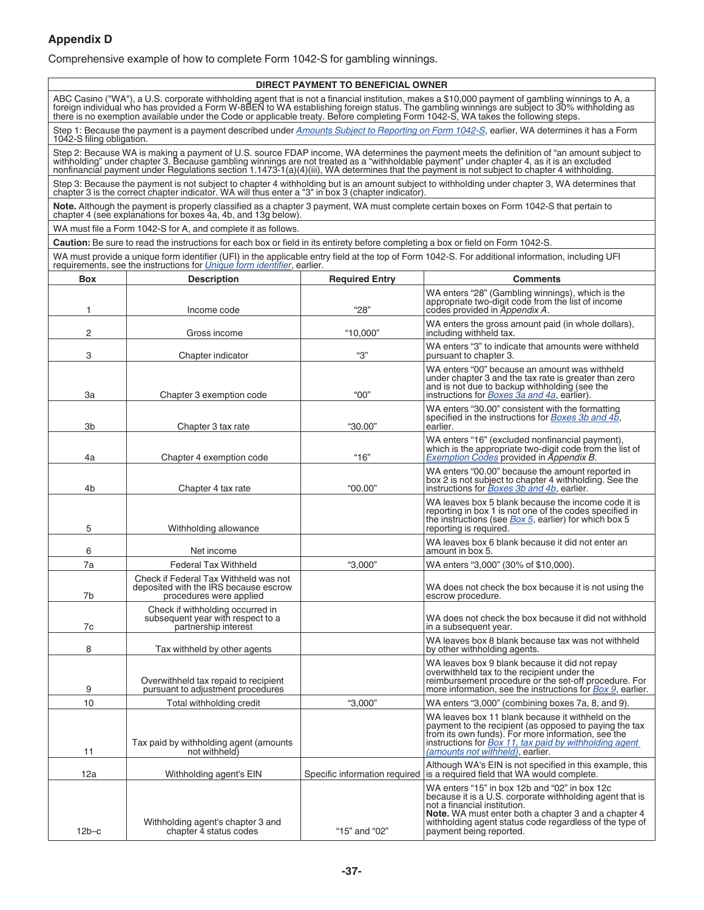## Appendix D

Comprehensive example of how to complete Form 1042-S for gambling winnings.

**DIRECT PAYMENT TO BENEFICIAL OWNER**

ABC Casino ("WA"), a U.S. corporate withholding agent that is not a financial institution, makes a $10,000 payment of gambling winnings to A, a foreign individual who has provided a Form W-8BEN to WA establishing foreign status. The gambling winnings are subject to 30% withholding as there is no exemption available under the Code or applicable treaty. Before completing Form 1042-S, WA takes the following steps.

Step 1: Because the payment is a payment described under *Amounts Subject to Reporting on Form 1042-S*, earlier, WA determines it has a Form 1042-S filing obligation.

Step 2: Because WA is making a payment of U.S. source FDAP income, WA determines the payment meets the definition of "an amount subject to withholding" under chapter 3. Because gambling winnings are not treated as a "withholdable payment" under chapter 4, as it is an excluded nonfinancial payment under Regulations section 1.1473-1(a)(4)(iii), WA determines that the payment is not subject to chapter 4 withholding.

Step 3: Because the payment is not subject to chapter 4 withholding but is an amount subject to withholding under chapter 3, WA determines that chapter 3 is the correct chapter indicator. WA will thus enter a "3" in box 3 (chapter indicator).

**Note.** Although the payment is properly classified as a chapter 3 payment, WA must complete certain boxes on Form 1042-S that pertain to chapter 4 (see explanations for boxes 4a, 4b, and 13g below).

WA must file a Form 1042-S for A, and complete it as follows.

**Caution:** Be sure to read the instructions for each box or field in its entirety before completing a box or field on Form 1042-S.

WA must provide a unique form identifier (UFI) in the applicable entry field at the top of Form 1042-S. For additional information, including UFI requirements, see the instructions for *Unique form identifier*, earlier.

| Box | Description | Required Entry | Comments |
|---|---|---|---|
| 1 | Income code | "28" | WA enters "28" (Gambling winnings), which is the appropriate two-digit code from the list of income codes provided in *Appendix A*. |
| 2 | Gross income | "10,000" | WA enters the gross amount paid (in whole dollars), including withheld tax. |
| 3 | Chapter indicator | "3" | WA enters "3" to indicate that amounts were withheld pursuant to chapter 3. |
| 3a | Chapter 3 exemption code | "00" | WA enters "00" because an amount was withheld under chapter 3 and the tax rate is greater than zero and is not due to backup withholding (see the instructions for *Boxes 3a and 4a*, earlier). |
| 3b | Chapter 3 tax rate | "30.00" | WA enters "30.00" consistent with the formatting specified in the instructions for *Boxes 3b and 4b*, earlier. |
| 4a | Chapter 4 exemption code | "16" | WA enters "16" (excluded nonfinancial payment), which is the appropriate two-digit code from the list of *Exemption Codes* provided in *Appendix B*. |
| 4b | Chapter 4 tax rate | "00.00" | WA enters "00.00" because the amount reported in box 2 is not subject to chapter 4 withholding. See the instructions for *Boxes 3b and 4b*, earlier. |
| 5 | Withholding allowance | | WA leaves box 5 blank because the income code it is reporting in box 1 is not one of the codes specified in the instructions (see *Box 5*, earlier) for which box 5 reporting is required. |
| 6 | Net income | | WA leaves box 6 blank because it did not enter an amount in box 5. |
| 7a | Federal Tax Withheld | "3,000" | WA enters "3,000" (30% of $10,000). |
| 7b | Check if Federal Tax Withheld was not deposited with the IRS because escrow procedures were applied | | WA does not check the box because it is not using the escrow procedure. |
| 7c | Check if withholding occurred in subsequent year with respect to a partnership interest | | WA does not check the box because it did not withhold in a subsequent year. |
| 8 | Tax withheld by other agents | | WA leaves box 8 blank because tax was not withheld by other withholding agents. |
| 9 | Overwithheld tax repaid to recipient pursuant to adjustment procedures | | WA leaves box 9 blank because it did not repay overwithheld tax to the recipient under the reimbursement procedure or the set-off procedure. For more information, see the instructions for *Box 9*, earlier. |
| 10 | Total withholding credit | "3,000" | WA enters "3,000" (combining boxes 7a, 8, and 9). |
| 11 | Tax paid by withholding agent (amounts not withheld) | | WA leaves box 11 blank because it withheld on the payment to the recipient (as opposed to paying the tax from its own funds). For more information, see the instructions for *Box 11, tax paid by withholding agent (amounts not withheld)*, earlier. |
| 12a | Withholding agent's EIN | Specific information required | Although WA's EIN is not specified in this example, this is a required field that WA would complete. |
| 12b–c | Withholding agent's chapter 3 and chapter 4 status codes | "15" and "02" | WA enters "15" in box 12b and "02" in box 12c because it is a U.S. corporate withholding agent that is not a financial institution. **Note.** WA must enter both a chapter 3 and a chapter 4 withholding agent status code regardless of the type of payment being reported. |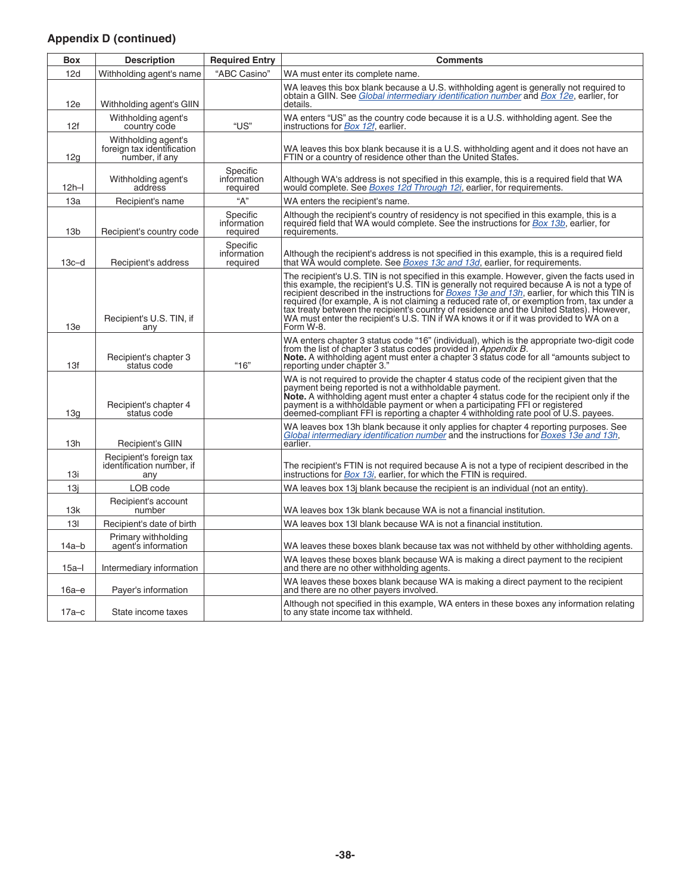## Appendix D (continued)

| Box | Description | Required Entry | Comments |
|---|---|---|---|
| 12d | Withholding agent's name | "ABC Casino" | WA must enter its complete name. |
| 12e | Withholding agent's GIIN | | WA leaves this box blank because a U.S. withholding agent is generally not required to obtain a GIIN. See Global intermediary identification number and Box 12e, earlier, for details. |
| 12f | Withholding agent's country code | "US" | WA enters "US" as the country code because it is a U.S. withholding agent. See the instructions for Box 12f, earlier. |
| 12g | Withholding agent's foreign tax identification number, if any | | WA leaves this box blank because it is a U.S. withholding agent and it does not have an FTIN or a country of residence other than the United States. |
| 12h–l | Withholding agent's address | Specific information required | Although WA's address is not specified in this example, this is a required field that WA would complete. See Boxes 12d Through 12i, earlier, for requirements. |
| 13a | Recipient's name | "A" | WA enters the recipient's name. |
| 13b | Recipient's country code | Specific information required | Although the recipient's country of residency is not specified in this example, this is a required field that WA would complete. See the instructions for Box 13b, earlier, for requirements. |
| 13c–d | Recipient's address | Specific information required | Although the recipient's address is not specified in this example, this is a required field that WA would complete. See Boxes 13c and 13d, earlier, for requirements. |
| 13e | Recipient's U.S. TIN, if any | | The recipient's U.S. TIN is not specified in this example. However, given the facts used in this example, the recipient's U.S. TIN is generally not required because A is not a type of recipient described in the instructions for Boxes 13e and 13h, earlier, for which this TIN is required (for example, A is not claiming a reduced rate of, or exemption from, tax under a tax treaty between the recipient's country of residence and the United States). However, WA must enter the recipient's U.S. TIN if WA knows it or if it was provided to WA on a Form W-8. |
| 13f | Recipient's chapter 3 status code | "16" | WA enters chapter 3 status code "16" (individual), which is the appropriate two-digit code from the list of chapter 3 status codes provided in *Appendix B*. **Note.** A withholding agent must enter a chapter 3 status code for all "amounts subject to reporting under chapter 3." |
| 13g | Recipient's chapter 4 status code | | WA is not required to provide the chapter 4 status code of the recipient given that the payment being reported is not a withholdable payment. **Note.** A withholding agent must enter a chapter 4 status code for the recipient only if the payment is a withholdable payment or when a participating FFI or registered deemed-compliant FFI is reporting a chapter 4 withholding rate pool of U.S. payees. |
| 13h | Recipient's GIIN | | WA leaves box 13h blank because it only applies for chapter 4 reporting purposes. See Global intermediary identification number and the instructions for Boxes 13e and 13h, earlier. |
| 13i | Recipient's foreign tax identification number, if any | | The recipient's FTIN is not required because A is not a type of recipient described in the instructions for Box 13i, earlier, for which the FTIN is required. |
| 13j | LOB code | | WA leaves box 13j blank because the recipient is an individual (not an entity). |
| 13k | Recipient's account number | | WA leaves box 13k blank because WA is not a financial institution. |
| 13l | Recipient's date of birth | | WA leaves box 13l blank because WA is not a financial institution. |
| 14a–b | Primary withholding agent's information | | WA leaves these boxes blank because tax was not withheld by other withholding agents. |
| 15a–l | Intermediary information | | WA leaves these boxes blank because WA is making a direct payment to the recipient and there are no other withholding agents. |
| 16a–e | Payer's information | | WA leaves these boxes blank because WA is making a direct payment to the recipient and there are no other payers involved. |
| 17a–c | State income taxes | | Although not specified in this example, WA enters in these boxes any information relating to any state income tax withheld. |